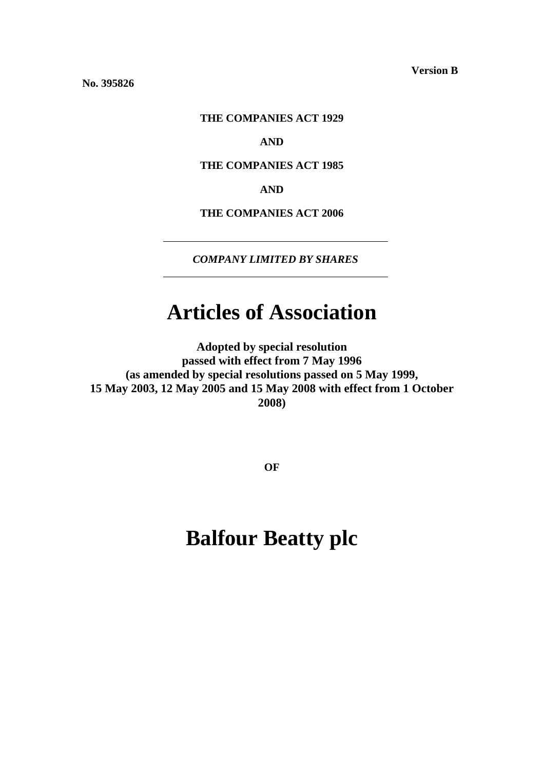**Version B**

**No. 395826**

**THE COMPANIES ACT 1929**

**AND**

**THE COMPANIES ACT 1985**

**AND**

**THE COMPANIES ACT 2006**

---

***COMPANY LIMITED BY SHARES***

---

# Articles of Association

**Adopted by special resolution passed with effect from 7 May 1996 (as amended by special resolutions passed on 5 May 1999, 15 May 2003, 12 May 2005 and 15 May 2008 with effect from 1 October 2008)**

**OF**

# Balfour Beatty plc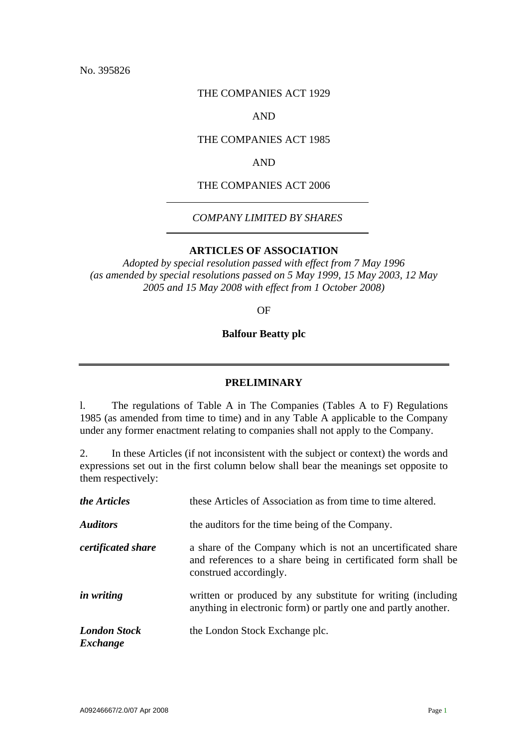No. 395826

THE COMPANIES ACT 1929

AND

THE COMPANIES ACT 1985

AND

THE COMPANIES ACT 2006

---

*COMPANY LIMITED BY SHARES*

---

**ARTICLES OF ASSOCIATION**

*Adopted by special resolution passed with effect from 7 May 1996 (as amended by special resolutions passed on 5 May 1999, 15 May 2003, 12 May 2005 and 15 May 2008 with effect from 1 October 2008)*

OF

**Balfour Beatty plc**

---

## PRELIMINARY

l. The regulations of Table A in The Companies (Tables A to F) Regulations 1985 (as amended from time to time) and in any Table A applicable to the Company under any former enactment relating to companies shall not apply to the Company.

2. In these Articles (if not inconsistent with the subject or context) the words and expressions set out in the first column below shall bear the meanings set opposite to them respectively:

| | |
|---|---|
| ***the Articles*** | these Articles of Association as from time to time altered. |
| ***Auditors*** | the auditors for the time being of the Company. |
| ***certificated share*** | a share of the Company which is not an uncertificated share and references to a share being in certificated form shall be construed accordingly. |
| ***in writing*** | written or produced by any substitute for writing (including anything in electronic form) or partly one and partly another. |
| ***London Stock Exchange*** | the London Stock Exchange plc. |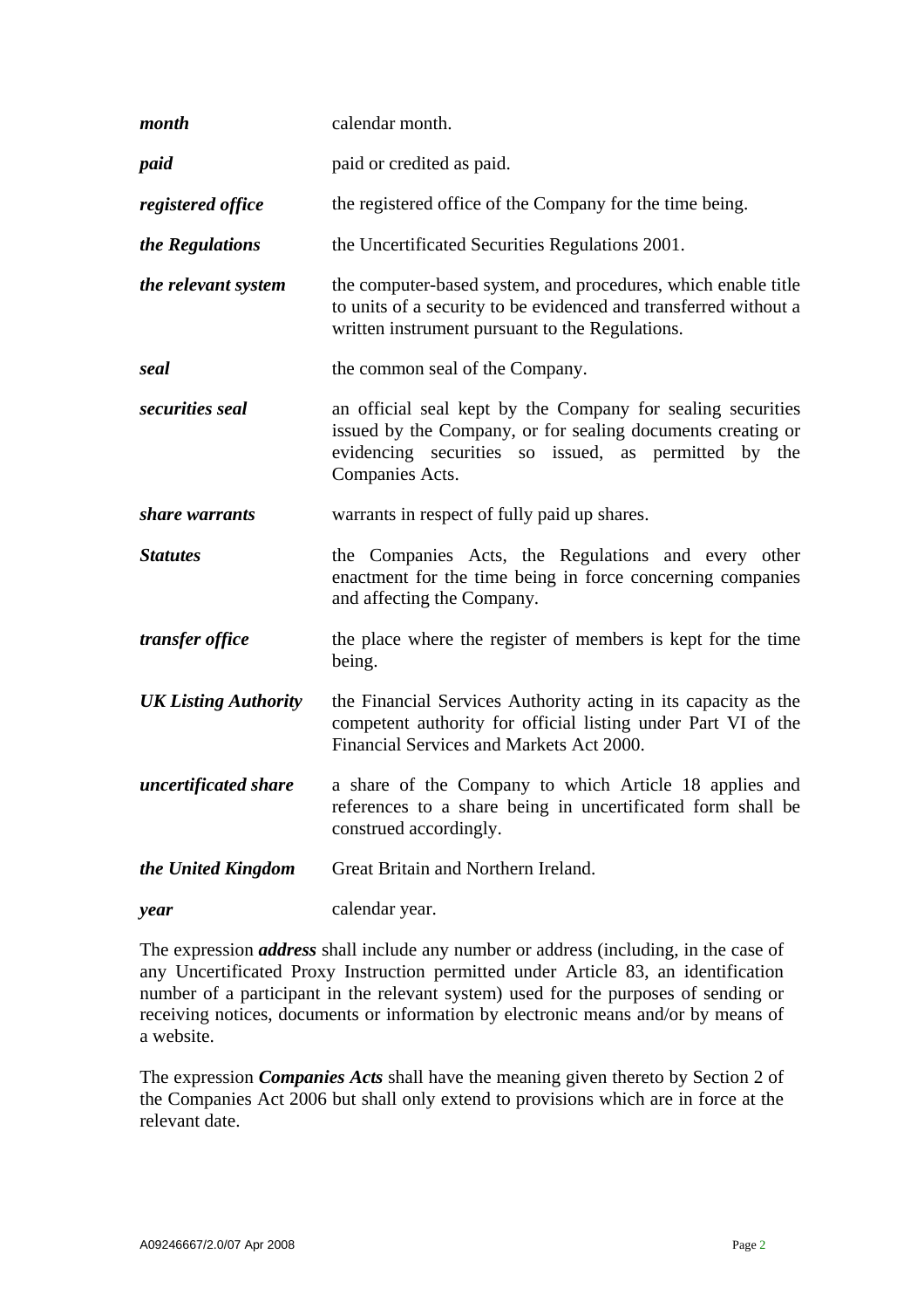| | |
|---|---|
| ***month*** | calendar month. |
| ***paid*** | paid or credited as paid. |
| ***registered office*** | the registered office of the Company for the time being. |
| ***the Regulations*** | the Uncertificated Securities Regulations 2001. |
| ***the relevant system*** | the computer-based system, and procedures, which enable title to units of a security to be evidenced and transferred without a written instrument pursuant to the Regulations. |
| ***seal*** | the common seal of the Company. |
| ***securities seal*** | an official seal kept by the Company for sealing securities issued by the Company, or for sealing documents creating or evidencing securities so issued, as permitted by the Companies Acts. |
| ***share warrants*** | warrants in respect of fully paid up shares. |
| ***Statutes*** | the Companies Acts, the Regulations and every other enactment for the time being in force concerning companies and affecting the Company. |
| ***transfer office*** | the place where the register of members is kept for the time being. |
| ***UK Listing Authority*** | the Financial Services Authority acting in its capacity as the competent authority for official listing under Part VI of the Financial Services and Markets Act 2000. |
| ***uncertificated share*** | a share of the Company to which Article 18 applies and references to a share being in uncertificated form shall be construed accordingly. |
| ***the United Kingdom*** | Great Britain and Northern Ireland. |
| ***year*** | calendar year. |

The expression ***address*** shall include any number or address (including, in the case of any Uncertificated Proxy Instruction permitted under Article 83, an identification number of a participant in the relevant system) used for the purposes of sending or receiving notices, documents or information by electronic means and/or by means of a website.

The expression ***Companies Acts*** shall have the meaning given thereto by Section 2 of the Companies Act 2006 but shall only extend to provisions which are in force at the relevant date.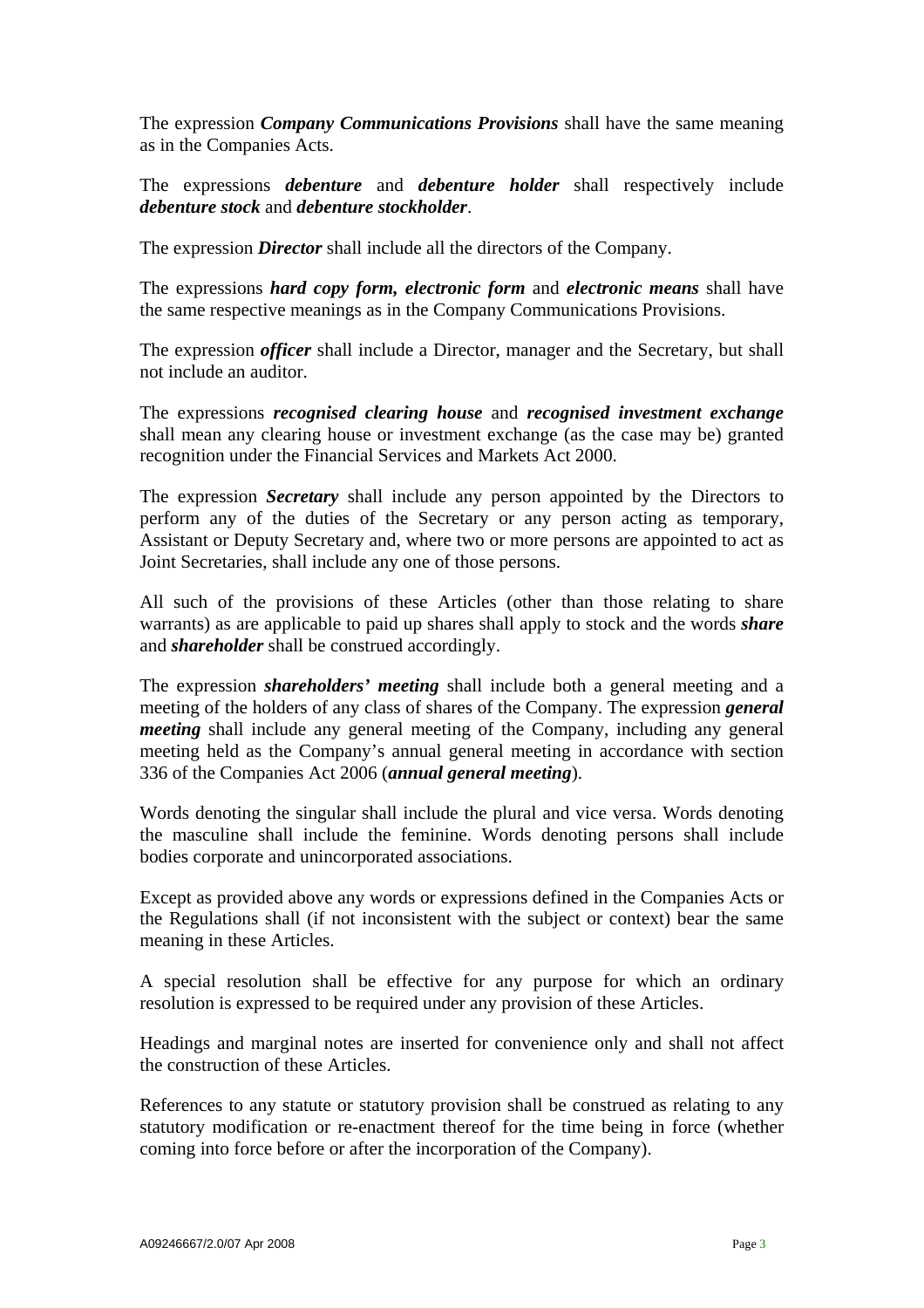The expression ***Company Communications Provisions*** shall have the same meaning as in the Companies Acts.

The expressions ***debenture*** and ***debenture holder*** shall respectively include ***debenture stock*** and ***debenture stockholder***.

The expression ***Director*** shall include all the directors of the Company.

The expressions ***hard copy form, electronic form*** and ***electronic means*** shall have the same respective meanings as in the Company Communications Provisions.

The expression ***officer*** shall include a Director, manager and the Secretary, but shall not include an auditor.

The expressions ***recognised clearing house*** and ***recognised investment exchange*** shall mean any clearing house or investment exchange (as the case may be) granted recognition under the Financial Services and Markets Act 2000.

The expression ***Secretary*** shall include any person appointed by the Directors to perform any of the duties of the Secretary or any person acting as temporary, Assistant or Deputy Secretary and, where two or more persons are appointed to act as Joint Secretaries, shall include any one of those persons.

All such of the provisions of these Articles (other than those relating to share warrants) as are applicable to paid up shares shall apply to stock and the words ***share*** and ***shareholder*** shall be construed accordingly.

The expression ***shareholders' meeting*** shall include both a general meeting and a meeting of the holders of any class of shares of the Company. The expression ***general meeting*** shall include any general meeting of the Company, including any general meeting held as the Company's annual general meeting in accordance with section 336 of the Companies Act 2006 (***annual general meeting***).

Words denoting the singular shall include the plural and vice versa. Words denoting the masculine shall include the feminine. Words denoting persons shall include bodies corporate and unincorporated associations.

Except as provided above any words or expressions defined in the Companies Acts or the Regulations shall (if not inconsistent with the subject or context) bear the same meaning in these Articles.

A special resolution shall be effective for any purpose for which an ordinary resolution is expressed to be required under any provision of these Articles.

Headings and marginal notes are inserted for convenience only and shall not affect the construction of these Articles.

References to any statute or statutory provision shall be construed as relating to any statutory modification or re-enactment thereof for the time being in force (whether coming into force before or after the incorporation of the Company).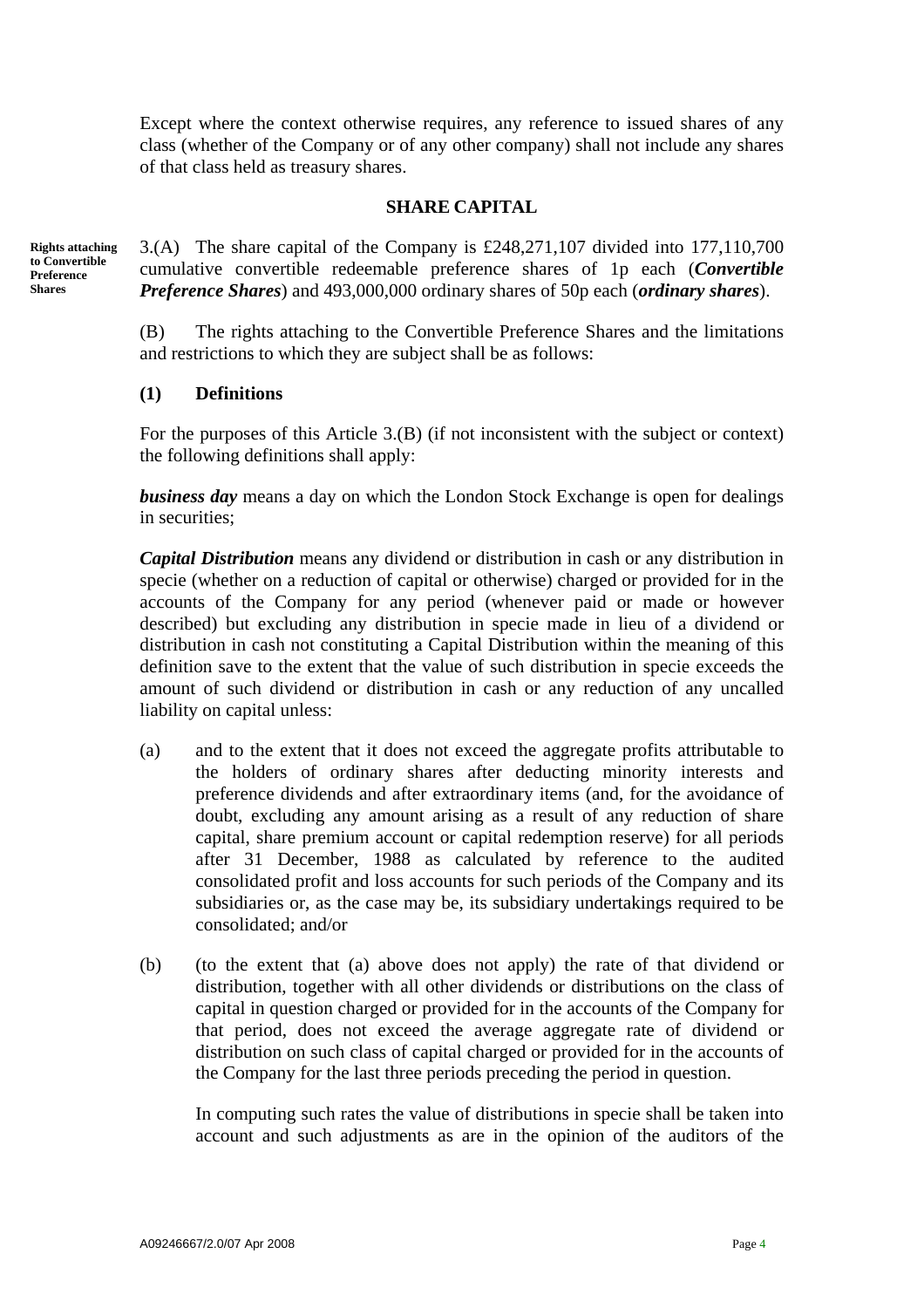Except where the context otherwise requires, any reference to issued shares of any class (whether of the Company or of any other company) shall not include any shares of that class held as treasury shares.

## SHARE CAPITAL

**Rights attaching to Convertible Preference Shares**

3.(A) The share capital of the Company is £248,271,107 divided into 177,110,700 cumulative convertible redeemable preference shares of 1p each (***Convertible Preference Shares***) and 493,000,000 ordinary shares of 50p each (***ordinary shares***).

(B) The rights attaching to the Convertible Preference Shares and the limitations and restrictions to which they are subject shall be as follows:

### (1) Definitions

For the purposes of this Article 3.(B) (if not inconsistent with the subject or context) the following definitions shall apply:

***business day*** means a day on which the London Stock Exchange is open for dealings in securities;

***Capital Distribution*** means any dividend or distribution in cash or any distribution in specie (whether on a reduction of capital or otherwise) charged or provided for in the accounts of the Company for any period (whenever paid or made or however described) but excluding any distribution in specie made in lieu of a dividend or distribution in cash not constituting a Capital Distribution within the meaning of this definition save to the extent that the value of such distribution in specie exceeds the amount of such dividend or distribution in cash or any reduction of any uncalled liability on capital unless:

(a) and to the extent that it does not exceed the aggregate profits attributable to the holders of ordinary shares after deducting minority interests and preference dividends and after extraordinary items (and, for the avoidance of doubt, excluding any amount arising as a result of any reduction of share capital, share premium account or capital redemption reserve) for all periods after 31 December, 1988 as calculated by reference to the audited consolidated profit and loss accounts for such periods of the Company and its subsidiaries or, as the case may be, its subsidiary undertakings required to be consolidated; and/or

(b) (to the extent that (a) above does not apply) the rate of that dividend or distribution, together with all other dividends or distributions on the class of capital in question charged or provided for in the accounts of the Company for that period, does not exceed the average aggregate rate of dividend or distribution on such class of capital charged or provided for in the accounts of the Company for the last three periods preceding the period in question.

In computing such rates the value of distributions in specie shall be taken into account and such adjustments as are in the opinion of the auditors of the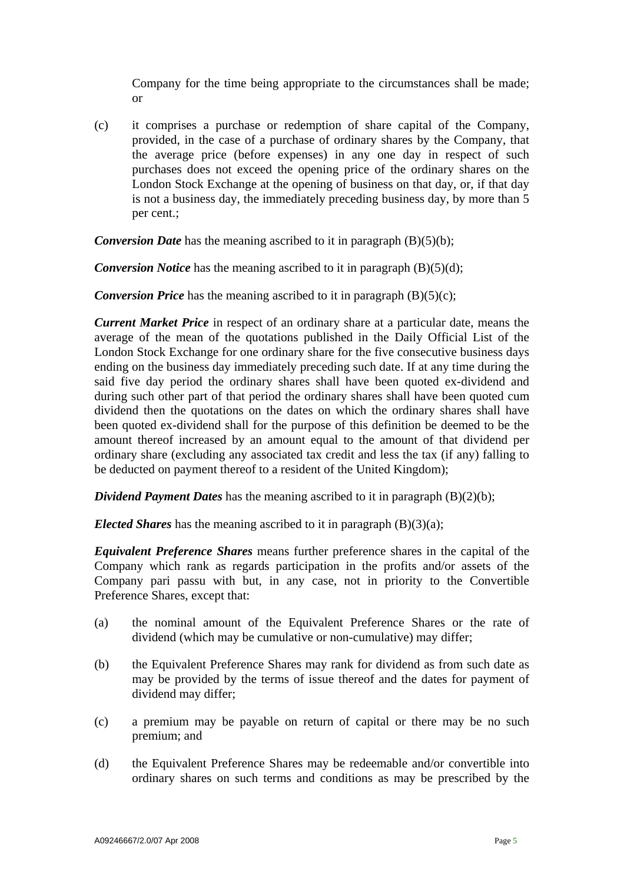Company for the time being appropriate to the circumstances shall be made; or

(c) it comprises a purchase or redemption of share capital of the Company, provided, in the case of a purchase of ordinary shares by the Company, that the average price (before expenses) in any one day in respect of such purchases does not exceed the opening price of the ordinary shares on the London Stock Exchange at the opening of business on that day, or, if that day is not a business day, the immediately preceding business day, by more than 5 per cent.;

***Conversion Date*** has the meaning ascribed to it in paragraph (B)(5)(b);

***Conversion Notice*** has the meaning ascribed to it in paragraph (B)(5)(d);

***Conversion Price*** has the meaning ascribed to it in paragraph (B)(5)(c);

***Current Market Price*** in respect of an ordinary share at a particular date, means the average of the mean of the quotations published in the Daily Official List of the London Stock Exchange for one ordinary share for the five consecutive business days ending on the business day immediately preceding such date. If at any time during the said five day period the ordinary shares shall have been quoted ex-dividend and during such other part of that period the ordinary shares shall have been quoted cum dividend then the quotations on the dates on which the ordinary shares shall have been quoted ex-dividend shall for the purpose of this definition be deemed to be the amount thereof increased by an amount equal to the amount of that dividend per ordinary share (excluding any associated tax credit and less the tax (if any) falling to be deducted on payment thereof to a resident of the United Kingdom);

***Dividend Payment Dates*** has the meaning ascribed to it in paragraph (B)(2)(b);

***Elected Shares*** has the meaning ascribed to it in paragraph (B)(3)(a);

***Equivalent Preference Shares*** means further preference shares in the capital of the Company which rank as regards participation in the profits and/or assets of the Company pari passu with but, in any case, not in priority to the Convertible Preference Shares, except that:

(a) the nominal amount of the Equivalent Preference Shares or the rate of dividend (which may be cumulative or non-cumulative) may differ;

(b) the Equivalent Preference Shares may rank for dividend as from such date as may be provided by the terms of issue thereof and the dates for payment of dividend may differ;

(c) a premium may be payable on return of capital or there may be no such premium; and

(d) the Equivalent Preference Shares may be redeemable and/or convertible into ordinary shares on such terms and conditions as may be prescribed by the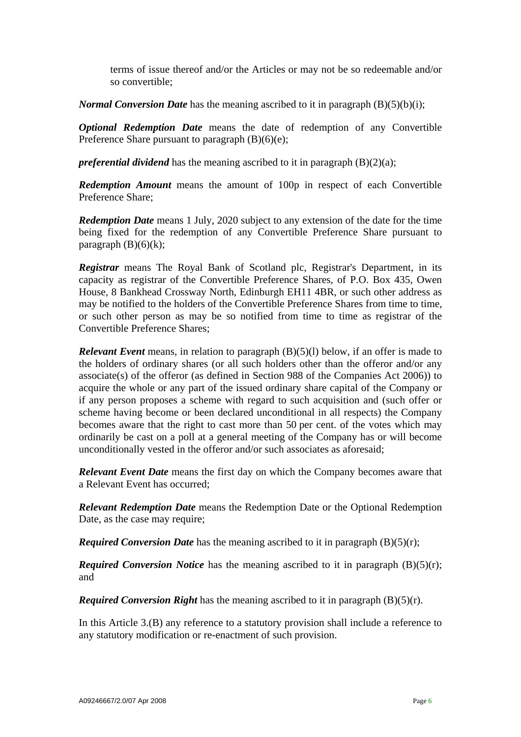terms of issue thereof and/or the Articles or may not be so redeemable and/or so convertible;

***Normal Conversion Date*** has the meaning ascribed to it in paragraph (B)(5)(b)(i);

***Optional Redemption Date*** means the date of redemption of any Convertible Preference Share pursuant to paragraph (B)(6)(e);

***preferential dividend*** has the meaning ascribed to it in paragraph (B)(2)(a);

***Redemption Amount*** means the amount of 100p in respect of each Convertible Preference Share;

***Redemption Date*** means 1 July, 2020 subject to any extension of the date for the time being fixed for the redemption of any Convertible Preference Share pursuant to paragraph (B)(6)(k);

***Registrar*** means The Royal Bank of Scotland plc, Registrar's Department, in its capacity as registrar of the Convertible Preference Shares, of P.O. Box 435, Owen House, 8 Bankhead Crossway North, Edinburgh EH11 4BR, or such other address as may be notified to the holders of the Convertible Preference Shares from time to time, or such other person as may be so notified from time to time as registrar of the Convertible Preference Shares;

***Relevant Event*** means, in relation to paragraph (B)(5)(l) below, if an offer is made to the holders of ordinary shares (or all such holders other than the offeror and/or any associate(s) of the offeror (as defined in Section 988 of the Companies Act 2006)) to acquire the whole or any part of the issued ordinary share capital of the Company or if any person proposes a scheme with regard to such acquisition and (such offer or scheme having become or been declared unconditional in all respects) the Company becomes aware that the right to cast more than 50 per cent. of the votes which may ordinarily be cast on a poll at a general meeting of the Company has or will become unconditionally vested in the offeror and/or such associates as aforesaid;

***Relevant Event Date*** means the first day on which the Company becomes aware that a Relevant Event has occurred;

***Relevant Redemption Date*** means the Redemption Date or the Optional Redemption Date, as the case may require;

***Required Conversion Date*** has the meaning ascribed to it in paragraph (B)(5)(r);

***Required Conversion Notice*** has the meaning ascribed to it in paragraph (B)(5)(r); and

***Required Conversion Right*** has the meaning ascribed to it in paragraph (B)(5)(r).

In this Article 3.(B) any reference to a statutory provision shall include a reference to any statutory modification or re-enactment of such provision.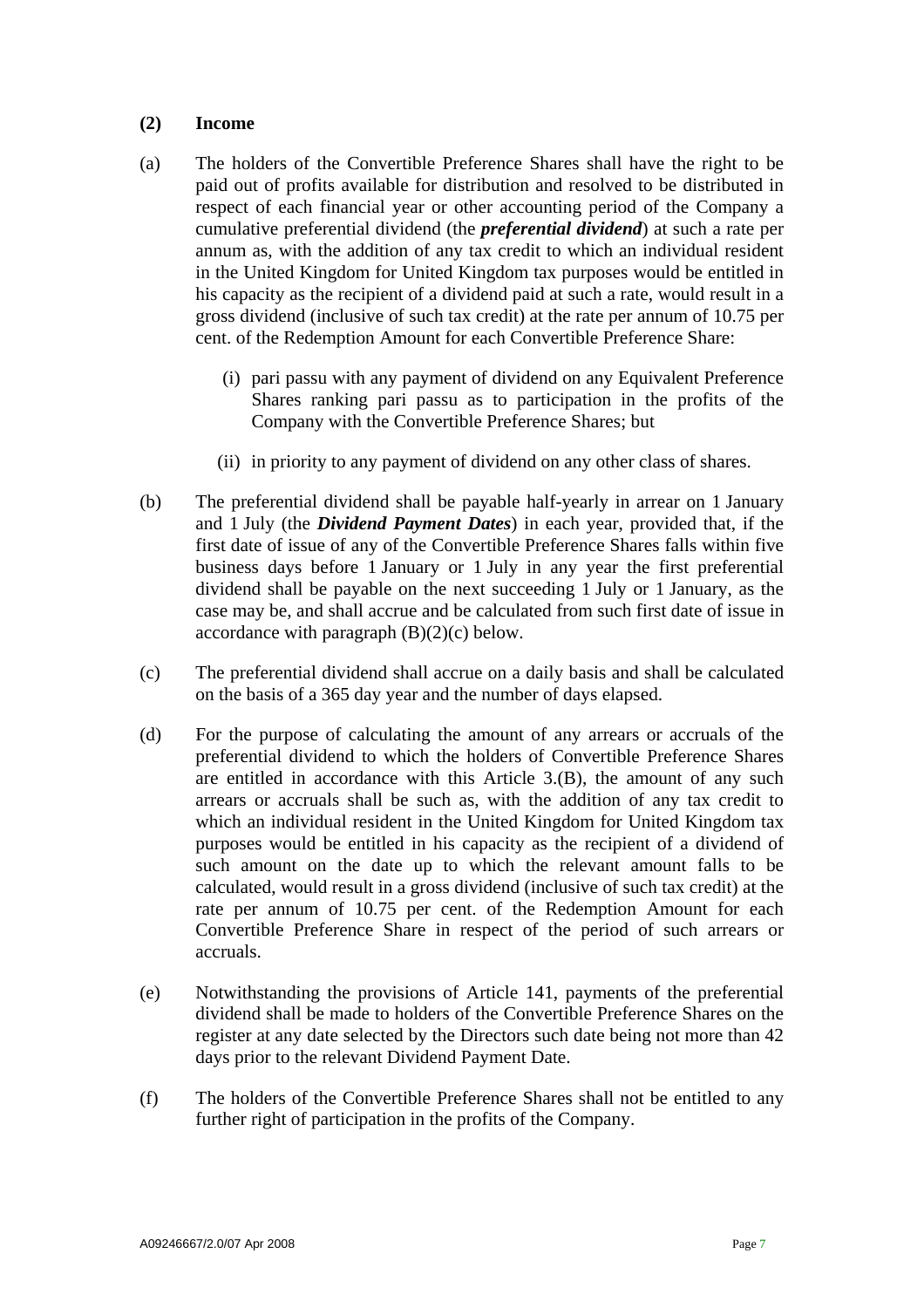**(2) Income**

(a) The holders of the Convertible Preference Shares shall have the right to be paid out of profits available for distribution and resolved to be distributed in respect of each financial year or other accounting period of the Company a cumulative preferential dividend (the ***preferential dividend***) at such a rate per annum as, with the addition of any tax credit to which an individual resident in the United Kingdom for United Kingdom tax purposes would be entitled in his capacity as the recipient of a dividend paid at such a rate, would result in a gross dividend (inclusive of such tax credit) at the rate per annum of 10.75 per cent. of the Redemption Amount for each Convertible Preference Share:

   (i) pari passu with any payment of dividend on any Equivalent Preference Shares ranking pari passu as to participation in the profits of the Company with the Convertible Preference Shares; but

   (ii) in priority to any payment of dividend on any other class of shares.

(b) The preferential dividend shall be payable half-yearly in arrear on 1 January and 1 July (the ***Dividend Payment Dates***) in each year, provided that, if the first date of issue of any of the Convertible Preference Shares falls within five business days before 1 January or 1 July in any year the first preferential dividend shall be payable on the next succeeding 1 July or 1 January, as the case may be, and shall accrue and be calculated from such first date of issue in accordance with paragraph (B)(2)(c) below.

(c) The preferential dividend shall accrue on a daily basis and shall be calculated on the basis of a 365 day year and the number of days elapsed.

(d) For the purpose of calculating the amount of any arrears or accruals of the preferential dividend to which the holders of Convertible Preference Shares are entitled in accordance with this Article 3.(B), the amount of any such arrears or accruals shall be such as, with the addition of any tax credit to which an individual resident in the United Kingdom for United Kingdom tax purposes would be entitled in his capacity as the recipient of a dividend of such amount on the date up to which the relevant amount falls to be calculated, would result in a gross dividend (inclusive of such tax credit) at the rate per annum of 10.75 per cent. of the Redemption Amount for each Convertible Preference Share in respect of the period of such arrears or accruals.

(e) Notwithstanding the provisions of Article 141, payments of the preferential dividend shall be made to holders of the Convertible Preference Shares on the register at any date selected by the Directors such date being not more than 42 days prior to the relevant Dividend Payment Date.

(f) The holders of the Convertible Preference Shares shall not be entitled to any further right of participation in the profits of the Company.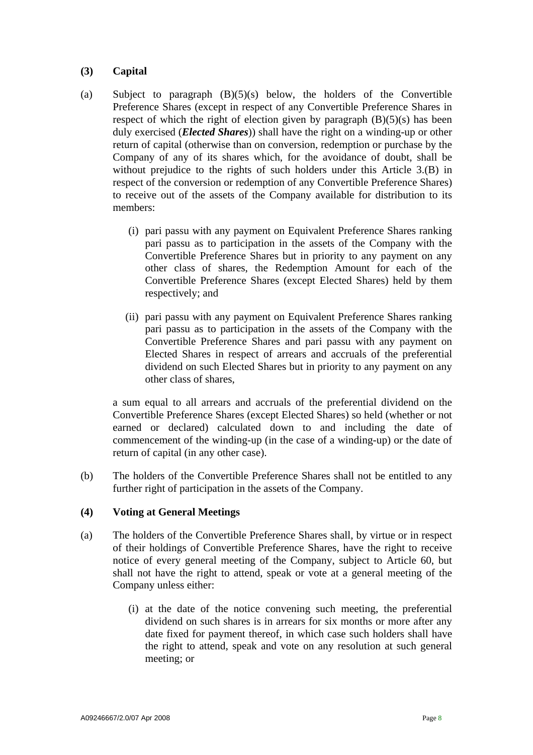### (3) Capital

(a) Subject to paragraph (B)(5)(s) below, the holders of the Convertible Preference Shares (except in respect of any Convertible Preference Shares in respect of which the right of election given by paragraph (B)(5)(s) has been duly exercised (***Elected Shares***)) shall have the right on a winding-up or other return of capital (otherwise than on conversion, redemption or purchase by the Company of any of its shares which, for the avoidance of doubt, shall be without prejudice to the rights of such holders under this Article 3.(B) in respect of the conversion or redemption of any Convertible Preference Shares) to receive out of the assets of the Company available for distribution to its members:

(i) pari passu with any payment on Equivalent Preference Shares ranking pari passu as to participation in the assets of the Company with the Convertible Preference Shares but in priority to any payment on any other class of shares, the Redemption Amount for each of the Convertible Preference Shares (except Elected Shares) held by them respectively; and

(ii) pari passu with any payment on Equivalent Preference Shares ranking pari passu as to participation in the assets of the Company with the Convertible Preference Shares and pari passu with any payment on Elected Shares in respect of arrears and accruals of the preferential dividend on such Elected Shares but in priority to any payment on any other class of shares,

a sum equal to all arrears and accruals of the preferential dividend on the Convertible Preference Shares (except Elected Shares) so held (whether or not earned or declared) calculated down to and including the date of commencement of the winding-up (in the case of a winding-up) or the date of return of capital (in any other case).

(b) The holders of the Convertible Preference Shares shall not be entitled to any further right of participation in the assets of the Company.

### (4) Voting at General Meetings

(a) The holders of the Convertible Preference Shares shall, by virtue or in respect of their holdings of Convertible Preference Shares, have the right to receive notice of every general meeting of the Company, subject to Article 60, but shall not have the right to attend, speak or vote at a general meeting of the Company unless either:

(i) at the date of the notice convening such meeting, the preferential dividend on such shares is in arrears for six months or more after any date fixed for payment thereof, in which case such holders shall have the right to attend, speak and vote on any resolution at such general meeting; or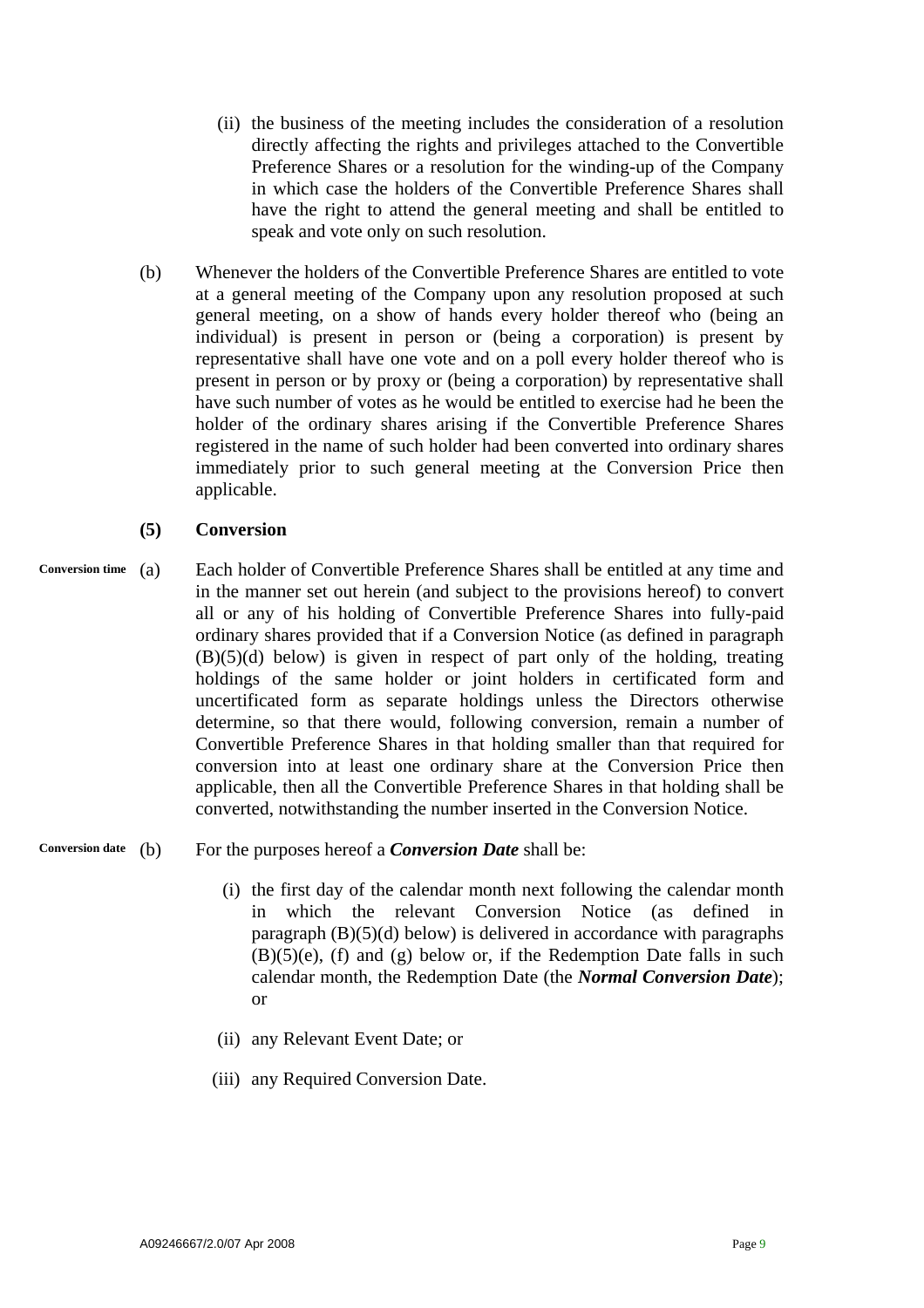(ii) the business of the meeting includes the consideration of a resolution directly affecting the rights and privileges attached to the Convertible Preference Shares or a resolution for the winding-up of the Company in which case the holders of the Convertible Preference Shares shall have the right to attend the general meeting and shall be entitled to speak and vote only on such resolution.

(b) Whenever the holders of the Convertible Preference Shares are entitled to vote at a general meeting of the Company upon any resolution proposed at such general meeting, on a show of hands every holder thereof who (being an individual) is present in person or (being a corporation) is present by representative shall have one vote and on a poll every holder thereof who is present in person or by proxy or (being a corporation) by representative shall have such number of votes as he would be entitled to exercise had he been the holder of the ordinary shares arising if the Convertible Preference Shares registered in the name of such holder had been converted into ordinary shares immediately prior to such general meeting at the Conversion Price then applicable.

**(5) Conversion**

**Conversion time** (a) Each holder of Convertible Preference Shares shall be entitled at any time and in the manner set out herein (and subject to the provisions hereof) to convert all or any of his holding of Convertible Preference Shares into fully-paid ordinary shares provided that if a Conversion Notice (as defined in paragraph (B)(5)(d) below) is given in respect of part only of the holding, treating holdings of the same holder or joint holders in certificated form and uncertificated form as separate holdings unless the Directors otherwise determine, so that there would, following conversion, remain a number of Convertible Preference Shares in that holding smaller than that required for conversion into at least one ordinary share at the Conversion Price then applicable, then all the Convertible Preference Shares in that holding shall be converted, notwithstanding the number inserted in the Conversion Notice.

**Conversion date** (b) For the purposes hereof a ***Conversion Date*** shall be:

(i) the first day of the calendar month next following the calendar month in which the relevant Conversion Notice (as defined in paragraph (B)(5)(d) below) is delivered in accordance with paragraphs (B)(5)(e), (f) and (g) below or, if the Redemption Date falls in such calendar month, the Redemption Date (the ***Normal Conversion Date***); or

(ii) any Relevant Event Date; or

(iii) any Required Conversion Date.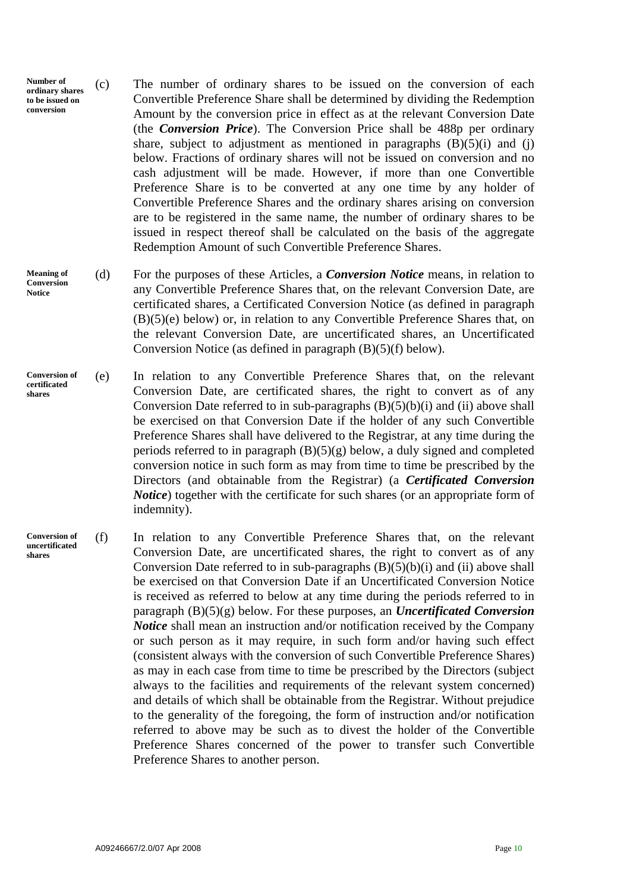**Number of ordinary shares to be issued on conversion**

(c) The number of ordinary shares to be issued on the conversion of each Convertible Preference Share shall be determined by dividing the Redemption Amount by the conversion price in effect as at the relevant Conversion Date (the ***Conversion Price***). The Conversion Price shall be 488p per ordinary share, subject to adjustment as mentioned in paragraphs (B)(5)(i) and (j) below. Fractions of ordinary shares will not be issued on conversion and no cash adjustment will be made. However, if more than one Convertible Preference Share is to be converted at any one time by any holder of Convertible Preference Shares and the ordinary shares arising on conversion are to be registered in the same name, the number of ordinary shares to be issued in respect thereof shall be calculated on the basis of the aggregate Redemption Amount of such Convertible Preference Shares.

**Meaning of Conversion Notice**

(d) For the purposes of these Articles, a ***Conversion Notice*** means, in relation to any Convertible Preference Shares that, on the relevant Conversion Date, are certificated shares, a Certificated Conversion Notice (as defined in paragraph (B)(5)(e) below) or, in relation to any Convertible Preference Shares that, on the relevant Conversion Date, are uncertificated shares, an Uncertificated Conversion Notice (as defined in paragraph (B)(5)(f) below).

**Conversion of certificated shares**

(e) In relation to any Convertible Preference Shares that, on the relevant Conversion Date, are certificated shares, the right to convert as of any Conversion Date referred to in sub-paragraphs (B)(5)(b)(i) and (ii) above shall be exercised on that Conversion Date if the holder of any such Convertible Preference Shares shall have delivered to the Registrar, at any time during the periods referred to in paragraph (B)(5)(g) below, a duly signed and completed conversion notice in such form as may from time to time be prescribed by the Directors (and obtainable from the Registrar) (a ***Certificated Conversion Notice***) together with the certificate for such shares (or an appropriate form of indemnity).

**Conversion of uncertificated shares**

(f) In relation to any Convertible Preference Shares that, on the relevant Conversion Date, are uncertificated shares, the right to convert as of any Conversion Date referred to in sub-paragraphs (B)(5)(b)(i) and (ii) above shall be exercised on that Conversion Date if an Uncertificated Conversion Notice is received as referred to below at any time during the periods referred to in paragraph (B)(5)(g) below. For these purposes, an ***Uncertificated Conversion Notice*** shall mean an instruction and/or notification received by the Company or such person as it may require, in such form and/or having such effect (consistent always with the conversion of such Convertible Preference Shares) as may in each case from time to time be prescribed by the Directors (subject always to the facilities and requirements of the relevant system concerned) and details of which shall be obtainable from the Registrar. Without prejudice to the generality of the foregoing, the form of instruction and/or notification referred to above may be such as to divest the holder of the Convertible Preference Shares concerned of the power to transfer such Convertible Preference Shares to another person.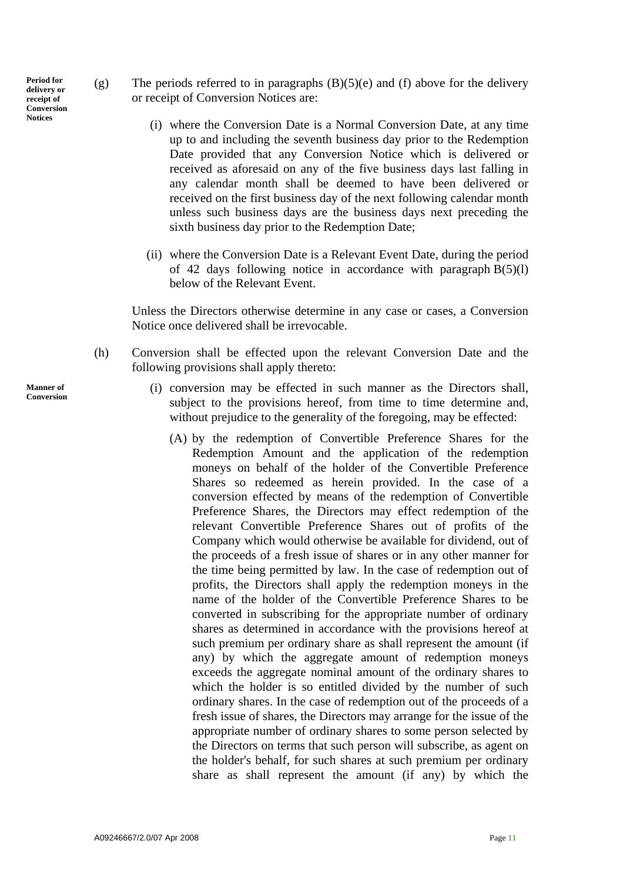**Period for delivery or receipt of Conversion Notices**

(g) The periods referred to in paragraphs (B)(5)(e) and (f) above for the delivery or receipt of Conversion Notices are:

(i) where the Conversion Date is a Normal Conversion Date, at any time up to and including the seventh business day prior to the Redemption Date provided that any Conversion Notice which is delivered or received as aforesaid on any of the five business days last falling in any calendar month shall be deemed to have been delivered or received on the first business day of the next following calendar month unless such business days are the business days next preceding the sixth business day prior to the Redemption Date;

(ii) where the Conversion Date is a Relevant Event Date, during the period of 42 days following notice in accordance with paragraph B(5)(l) below of the Relevant Event.

Unless the Directors otherwise determine in any case or cases, a Conversion Notice once delivered shall be irrevocable.

(h) Conversion shall be effected upon the relevant Conversion Date and the following provisions shall apply thereto:

**Manner of Conversion**

(i) conversion may be effected in such manner as the Directors shall, subject to the provisions hereof, from time to time determine and, without prejudice to the generality of the foregoing, may be effected:

(A) by the redemption of Convertible Preference Shares for the Redemption Amount and the application of the redemption moneys on behalf of the holder of the Convertible Preference Shares so redeemed as herein provided. In the case of a conversion effected by means of the redemption of Convertible Preference Shares, the Directors may effect redemption of the relevant Convertible Preference Shares out of profits of the Company which would otherwise be available for dividend, out of the proceeds of a fresh issue of shares or in any other manner for the time being permitted by law. In the case of redemption out of profits, the Directors shall apply the redemption moneys in the name of the holder of the Convertible Preference Shares to be converted in subscribing for the appropriate number of ordinary shares as determined in accordance with the provisions hereof at such premium per ordinary share as shall represent the amount (if any) by which the aggregate amount of redemption moneys exceeds the aggregate nominal amount of the ordinary shares to which the holder is so entitled divided by the number of such ordinary shares. In the case of redemption out of the proceeds of a fresh issue of shares, the Directors may arrange for the issue of the appropriate number of ordinary shares to some person selected by the Directors on terms that such person will subscribe, as agent on the holder's behalf, for such shares at such premium per ordinary share as shall represent the amount (if any) by which the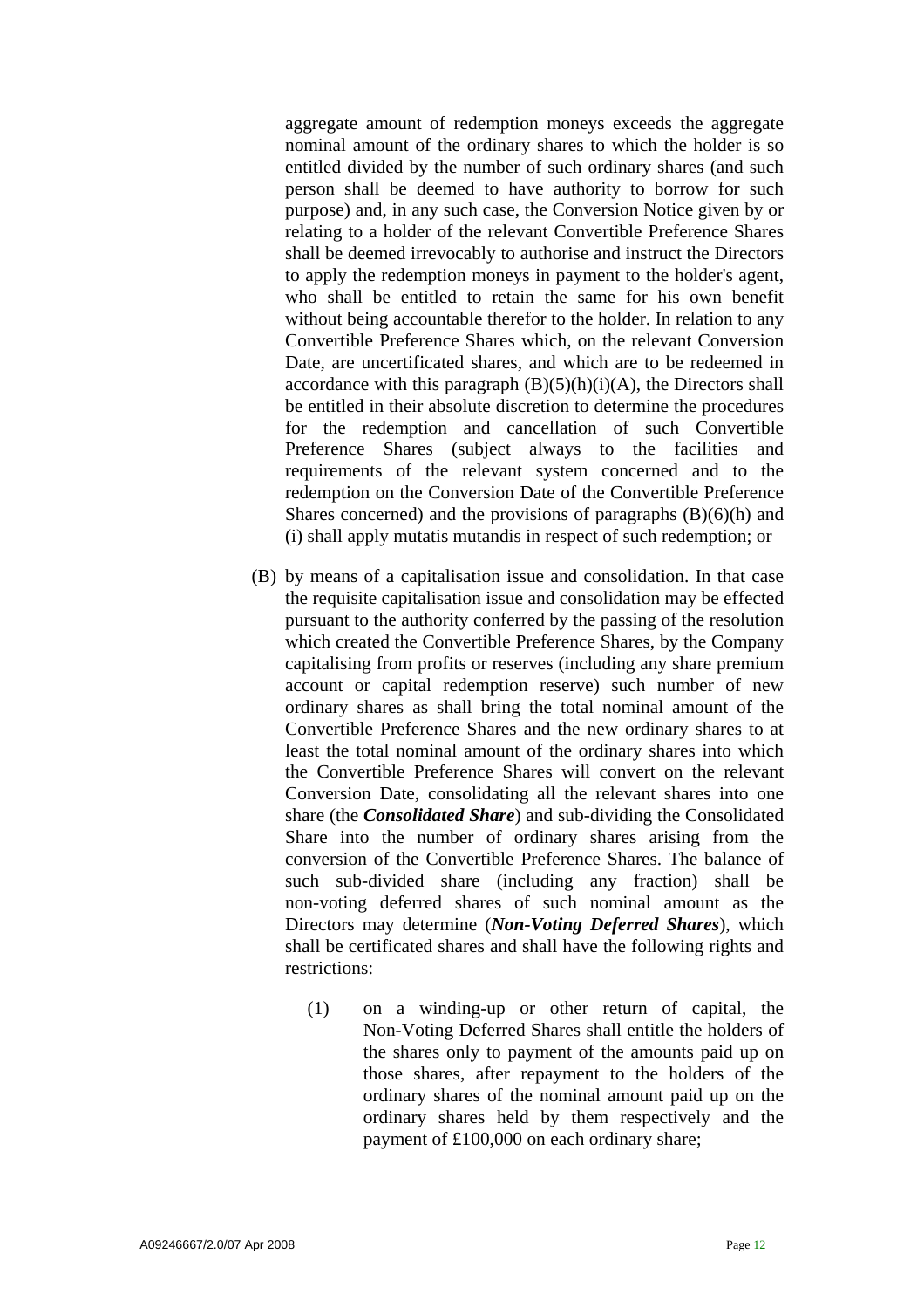aggregate amount of redemption moneys exceeds the aggregate nominal amount of the ordinary shares to which the holder is so entitled divided by the number of such ordinary shares (and such person shall be deemed to have authority to borrow for such purpose) and, in any such case, the Conversion Notice given by or relating to a holder of the relevant Convertible Preference Shares shall be deemed irrevocably to authorise and instruct the Directors to apply the redemption moneys in payment to the holder's agent, who shall be entitled to retain the same for his own benefit without being accountable therefor to the holder. In relation to any Convertible Preference Shares which, on the relevant Conversion Date, are uncertificated shares, and which are to be redeemed in accordance with this paragraph (B)(5)(h)(i)(A), the Directors shall be entitled in their absolute discretion to determine the procedures for the redemption and cancellation of such Convertible Preference Shares (subject always to the facilities and requirements of the relevant system concerned and to the redemption on the Conversion Date of the Convertible Preference Shares concerned) and the provisions of paragraphs (B)(6)(h) and (i) shall apply mutatis mutandis in respect of such redemption; or

(B) by means of a capitalisation issue and consolidation. In that case the requisite capitalisation issue and consolidation may be effected pursuant to the authority conferred by the passing of the resolution which created the Convertible Preference Shares, by the Company capitalising from profits or reserves (including any share premium account or capital redemption reserve) such number of new ordinary shares as shall bring the total nominal amount of the Convertible Preference Shares and the new ordinary shares to at least the total nominal amount of the ordinary shares into which the Convertible Preference Shares will convert on the relevant Conversion Date, consolidating all the relevant shares into one share (the ***Consolidated Share***) and sub-dividing the Consolidated Share into the number of ordinary shares arising from the conversion of the Convertible Preference Shares. The balance of such sub-divided share (including any fraction) shall be non-voting deferred shares of such nominal amount as the Directors may determine (***Non-Voting Deferred Shares***), which shall be certificated shares and shall have the following rights and restrictions:

(1) on a winding-up or other return of capital, the Non-Voting Deferred Shares shall entitle the holders of the shares only to payment of the amounts paid up on those shares, after repayment to the holders of the ordinary shares of the nominal amount paid up on the ordinary shares held by them respectively and the payment of £100,000 on each ordinary share;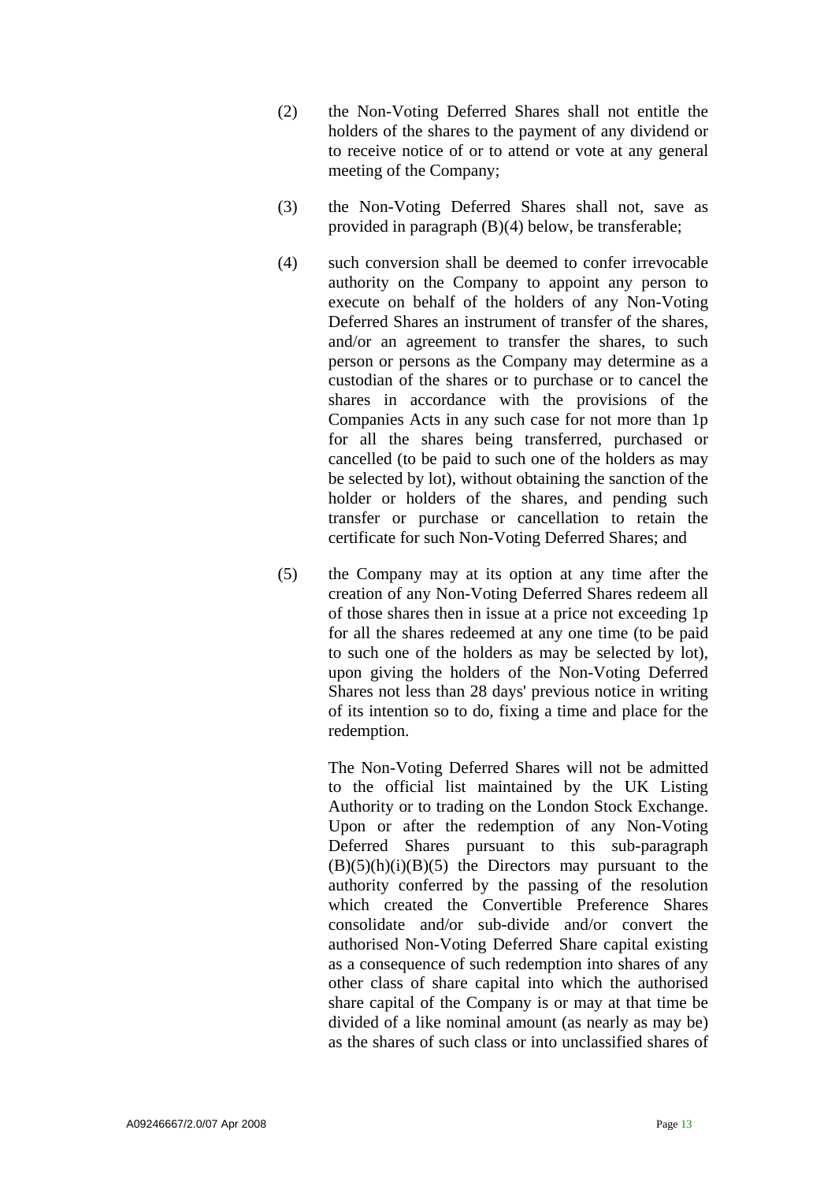(2) the Non-Voting Deferred Shares shall not entitle the holders of the shares to the payment of any dividend or to receive notice of or to attend or vote at any general meeting of the Company;

(3) the Non-Voting Deferred Shares shall not, save as provided in paragraph (B)(4) below, be transferable;

(4) such conversion shall be deemed to confer irrevocable authority on the Company to appoint any person to execute on behalf of the holders of any Non-Voting Deferred Shares an instrument of transfer of the shares, and/or an agreement to transfer the shares, to such person or persons as the Company may determine as a custodian of the shares or to purchase or to cancel the shares in accordance with the provisions of the Companies Acts in any such case for not more than 1p for all the shares being transferred, purchased or cancelled (to be paid to such one of the holders as may be selected by lot), without obtaining the sanction of the holder or holders of the shares, and pending such transfer or purchase or cancellation to retain the certificate for such Non-Voting Deferred Shares; and

(5) the Company may at its option at any time after the creation of any Non-Voting Deferred Shares redeem all of those shares then in issue at a price not exceeding 1p for all the shares redeemed at any one time (to be paid to such one of the holders as may be selected by lot), upon giving the holders of the Non-Voting Deferred Shares not less than 28 days' previous notice in writing of its intention so to do, fixing a time and place for the redemption.

The Non-Voting Deferred Shares will not be admitted to the official list maintained by the UK Listing Authority or to trading on the London Stock Exchange. Upon or after the redemption of any Non-Voting Deferred Shares pursuant to this sub-paragraph (B)(5)(h)(i)(B)(5) the Directors may pursuant to the authority conferred by the passing of the resolution which created the Convertible Preference Shares consolidate and/or sub-divide and/or convert the authorised Non-Voting Deferred Share capital existing as a consequence of such redemption into shares of any other class of share capital into which the authorised share capital of the Company is or may at that time be divided of a like nominal amount (as nearly as may be) as the shares of such class or into unclassified shares of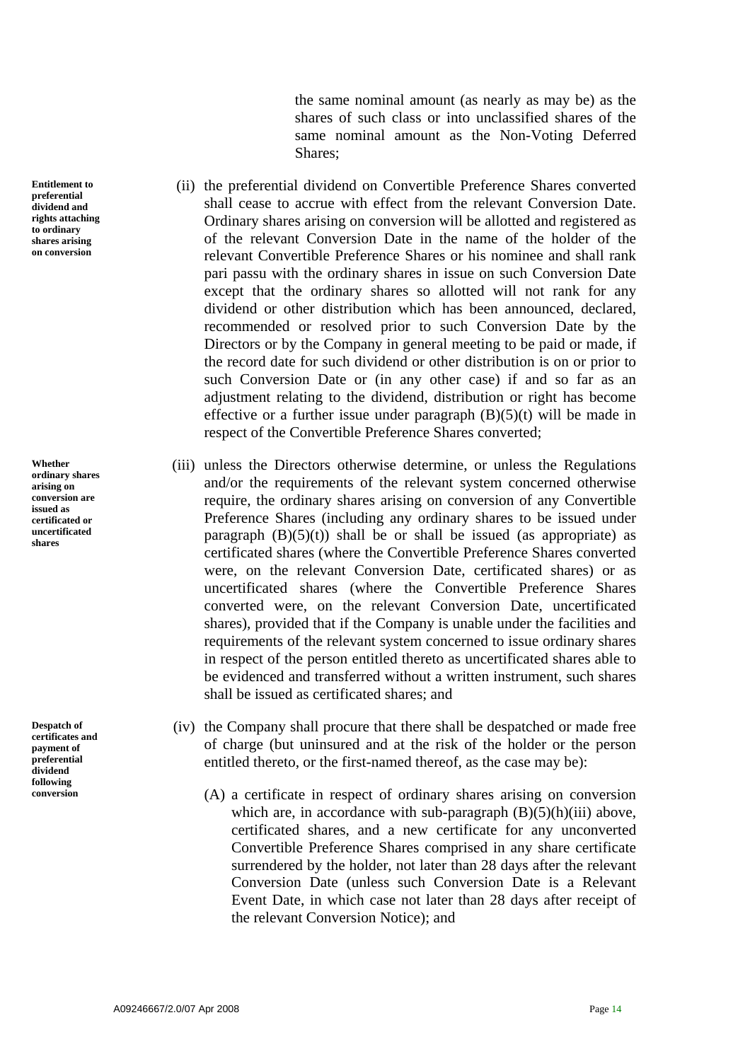the same nominal amount (as nearly as may be) as the shares of such class or into unclassified shares of the same nominal amount as the Non-Voting Deferred Shares;

**Entitlement to preferential dividend and rights attaching to ordinary shares arising on conversion**

(ii) the preferential dividend on Convertible Preference Shares converted shall cease to accrue with effect from the relevant Conversion Date. Ordinary shares arising on conversion will be allotted and registered as of the relevant Conversion Date in the name of the holder of the relevant Convertible Preference Shares or his nominee and shall rank pari passu with the ordinary shares in issue on such Conversion Date except that the ordinary shares so allotted will not rank for any dividend or other distribution which has been announced, declared, recommended or resolved prior to such Conversion Date by the Directors or by the Company in general meeting to be paid or made, if the record date for such dividend or other distribution is on or prior to such Conversion Date or (in any other case) if and so far as an adjustment relating to the dividend, distribution or right has become effective or a further issue under paragraph (B)(5)(t) will be made in respect of the Convertible Preference Shares converted;

**Whether ordinary shares arising on conversion are issued as certificated or uncertificated shares**

(iii) unless the Directors otherwise determine, or unless the Regulations and/or the requirements of the relevant system concerned otherwise require, the ordinary shares arising on conversion of any Convertible Preference Shares (including any ordinary shares to be issued under paragraph (B)(5)(t)) shall be or shall be issued (as appropriate) as certificated shares (where the Convertible Preference Shares converted were, on the relevant Conversion Date, certificated shares) or as uncertificated shares (where the Convertible Preference Shares converted were, on the relevant Conversion Date, uncertificated shares), provided that if the Company is unable under the facilities and requirements of the relevant system concerned to issue ordinary shares in respect of the person entitled thereto as uncertificated shares able to be evidenced and transferred without a written instrument, such shares shall be issued as certificated shares; and

**Despatch of certificates and payment of preferential dividend following conversion**

(iv) the Company shall procure that there shall be despatched or made free of charge (but uninsured and at the risk of the holder or the person entitled thereto, or the first-named thereof, as the case may be):

(A) a certificate in respect of ordinary shares arising on conversion which are, in accordance with sub-paragraph (B)(5)(h)(iii) above, certificated shares, and a new certificate for any unconverted Convertible Preference Shares comprised in any share certificate surrendered by the holder, not later than 28 days after the relevant Conversion Date (unless such Conversion Date is a Relevant Event Date, in which case not later than 28 days after receipt of the relevant Conversion Notice); and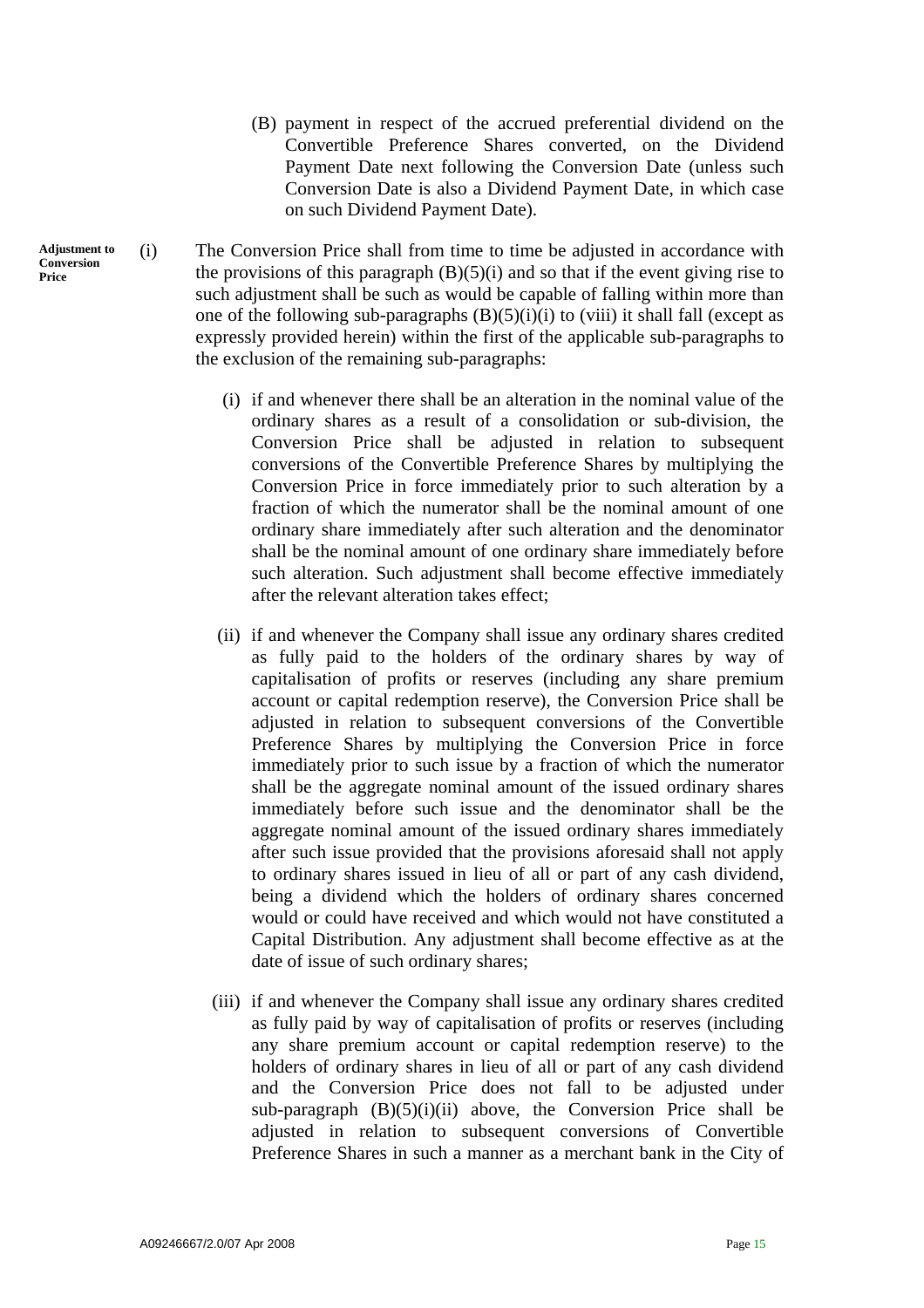(B) payment in respect of the accrued preferential dividend on the Convertible Preference Shares converted, on the Dividend Payment Date next following the Conversion Date (unless such Conversion Date is also a Dividend Payment Date, in which case on such Dividend Payment Date).

**Adjustment to Conversion Price**

(i) The Conversion Price shall from time to time be adjusted in accordance with the provisions of this paragraph (B)(5)(i) and so that if the event giving rise to such adjustment shall be such as would be capable of falling within more than one of the following sub-paragraphs (B)(5)(i)(i) to (viii) it shall fall (except as expressly provided herein) within the first of the applicable sub-paragraphs to the exclusion of the remaining sub-paragraphs:

(i) if and whenever there shall be an alteration in the nominal value of the ordinary shares as a result of a consolidation or sub-division, the Conversion Price shall be adjusted in relation to subsequent conversions of the Convertible Preference Shares by multiplying the Conversion Price in force immediately prior to such alteration by a fraction of which the numerator shall be the nominal amount of one ordinary share immediately after such alteration and the denominator shall be the nominal amount of one ordinary share immediately before such alteration. Such adjustment shall become effective immediately after the relevant alteration takes effect;

(ii) if and whenever the Company shall issue any ordinary shares credited as fully paid to the holders of the ordinary shares by way of capitalisation of profits or reserves (including any share premium account or capital redemption reserve), the Conversion Price shall be adjusted in relation to subsequent conversions of the Convertible Preference Shares by multiplying the Conversion Price in force immediately prior to such issue by a fraction of which the numerator shall be the aggregate nominal amount of the issued ordinary shares immediately before such issue and the denominator shall be the aggregate nominal amount of the issued ordinary shares immediately after such issue provided that the provisions aforesaid shall not apply to ordinary shares issued in lieu of all or part of any cash dividend, being a dividend which the holders of ordinary shares concerned would or could have received and which would not have constituted a Capital Distribution. Any adjustment shall become effective as at the date of issue of such ordinary shares;

(iii) if and whenever the Company shall issue any ordinary shares credited as fully paid by way of capitalisation of profits or reserves (including any share premium account or capital redemption reserve) to the holders of ordinary shares in lieu of all or part of any cash dividend and the Conversion Price does not fall to be adjusted under sub-paragraph (B)(5)(i)(ii) above, the Conversion Price shall be adjusted in relation to subsequent conversions of Convertible Preference Shares in such a manner as a merchant bank in the City of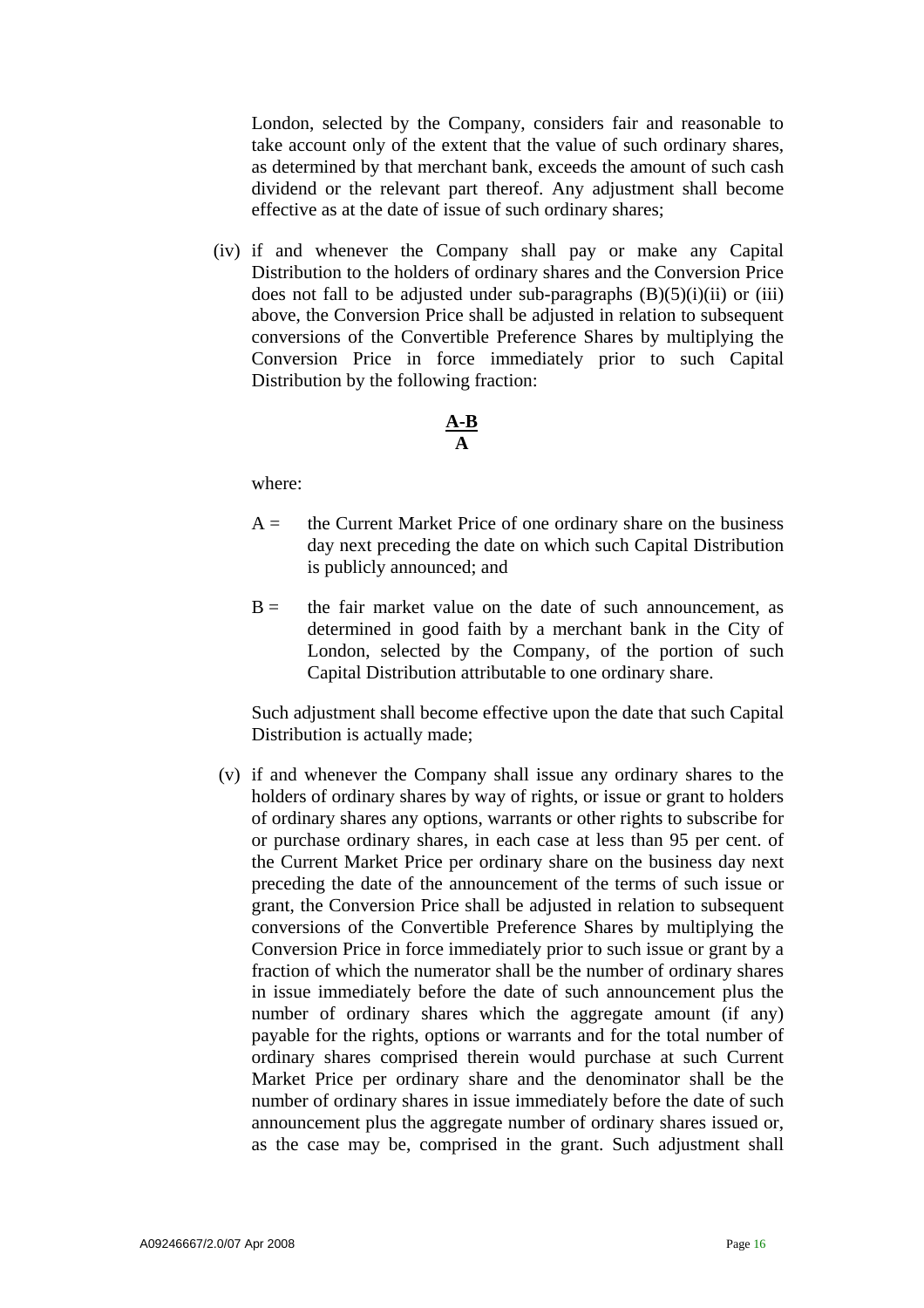London, selected by the Company, considers fair and reasonable to take account only of the extent that the value of such ordinary shares, as determined by that merchant bank, exceeds the amount of such cash dividend or the relevant part thereof. Any adjustment shall become effective as at the date of issue of such ordinary shares;

(iv) if and whenever the Company shall pay or make any Capital Distribution to the holders of ordinary shares and the Conversion Price does not fall to be adjusted under sub-paragraphs (B)(5)(i)(ii) or (iii) above, the Conversion Price shall be adjusted in relation to subsequent conversions of the Convertible Preference Shares by multiplying the Conversion Price in force immediately prior to such Capital Distribution by the following fraction:

$$\frac{A-B}{A}$$

where:

A = the Current Market Price of one ordinary share on the business day next preceding the date on which such Capital Distribution is publicly announced; and

B = the fair market value on the date of such announcement, as determined in good faith by a merchant bank in the City of London, selected by the Company, of the portion of such Capital Distribution attributable to one ordinary share.

Such adjustment shall become effective upon the date that such Capital Distribution is actually made;

(v) if and whenever the Company shall issue any ordinary shares to the holders of ordinary shares by way of rights, or issue or grant to holders of ordinary shares any options, warrants or other rights to subscribe for or purchase ordinary shares, in each case at less than 95 per cent. of the Current Market Price per ordinary share on the business day next preceding the date of the announcement of the terms of such issue or grant, the Conversion Price shall be adjusted in relation to subsequent conversions of the Convertible Preference Shares by multiplying the Conversion Price in force immediately prior to such issue or grant by a fraction of which the numerator shall be the number of ordinary shares in issue immediately before the date of such announcement plus the number of ordinary shares which the aggregate amount (if any) payable for the rights, options or warrants and for the total number of ordinary shares comprised therein would purchase at such Current Market Price per ordinary share and the denominator shall be the number of ordinary shares in issue immediately before the date of such announcement plus the aggregate number of ordinary shares issued or, as the case may be, comprised in the grant. Such adjustment shall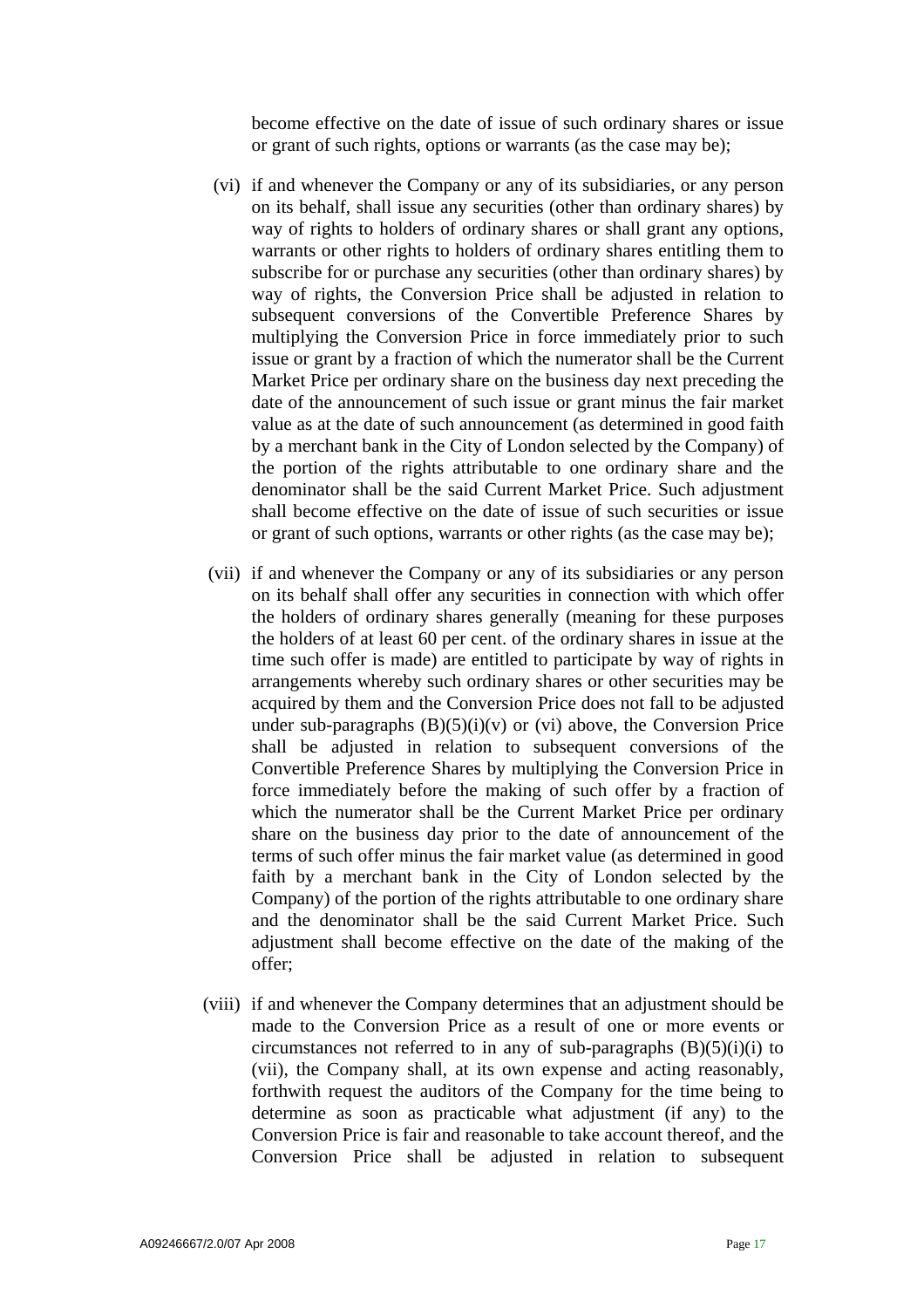become effective on the date of issue of such ordinary shares or issue or grant of such rights, options or warrants (as the case may be);

(vi) if and whenever the Company or any of its subsidiaries, or any person on its behalf, shall issue any securities (other than ordinary shares) by way of rights to holders of ordinary shares or shall grant any options, warrants or other rights to holders of ordinary shares entitling them to subscribe for or purchase any securities (other than ordinary shares) by way of rights, the Conversion Price shall be adjusted in relation to subsequent conversions of the Convertible Preference Shares by multiplying the Conversion Price in force immediately prior to such issue or grant by a fraction of which the numerator shall be the Current Market Price per ordinary share on the business day next preceding the date of the announcement of such issue or grant minus the fair market value as at the date of such announcement (as determined in good faith by a merchant bank in the City of London selected by the Company) of the portion of the rights attributable to one ordinary share and the denominator shall be the said Current Market Price. Such adjustment shall become effective on the date of issue of such securities or issue or grant of such options, warrants or other rights (as the case may be);

(vii) if and whenever the Company or any of its subsidiaries or any person on its behalf shall offer any securities in connection with which offer the holders of ordinary shares generally (meaning for these purposes the holders of at least 60 per cent. of the ordinary shares in issue at the time such offer is made) are entitled to participate by way of rights in arrangements whereby such ordinary shares or other securities may be acquired by them and the Conversion Price does not fall to be adjusted under sub-paragraphs (B)(5)(i)(v) or (vi) above, the Conversion Price shall be adjusted in relation to subsequent conversions of the Convertible Preference Shares by multiplying the Conversion Price in force immediately before the making of such offer by a fraction of which the numerator shall be the Current Market Price per ordinary share on the business day prior to the date of announcement of the terms of such offer minus the fair market value (as determined in good faith by a merchant bank in the City of London selected by the Company) of the portion of the rights attributable to one ordinary share and the denominator shall be the said Current Market Price. Such adjustment shall become effective on the date of the making of the offer;

(viii) if and whenever the Company determines that an adjustment should be made to the Conversion Price as a result of one or more events or circumstances not referred to in any of sub-paragraphs (B)(5)(i)(i) to (vii), the Company shall, at its own expense and acting reasonably, forthwith request the auditors of the Company for the time being to determine as soon as practicable what adjustment (if any) to the Conversion Price is fair and reasonable to take account thereof, and the Conversion Price shall be adjusted in relation to subsequent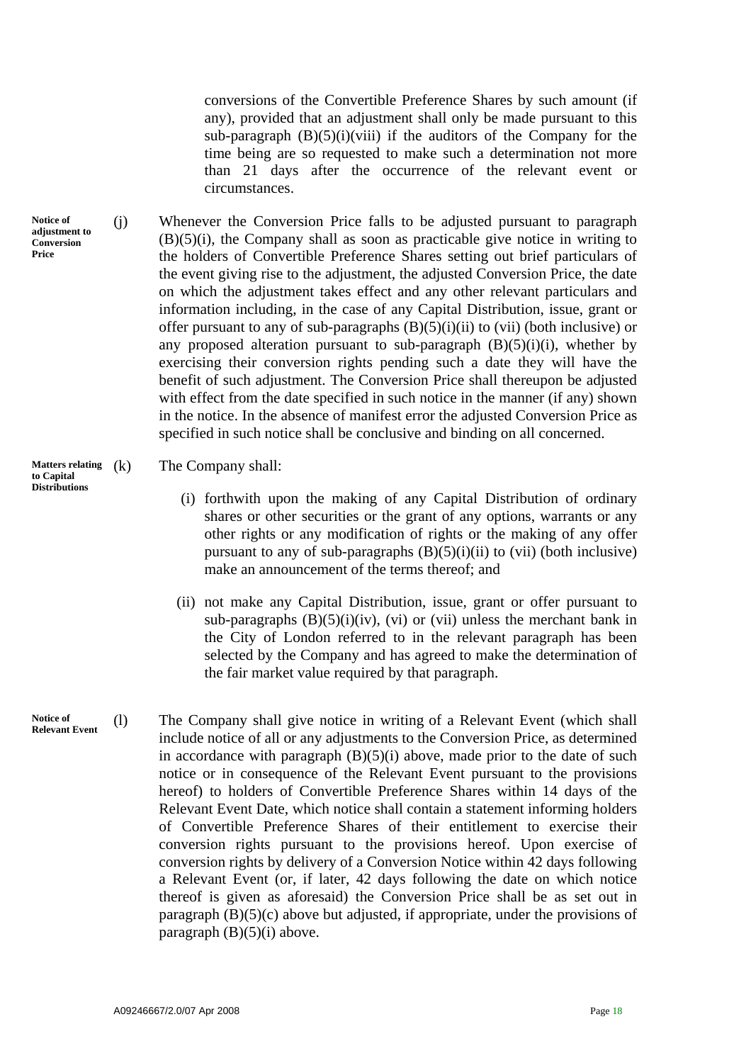conversions of the Convertible Preference Shares by such amount (if any), provided that an adjustment shall only be made pursuant to this sub-paragraph (B)(5)(i)(viii) if the auditors of the Company for the time being are so requested to make such a determination not more than 21 days after the occurrence of the relevant event or circumstances.

**Notice of adjustment to Conversion Price**

(j) Whenever the Conversion Price falls to be adjusted pursuant to paragraph (B)(5)(i), the Company shall as soon as practicable give notice in writing to the holders of Convertible Preference Shares setting out brief particulars of the event giving rise to the adjustment, the adjusted Conversion Price, the date on which the adjustment takes effect and any other relevant particulars and information including, in the case of any Capital Distribution, issue, grant or offer pursuant to any of sub-paragraphs (B)(5)(i)(ii) to (vii) (both inclusive) or any proposed alteration pursuant to sub-paragraph (B)(5)(i)(i), whether by exercising their conversion rights pending such a date they will have the benefit of such adjustment. The Conversion Price shall thereupon be adjusted with effect from the date specified in such notice in the manner (if any) shown in the notice. In the absence of manifest error the adjusted Conversion Price as specified in such notice shall be conclusive and binding on all concerned.

**Matters relating to Capital Distributions**

(k) The Company shall:

(i) forthwith upon the making of any Capital Distribution of ordinary shares or other securities or the grant of any options, warrants or any other rights or any modification of rights or the making of any offer pursuant to any of sub-paragraphs (B)(5)(i)(ii) to (vii) (both inclusive) make an announcement of the terms thereof; and

(ii) not make any Capital Distribution, issue, grant or offer pursuant to sub-paragraphs (B)(5)(i)(iv), (vi) or (vii) unless the merchant bank in the City of London referred to in the relevant paragraph has been selected by the Company and has agreed to make the determination of the fair market value required by that paragraph.

**Notice of Relevant Event**

(l) The Company shall give notice in writing of a Relevant Event (which shall include notice of all or any adjustments to the Conversion Price, as determined in accordance with paragraph (B)(5)(i) above, made prior to the date of such notice or in consequence of the Relevant Event pursuant to the provisions hereof) to holders of Convertible Preference Shares within 14 days of the Relevant Event Date, which notice shall contain a statement informing holders of Convertible Preference Shares of their entitlement to exercise their conversion rights pursuant to the provisions hereof. Upon exercise of conversion rights by delivery of a Conversion Notice within 42 days following a Relevant Event (or, if later, 42 days following the date on which notice thereof is given as aforesaid) the Conversion Price shall be as set out in paragraph (B)(5)(c) above but adjusted, if appropriate, under the provisions of paragraph (B)(5)(i) above.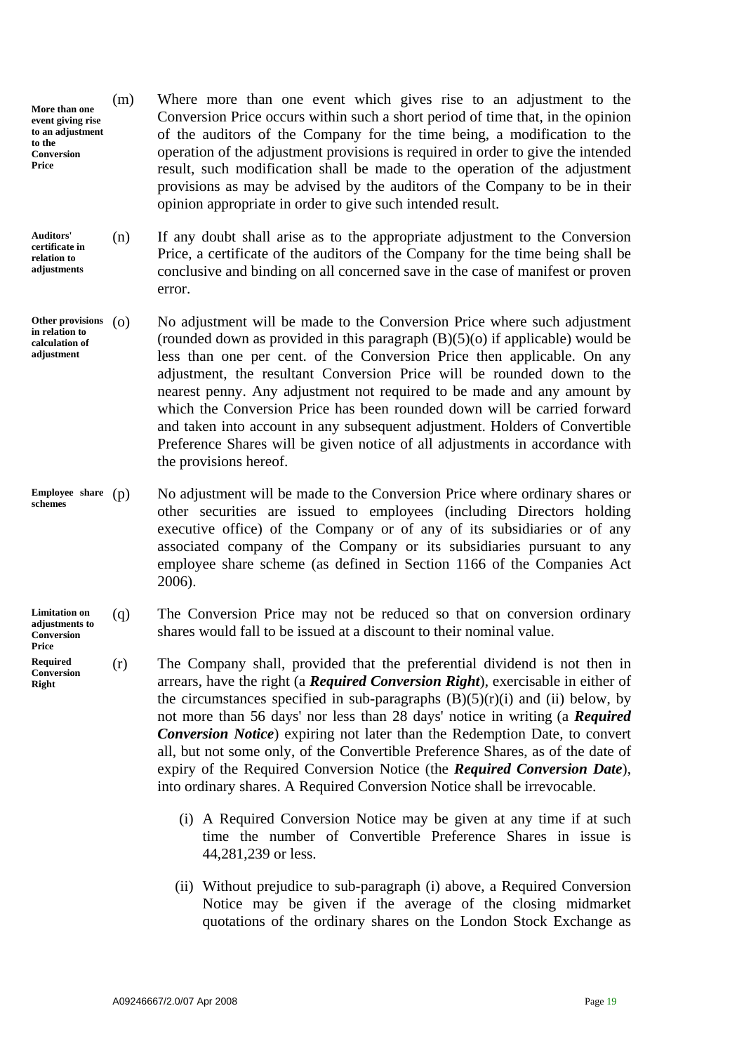**More than one event giving rise to an adjustment to the Conversion Price**

(m) Where more than one event which gives rise to an adjustment to the Conversion Price occurs within such a short period of time that, in the opinion of the auditors of the Company for the time being, a modification to the operation of the adjustment provisions is required in order to give the intended result, such modification shall be made to the operation of the adjustment provisions as may be advised by the auditors of the Company to be in their opinion appropriate in order to give such intended result.

**Auditors' certificate in relation to adjustments**

(n) If any doubt shall arise as to the appropriate adjustment to the Conversion Price, a certificate of the auditors of the Company for the time being shall be conclusive and binding on all concerned save in the case of manifest or proven error.

**Other provisions in relation to calculation of adjustment**

(o) No adjustment will be made to the Conversion Price where such adjustment (rounded down as provided in this paragraph (B)(5)(o) if applicable) would be less than one per cent. of the Conversion Price then applicable. On any adjustment, the resultant Conversion Price will be rounded down to the nearest penny. Any adjustment not required to be made and any amount by which the Conversion Price has been rounded down will be carried forward and taken into account in any subsequent adjustment. Holders of Convertible Preference Shares will be given notice of all adjustments in accordance with the provisions hereof.

**Employee share schemes**

(p) No adjustment will be made to the Conversion Price where ordinary shares or other securities are issued to employees (including Directors holding executive office) of the Company or of any of its subsidiaries or of any associated company of the Company or its subsidiaries pursuant to any employee share scheme (as defined in Section 1166 of the Companies Act 2006).

**Limitation on adjustments to Conversion Price**

(q) The Conversion Price may not be reduced so that on conversion ordinary shares would fall to be issued at a discount to their nominal value.

**Required Conversion Right**

(r) The Company shall, provided that the preferential dividend is not then in arrears, have the right (a ***Required Conversion Right***), exercisable in either of the circumstances specified in sub-paragraphs (B)(5)(r)(i) and (ii) below, by not more than 56 days' nor less than 28 days' notice in writing (a ***Required Conversion Notice***) expiring not later than the Redemption Date, to convert all, but not some only, of the Convertible Preference Shares, as of the date of expiry of the Required Conversion Notice (the ***Required Conversion Date***), into ordinary shares. A Required Conversion Notice shall be irrevocable.

(i) A Required Conversion Notice may be given at any time if at such time the number of Convertible Preference Shares in issue is 44,281,239 or less.

(ii) Without prejudice to sub-paragraph (i) above, a Required Conversion Notice may be given if the average of the closing midmarket quotations of the ordinary shares on the London Stock Exchange as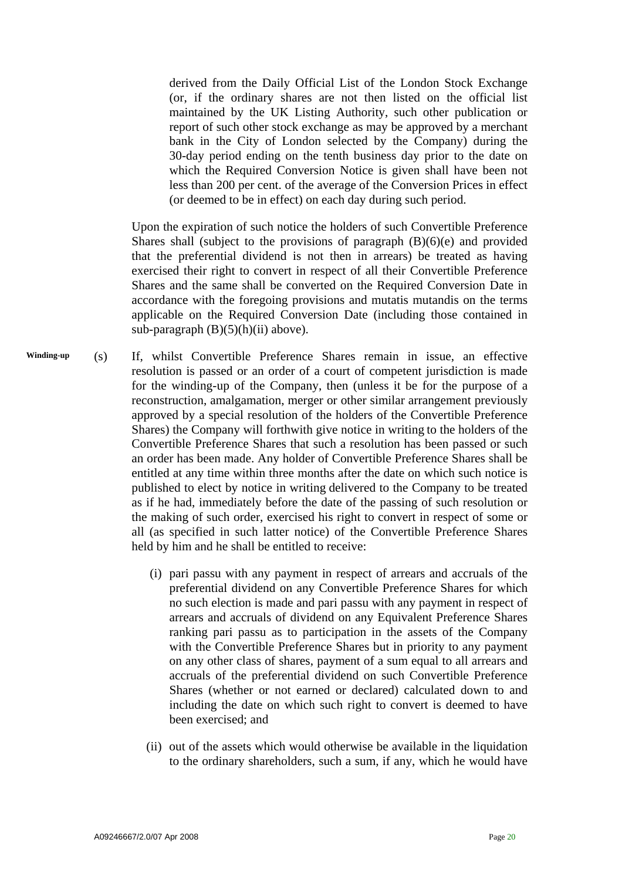derived from the Daily Official List of the London Stock Exchange (or, if the ordinary shares are not then listed on the official list maintained by the UK Listing Authority, such other publication or report of such other stock exchange as may be approved by a merchant bank in the City of London selected by the Company) during the 30-day period ending on the tenth business day prior to the date on which the Required Conversion Notice is given shall have been not less than 200 per cent. of the average of the Conversion Prices in effect (or deemed to be in effect) on each day during such period.

Upon the expiration of such notice the holders of such Convertible Preference Shares shall (subject to the provisions of paragraph (B)(6)(e) and provided that the preferential dividend is not then in arrears) be treated as having exercised their right to convert in respect of all their Convertible Preference Shares and the same shall be converted on the Required Conversion Date in accordance with the foregoing provisions and mutatis mutandis on the terms applicable on the Required Conversion Date (including those contained in sub-paragraph (B)(5)(h)(ii) above).

**Winding-up**

(s) If, whilst Convertible Preference Shares remain in issue, an effective resolution is passed or an order of a court of competent jurisdiction is made for the winding-up of the Company, then (unless it be for the purpose of a reconstruction, amalgamation, merger or other similar arrangement previously approved by a special resolution of the holders of the Convertible Preference Shares) the Company will forthwith give notice in writing to the holders of the Convertible Preference Shares that such a resolution has been passed or such an order has been made. Any holder of Convertible Preference Shares shall be entitled at any time within three months after the date on which such notice is published to elect by notice in writing delivered to the Company to be treated as if he had, immediately before the date of the passing of such resolution or the making of such order, exercised his right to convert in respect of some or all (as specified in such latter notice) of the Convertible Preference Shares held by him and he shall be entitled to receive:

(i) pari passu with any payment in respect of arrears and accruals of the preferential dividend on any Convertible Preference Shares for which no such election is made and pari passu with any payment in respect of arrears and accruals of dividend on any Equivalent Preference Shares ranking pari passu as to participation in the assets of the Company with the Convertible Preference Shares but in priority to any payment on any other class of shares, payment of a sum equal to all arrears and accruals of the preferential dividend on such Convertible Preference Shares (whether or not earned or declared) calculated down to and including the date on which such right to convert is deemed to have been exercised; and

(ii) out of the assets which would otherwise be available in the liquidation to the ordinary shareholders, such a sum, if any, which he would have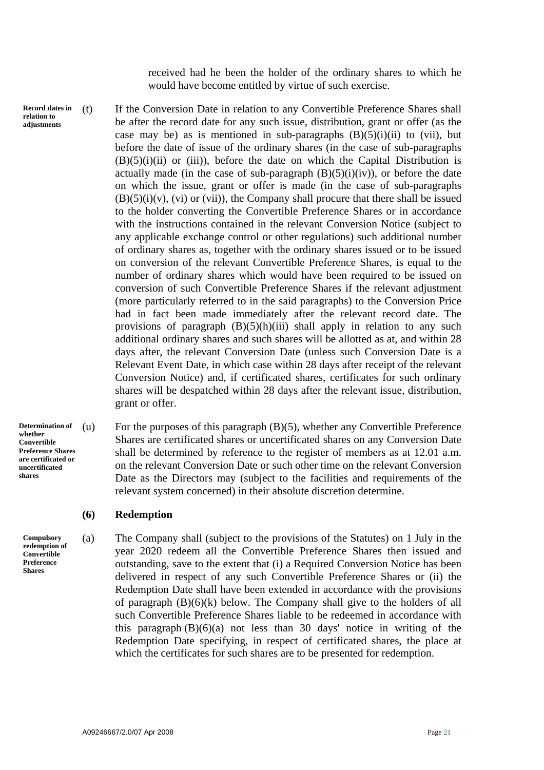received had he been the holder of the ordinary shares to which he would have become entitled by virtue of such exercise.

**Record dates in relation to adjustments**

(t) If the Conversion Date in relation to any Convertible Preference Shares shall be after the record date for any such issue, distribution, grant or offer (as the case may be) as is mentioned in sub-paragraphs (B)(5)(i)(ii) to (vii), but before the date of issue of the ordinary shares (in the case of sub-paragraphs (B)(5)(i)(ii) or (iii)), before the date on which the Capital Distribution is actually made (in the case of sub-paragraph (B)(5)(i)(iv)), or before the date on which the issue, grant or offer is made (in the case of sub-paragraphs (B)(5)(i)(v), (vi) or (vii)), the Company shall procure that there shall be issued to the holder converting the Convertible Preference Shares or in accordance with the instructions contained in the relevant Conversion Notice (subject to any applicable exchange control or other regulations) such additional number of ordinary shares as, together with the ordinary shares issued or to be issued on conversion of the relevant Convertible Preference Shares, is equal to the number of ordinary shares which would have been required to be issued on conversion of such Convertible Preference Shares if the relevant adjustment (more particularly referred to in the said paragraphs) to the Conversion Price had in fact been made immediately after the relevant record date. The provisions of paragraph (B)(5)(h)(iii) shall apply in relation to any such additional ordinary shares and such shares will be allotted as at, and within 28 days after, the relevant Conversion Date (unless such Conversion Date is a Relevant Event Date, in which case within 28 days after receipt of the relevant Conversion Notice) and, if certificated shares, certificates for such ordinary shares will be despatched within 28 days after the relevant issue, distribution, grant or offer.

**Determination of whether Convertible Preference Shares are certificated or uncertificated shares**

(u) For the purposes of this paragraph (B)(5), whether any Convertible Preference Shares are certificated shares or uncertificated shares on any Conversion Date shall be determined by reference to the register of members as at 12.01 a.m. on the relevant Conversion Date or such other time on the relevant Conversion Date as the Directors may (subject to the facilities and requirements of the relevant system concerned) in their absolute discretion determine.

### (6) Redemption

**Compulsory redemption of Convertible Preference Shares**

(a) The Company shall (subject to the provisions of the Statutes) on 1 July in the year 2020 redeem all the Convertible Preference Shares then issued and outstanding, save to the extent that (i) a Required Conversion Notice has been delivered in respect of any such Convertible Preference Shares or (ii) the Redemption Date shall have been extended in accordance with the provisions of paragraph (B)(6)(k) below. The Company shall give to the holders of all such Convertible Preference Shares liable to be redeemed in accordance with this paragraph (B)(6)(a) not less than 30 days' notice in writing of the Redemption Date specifying, in respect of certificated shares, the place at which the certificates for such shares are to be presented for redemption.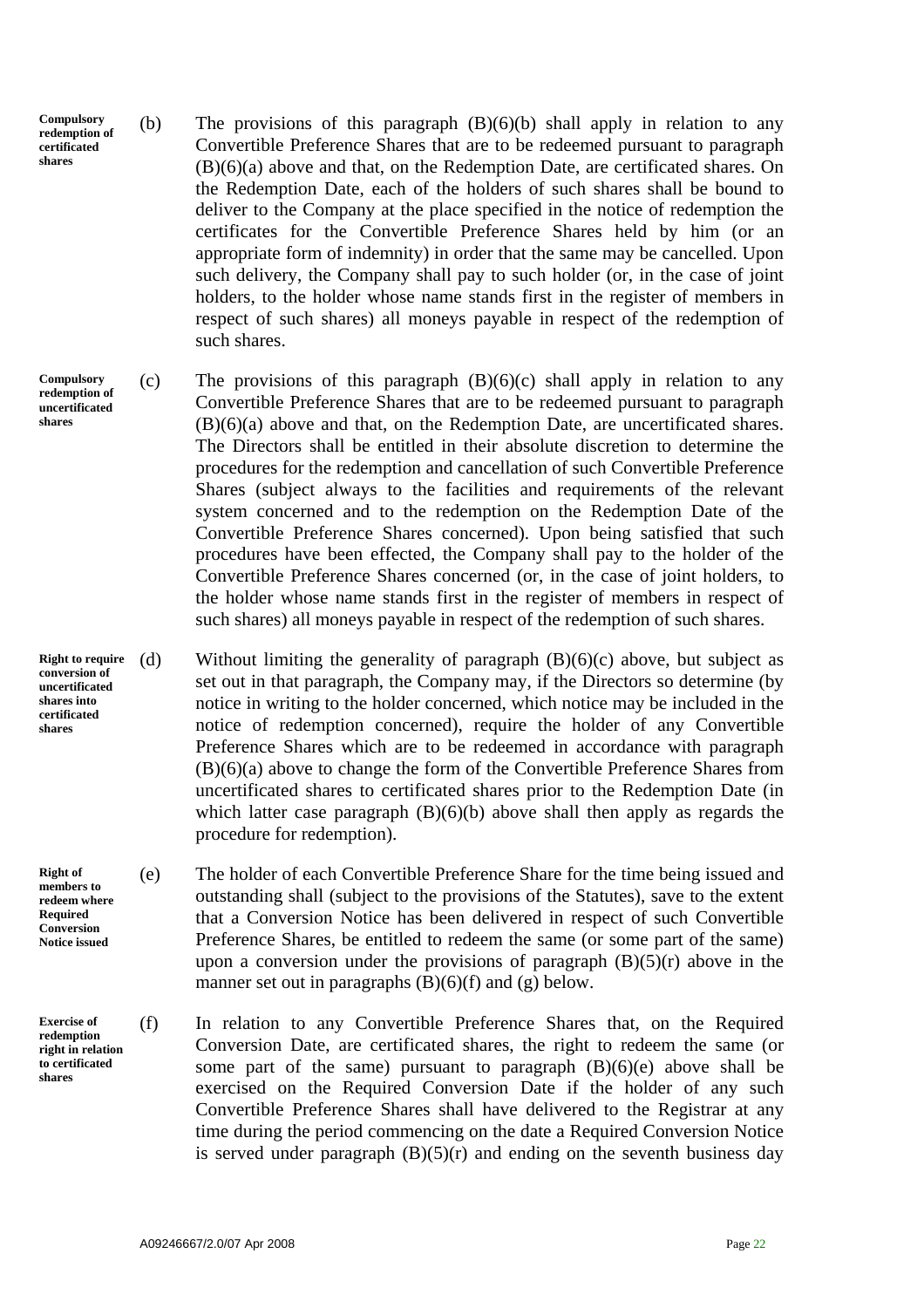**Compulsory redemption of certificated shares**

(b) The provisions of this paragraph (B)(6)(b) shall apply in relation to any Convertible Preference Shares that are to be redeemed pursuant to paragraph (B)(6)(a) above and that, on the Redemption Date, are certificated shares. On the Redemption Date, each of the holders of such shares shall be bound to deliver to the Company at the place specified in the notice of redemption the certificates for the Convertible Preference Shares held by him (or an appropriate form of indemnity) in order that the same may be cancelled. Upon such delivery, the Company shall pay to such holder (or, in the case of joint holders, to the holder whose name stands first in the register of members in respect of such shares) all moneys payable in respect of the redemption of such shares.

**Compulsory redemption of uncertificated shares**

(c) The provisions of this paragraph (B)(6)(c) shall apply in relation to any Convertible Preference Shares that are to be redeemed pursuant to paragraph (B)(6)(a) above and that, on the Redemption Date, are uncertificated shares. The Directors shall be entitled in their absolute discretion to determine the procedures for the redemption and cancellation of such Convertible Preference Shares (subject always to the facilities and requirements of the relevant system concerned and to the redemption on the Redemption Date of the Convertible Preference Shares concerned). Upon being satisfied that such procedures have been effected, the Company shall pay to the holder of the Convertible Preference Shares concerned (or, in the case of joint holders, to the holder whose name stands first in the register of members in respect of such shares) all moneys payable in respect of the redemption of such shares.

**Right to require conversion of uncertificated shares into certificated shares**

(d) Without limiting the generality of paragraph (B)(6)(c) above, but subject as set out in that paragraph, the Company may, if the Directors so determine (by notice in writing to the holder concerned, which notice may be included in the notice of redemption concerned), require the holder of any Convertible Preference Shares which are to be redeemed in accordance with paragraph (B)(6)(a) above to change the form of the Convertible Preference Shares from uncertificated shares to certificated shares prior to the Redemption Date (in which latter case paragraph (B)(6)(b) above shall then apply as regards the procedure for redemption).

**Right of members to redeem where Required Conversion Notice issued**

(e) The holder of each Convertible Preference Share for the time being issued and outstanding shall (subject to the provisions of the Statutes), save to the extent that a Conversion Notice has been delivered in respect of such Convertible Preference Shares, be entitled to redeem the same (or some part of the same) upon a conversion under the provisions of paragraph (B)(5)(r) above in the manner set out in paragraphs (B)(6)(f) and (g) below.

**Exercise of redemption right in relation to certificated shares**

(f) In relation to any Convertible Preference Shares that, on the Required Conversion Date, are certificated shares, the right to redeem the same (or some part of the same) pursuant to paragraph (B)(6)(e) above shall be exercised on the Required Conversion Date if the holder of any such Convertible Preference Shares shall have delivered to the Registrar at any time during the period commencing on the date a Required Conversion Notice is served under paragraph (B)(5)(r) and ending on the seventh business day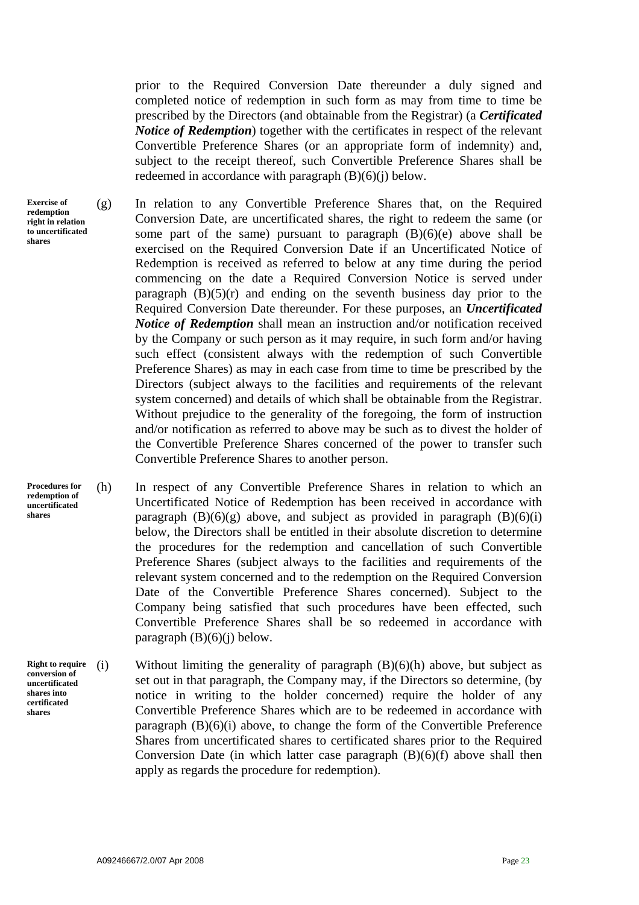prior to the Required Conversion Date thereunder a duly signed and completed notice of redemption in such form as may from time to time be prescribed by the Directors (and obtainable from the Registrar) (a ***Certificated Notice of Redemption***) together with the certificates in respect of the relevant Convertible Preference Shares (or an appropriate form of indemnity) and, subject to the receipt thereof, such Convertible Preference Shares shall be redeemed in accordance with paragraph (B)(6)(j) below.

**Exercise of redemption right in relation to uncertificated shares**

(g) In relation to any Convertible Preference Shares that, on the Required Conversion Date, are uncertificated shares, the right to redeem the same (or some part of the same) pursuant to paragraph (B)(6)(e) above shall be exercised on the Required Conversion Date if an Uncertificated Notice of Redemption is received as referred to below at any time during the period commencing on the date a Required Conversion Notice is served under paragraph (B)(5)(r) and ending on the seventh business day prior to the Required Conversion Date thereunder. For these purposes, an ***Uncertificated Notice of Redemption*** shall mean an instruction and/or notification received by the Company or such person as it may require, in such form and/or having such effect (consistent always with the redemption of such Convertible Preference Shares) as may in each case from time to time be prescribed by the Directors (subject always to the facilities and requirements of the relevant system concerned) and details of which shall be obtainable from the Registrar. Without prejudice to the generality of the foregoing, the form of instruction and/or notification as referred to above may be such as to divest the holder of the Convertible Preference Shares concerned of the power to transfer such Convertible Preference Shares to another person.

**Procedures for redemption of uncertificated shares**

(h) In respect of any Convertible Preference Shares in relation to which an Uncertificated Notice of Redemption has been received in accordance with paragraph (B)(6)(g) above, and subject as provided in paragraph (B)(6)(i) below, the Directors shall be entitled in their absolute discretion to determine the procedures for the redemption and cancellation of such Convertible Preference Shares (subject always to the facilities and requirements of the relevant system concerned and to the redemption on the Required Conversion Date of the Convertible Preference Shares concerned). Subject to the Company being satisfied that such procedures have been effected, such Convertible Preference Shares shall be so redeemed in accordance with paragraph (B)(6)(j) below.

**Right to require conversion of uncertificated shares into certificated shares**

(i) Without limiting the generality of paragraph (B)(6)(h) above, but subject as set out in that paragraph, the Company may, if the Directors so determine, (by notice in writing to the holder concerned) require the holder of any Convertible Preference Shares which are to be redeemed in accordance with paragraph (B)(6)(i) above, to change the form of the Convertible Preference Shares from uncertificated shares to certificated shares prior to the Required Conversion Date (in which latter case paragraph (B)(6)(f) above shall then apply as regards the procedure for redemption).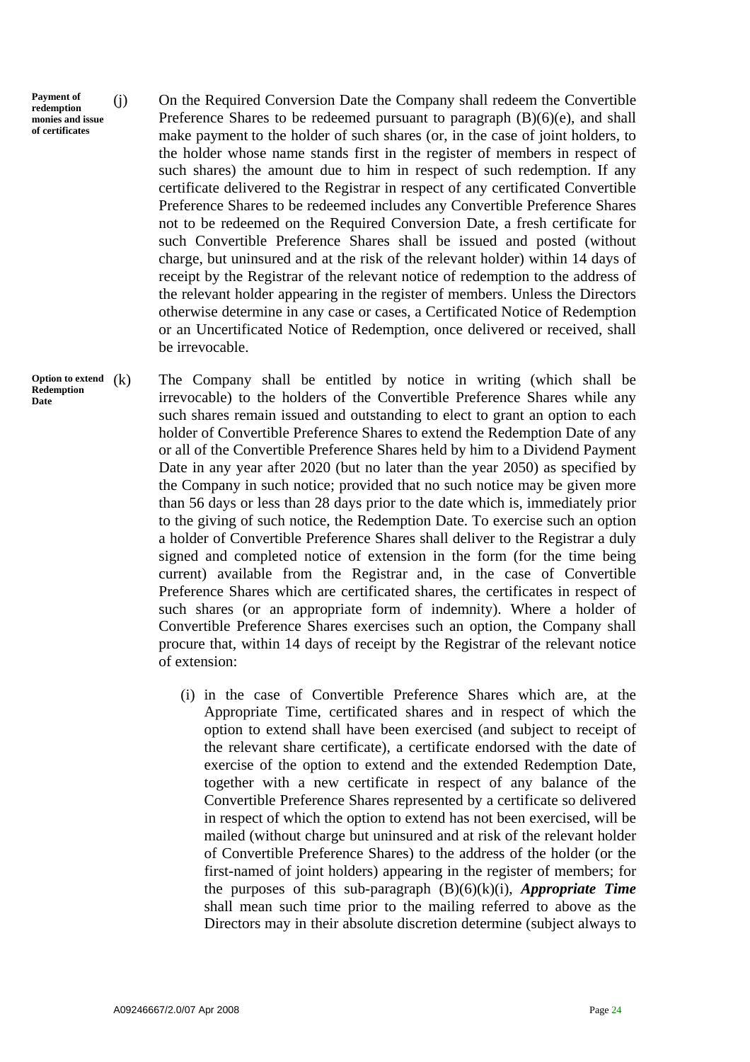**Payment of redemption monies and issue of certificates**

(j) On the Required Conversion Date the Company shall redeem the Convertible Preference Shares to be redeemed pursuant to paragraph (B)(6)(e), and shall make payment to the holder of such shares (or, in the case of joint holders, to the holder whose name stands first in the register of members in respect of such shares) the amount due to him in respect of such redemption. If any certificate delivered to the Registrar in respect of any certificated Convertible Preference Shares to be redeemed includes any Convertible Preference Shares not to be redeemed on the Required Conversion Date, a fresh certificate for such Convertible Preference Shares shall be issued and posted (without charge, but uninsured and at the risk of the relevant holder) within 14 days of receipt by the Registrar of the relevant notice of redemption to the address of the relevant holder appearing in the register of members. Unless the Directors otherwise determine in any case or cases, a Certificated Notice of Redemption or an Uncertificated Notice of Redemption, once delivered or received, shall be irrevocable.

**Option to extend Redemption Date**

(k) The Company shall be entitled by notice in writing (which shall be irrevocable) to the holders of the Convertible Preference Shares while any such shares remain issued and outstanding to elect to grant an option to each holder of Convertible Preference Shares to extend the Redemption Date of any or all of the Convertible Preference Shares held by him to a Dividend Payment Date in any year after 2020 (but no later than the year 2050) as specified by the Company in such notice; provided that no such notice may be given more than 56 days or less than 28 days prior to the date which is, immediately prior to the giving of such notice, the Redemption Date. To exercise such an option a holder of Convertible Preference Shares shall deliver to the Registrar a duly signed and completed notice of extension in the form (for the time being current) available from the Registrar and, in the case of Convertible Preference Shares which are certificated shares, the certificates in respect of such shares (or an appropriate form of indemnity). Where a holder of Convertible Preference Shares exercises such an option, the Company shall procure that, within 14 days of receipt by the Registrar of the relevant notice of extension:

(i) in the case of Convertible Preference Shares which are, at the Appropriate Time, certificated shares and in respect of which the option to extend shall have been exercised (and subject to receipt of the relevant share certificate), a certificate endorsed with the date of exercise of the option to extend and the extended Redemption Date, together with a new certificate in respect of any balance of the Convertible Preference Shares represented by a certificate so delivered in respect of which the option to extend has not been exercised, will be mailed (without charge but uninsured and at risk of the relevant holder of Convertible Preference Shares) to the address of the holder (or the first-named of joint holders) appearing in the register of members; for the purposes of this sub-paragraph (B)(6)(k)(i), ***Appropriate Time*** shall mean such time prior to the mailing referred to above as the Directors may in their absolute discretion determine (subject always to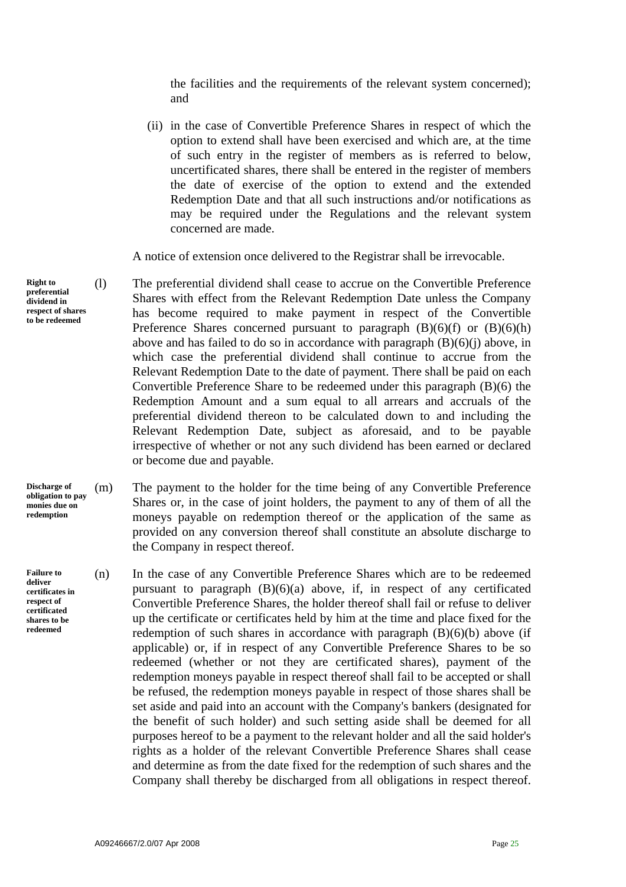the facilities and the requirements of the relevant system concerned); and

(ii) in the case of Convertible Preference Shares in respect of which the option to extend shall have been exercised and which are, at the time of such entry in the register of members as is referred to below, uncertificated shares, there shall be entered in the register of members the date of exercise of the option to extend and the extended Redemption Date and that all such instructions and/or notifications as may be required under the Regulations and the relevant system concerned are made.

A notice of extension once delivered to the Registrar shall be irrevocable.

**Right to preferential dividend in respect of shares to be redeemed**

(l) The preferential dividend shall cease to accrue on the Convertible Preference Shares with effect from the Relevant Redemption Date unless the Company has become required to make payment in respect of the Convertible Preference Shares concerned pursuant to paragraph (B)(6)(f) or (B)(6)(h) above and has failed to do so in accordance with paragraph (B)(6)(j) above, in which case the preferential dividend shall continue to accrue from the Relevant Redemption Date to the date of payment. There shall be paid on each Convertible Preference Share to be redeemed under this paragraph (B)(6) the Redemption Amount and a sum equal to all arrears and accruals of the preferential dividend thereon to be calculated down to and including the Relevant Redemption Date, subject as aforesaid, and to be payable irrespective of whether or not any such dividend has been earned or declared or become due and payable.

**Discharge of obligation to pay monies due on redemption**

(m) The payment to the holder for the time being of any Convertible Preference Shares or, in the case of joint holders, the payment to any of them of all the moneys payable on redemption thereof or the application of the same as provided on any conversion thereof shall constitute an absolute discharge to the Company in respect thereof.

**Failure to deliver certificates in respect of certificated shares to be redeemed**

(n) In the case of any Convertible Preference Shares which are to be redeemed pursuant to paragraph (B)(6)(a) above, if, in respect of any certificated Convertible Preference Shares, the holder thereof shall fail or refuse to deliver up the certificate or certificates held by him at the time and place fixed for the redemption of such shares in accordance with paragraph (B)(6)(b) above (if applicable) or, if in respect of any Convertible Preference Shares to be so redeemed (whether or not they are certificated shares), payment of the redemption moneys payable in respect thereof shall fail to be accepted or shall be refused, the redemption moneys payable in respect of those shares shall be set aside and paid into an account with the Company's bankers (designated for the benefit of such holder) and such setting aside shall be deemed for all purposes hereof to be a payment to the relevant holder and all the said holder's rights as a holder of the relevant Convertible Preference Shares shall cease and determine as from the date fixed for the redemption of such shares and the Company shall thereby be discharged from all obligations in respect thereof.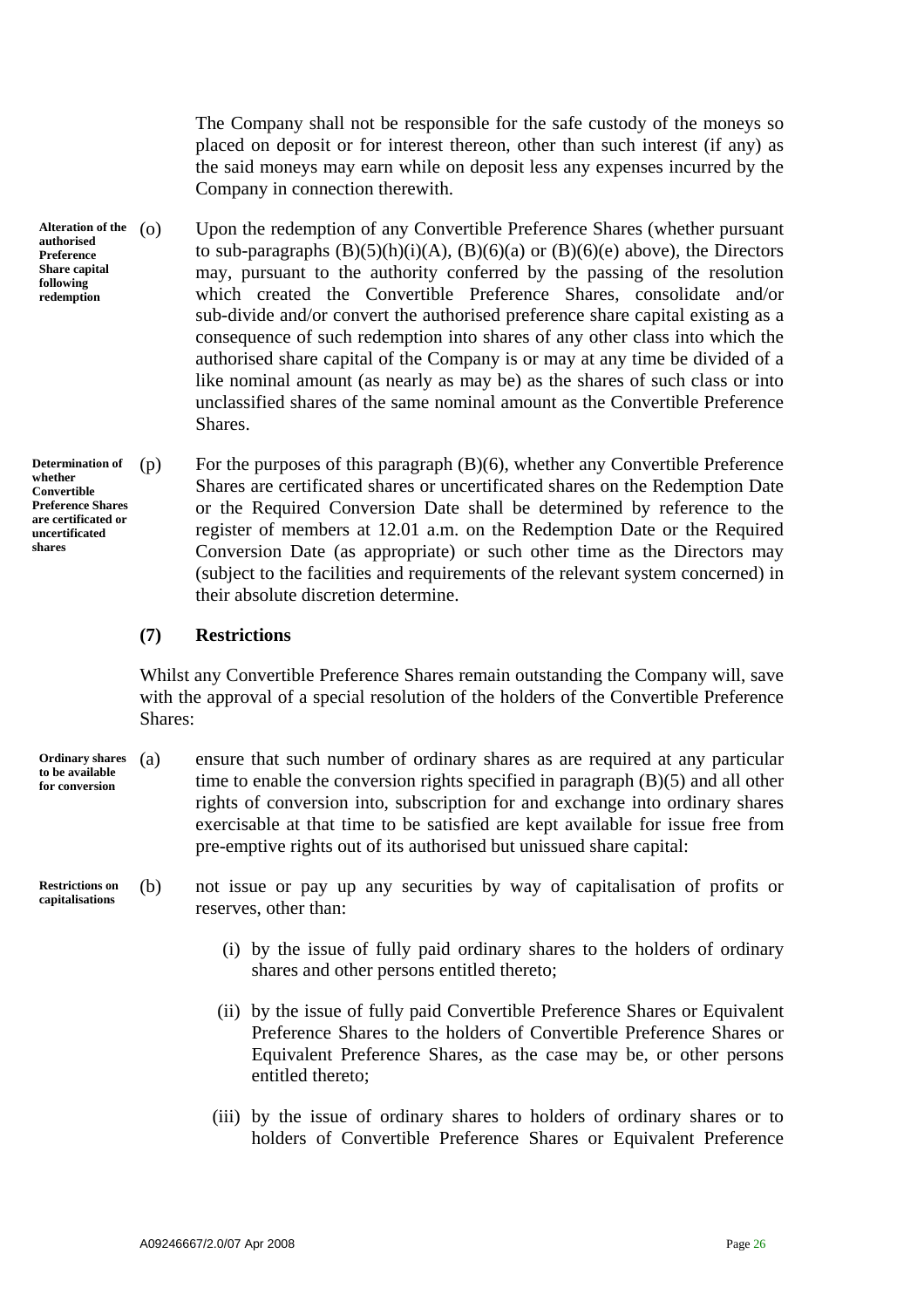The Company shall not be responsible for the safe custody of the moneys so placed on deposit or for interest thereon, other than such interest (if any) as the said moneys may earn while on deposit less any expenses incurred by the Company in connection therewith.

**Alteration of the authorised Preference Share capital following redemption**

(o) Upon the redemption of any Convertible Preference Shares (whether pursuant to sub-paragraphs (B)(5)(h)(i)(A), (B)(6)(a) or (B)(6)(e) above), the Directors may, pursuant to the authority conferred by the passing of the resolution which created the Convertible Preference Shares, consolidate and/or sub-divide and/or convert the authorised preference share capital existing as a consequence of such redemption into shares of any other class into which the authorised share capital of the Company is or may at any time be divided of a like nominal amount (as nearly as may be) as the shares of such class or into unclassified shares of the same nominal amount as the Convertible Preference Shares.

**Determination of whether Convertible Preference Shares are certificated or uncertificated shares**

(p) For the purposes of this paragraph (B)(6), whether any Convertible Preference Shares are certificated shares or uncertificated shares on the Redemption Date or the Required Conversion Date shall be determined by reference to the register of members at 12.01 a.m. on the Redemption Date or the Required Conversion Date (as appropriate) or such other time as the Directors may (subject to the facilities and requirements of the relevant system concerned) in their absolute discretion determine.

**(7) Restrictions**

Whilst any Convertible Preference Shares remain outstanding the Company will, save with the approval of a special resolution of the holders of the Convertible Preference Shares:

**Ordinary shares to be available for conversion**

(a) ensure that such number of ordinary shares as are required at any particular time to enable the conversion rights specified in paragraph (B)(5) and all other rights of conversion into, subscription for and exchange into ordinary shares exercisable at that time to be satisfied are kept available for issue free from pre-emptive rights out of its authorised but unissued share capital:

**Restrictions on capitalisations**

(b) not issue or pay up any securities by way of capitalisation of profits or reserves, other than:

(i) by the issue of fully paid ordinary shares to the holders of ordinary shares and other persons entitled thereto;

(ii) by the issue of fully paid Convertible Preference Shares or Equivalent Preference Shares to the holders of Convertible Preference Shares or Equivalent Preference Shares, as the case may be, or other persons entitled thereto;

(iii) by the issue of ordinary shares to holders of ordinary shares or to holders of Convertible Preference Shares or Equivalent Preference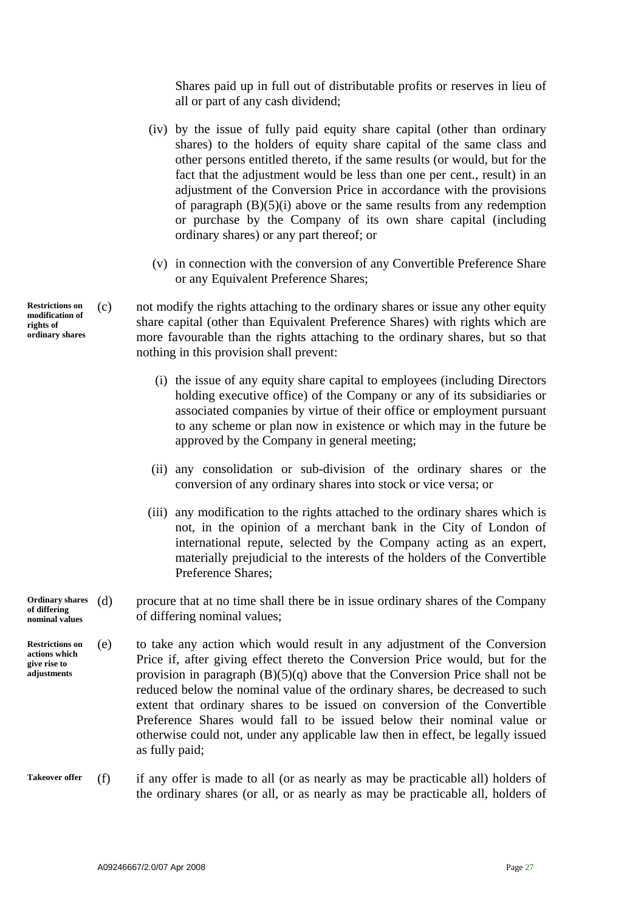Shares paid up in full out of distributable profits or reserves in lieu of all or part of any cash dividend;

(iv) by the issue of fully paid equity share capital (other than ordinary shares) to the holders of equity share capital of the same class and other persons entitled thereto, if the same results (or would, but for the fact that the adjustment would be less than one per cent., result) in an adjustment of the Conversion Price in accordance with the provisions of paragraph (B)(5)(i) above or the same results from any redemption or purchase by the Company of its own share capital (including ordinary shares) or any part thereof; or

(v) in connection with the conversion of any Convertible Preference Share or any Equivalent Preference Shares;

**Restrictions on modification of rights of ordinary shares**

(c) not modify the rights attaching to the ordinary shares or issue any other equity share capital (other than Equivalent Preference Shares) with rights which are more favourable than the rights attaching to the ordinary shares, but so that nothing in this provision shall prevent:

(i) the issue of any equity share capital to employees (including Directors holding executive office) of the Company or any of its subsidiaries or associated companies by virtue of their office or employment pursuant to any scheme or plan now in existence or which may in the future be approved by the Company in general meeting;

(ii) any consolidation or sub-division of the ordinary shares or the conversion of any ordinary shares into stock or vice versa; or

(iii) any modification to the rights attached to the ordinary shares which is not, in the opinion of a merchant bank in the City of London of international repute, selected by the Company acting as an expert, materially prejudicial to the interests of the holders of the Convertible Preference Shares;

**Ordinary shares of differing nominal values**

(d) procure that at no time shall there be in issue ordinary shares of the Company of differing nominal values;

**Restrictions on actions which give rise to adjustments**

(e) to take any action which would result in any adjustment of the Conversion Price if, after giving effect thereto the Conversion Price would, but for the provision in paragraph (B)(5)(q) above that the Conversion Price shall not be reduced below the nominal value of the ordinary shares, be decreased to such extent that ordinary shares to be issued on conversion of the Convertible Preference Shares would fall to be issued below their nominal value or otherwise could not, under any applicable law then in effect, be legally issued as fully paid;

**Takeover offer**

(f) if any offer is made to all (or as nearly as may be practicable all) holders of the ordinary shares (or all, or as nearly as may be practicable all, holders of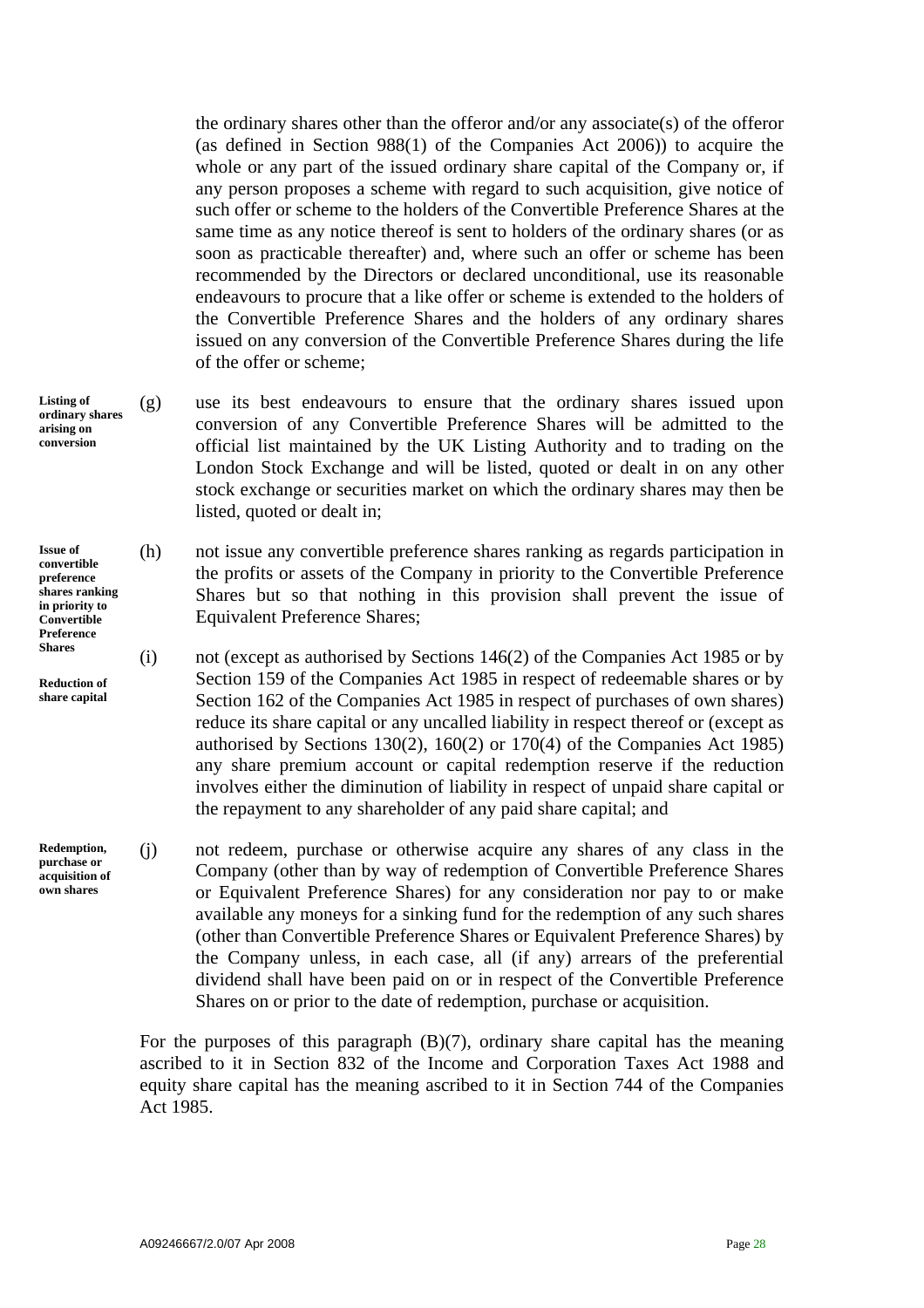the ordinary shares other than the offeror and/or any associate(s) of the offeror (as defined in Section 988(1) of the Companies Act 2006)) to acquire the whole or any part of the issued ordinary share capital of the Company or, if any person proposes a scheme with regard to such acquisition, give notice of such offer or scheme to the holders of the Convertible Preference Shares at the same time as any notice thereof is sent to holders of the ordinary shares (or as soon as practicable thereafter) and, where such an offer or scheme has been recommended by the Directors or declared unconditional, use its reasonable endeavours to procure that a like offer or scheme is extended to the holders of the Convertible Preference Shares and the holders of any ordinary shares issued on any conversion of the Convertible Preference Shares during the life of the offer or scheme;

**Listing of ordinary shares arising on conversion**

(g) use its best endeavours to ensure that the ordinary shares issued upon conversion of any Convertible Preference Shares will be admitted to the official list maintained by the UK Listing Authority and to trading on the London Stock Exchange and will be listed, quoted or dealt in on any other stock exchange or securities market on which the ordinary shares may then be listed, quoted or dealt in;

**Issue of convertible preference shares ranking in priority to Convertible Preference Shares**

(h) not issue any convertible preference shares ranking as regards participation in the profits or assets of the Company in priority to the Convertible Preference Shares but so that nothing in this provision shall prevent the issue of Equivalent Preference Shares;

**Reduction of share capital**

(i) not (except as authorised by Sections 146(2) of the Companies Act 1985 or by Section 159 of the Companies Act 1985 in respect of redeemable shares or by Section 162 of the Companies Act 1985 in respect of purchases of own shares) reduce its share capital or any uncalled liability in respect thereof or (except as authorised by Sections 130(2), 160(2) or 170(4) of the Companies Act 1985) any share premium account or capital redemption reserve if the reduction involves either the diminution of liability in respect of unpaid share capital or the repayment to any shareholder of any paid share capital; and

**Redemption, purchase or acquisition of own shares**

(j) not redeem, purchase or otherwise acquire any shares of any class in the Company (other than by way of redemption of Convertible Preference Shares or Equivalent Preference Shares) for any consideration nor pay to or make available any moneys for a sinking fund for the redemption of any such shares (other than Convertible Preference Shares or Equivalent Preference Shares) by the Company unless, in each case, all (if any) arrears of the preferential dividend shall have been paid on or in respect of the Convertible Preference Shares on or prior to the date of redemption, purchase or acquisition.

For the purposes of this paragraph (B)(7), ordinary share capital has the meaning ascribed to it in Section 832 of the Income and Corporation Taxes Act 1988 and equity share capital has the meaning ascribed to it in Section 744 of the Companies Act 1985.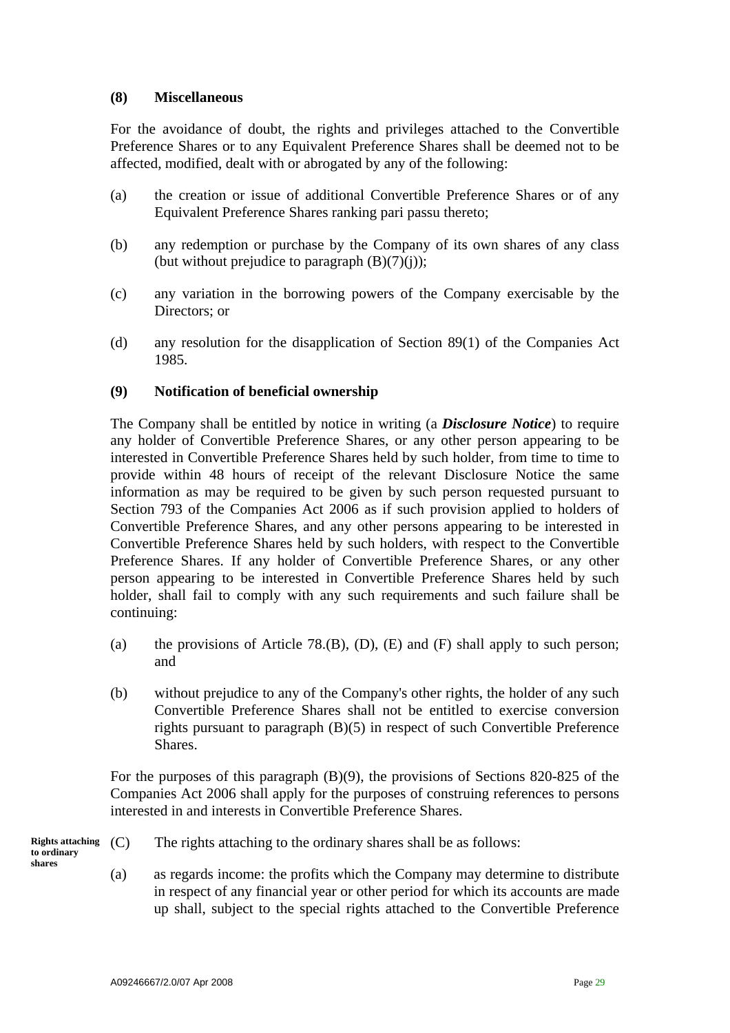**(8) Miscellaneous**

For the avoidance of doubt, the rights and privileges attached to the Convertible Preference Shares or to any Equivalent Preference Shares shall be deemed not to be affected, modified, dealt with or abrogated by any of the following:

(a) the creation or issue of additional Convertible Preference Shares or of any Equivalent Preference Shares ranking pari passu thereto;

(b) any redemption or purchase by the Company of its own shares of any class (but without prejudice to paragraph (B)(7)(j));

(c) any variation in the borrowing powers of the Company exercisable by the Directors; or

(d) any resolution for the disapplication of Section 89(1) of the Companies Act 1985.

**(9) Notification of beneficial ownership**

The Company shall be entitled by notice in writing (a ***Disclosure Notice***) to require any holder of Convertible Preference Shares, or any other person appearing to be interested in Convertible Preference Shares held by such holder, from time to time to provide within 48 hours of receipt of the relevant Disclosure Notice the same information as may be required to be given by such person requested pursuant to Section 793 of the Companies Act 2006 as if such provision applied to holders of Convertible Preference Shares, and any other persons appearing to be interested in Convertible Preference Shares held by such holders, with respect to the Convertible Preference Shares. If any holder of Convertible Preference Shares, or any other person appearing to be interested in Convertible Preference Shares held by such holder, shall fail to comply with any such requirements and such failure shall be continuing:

(a) the provisions of Article 78.(B), (D), (E) and (F) shall apply to such person; and

(b) without prejudice to any of the Company's other rights, the holder of any such Convertible Preference Shares shall not be entitled to exercise conversion rights pursuant to paragraph (B)(5) in respect of such Convertible Preference Shares.

For the purposes of this paragraph (B)(9), the provisions of Sections 820-825 of the Companies Act 2006 shall apply for the purposes of construing references to persons interested in and interests in Convertible Preference Shares.

**Rights attaching to ordinary shares**

(C) The rights attaching to the ordinary shares shall be as follows:

(a) as regards income: the profits which the Company may determine to distribute in respect of any financial year or other period for which its accounts are made up shall, subject to the special rights attached to the Convertible Preference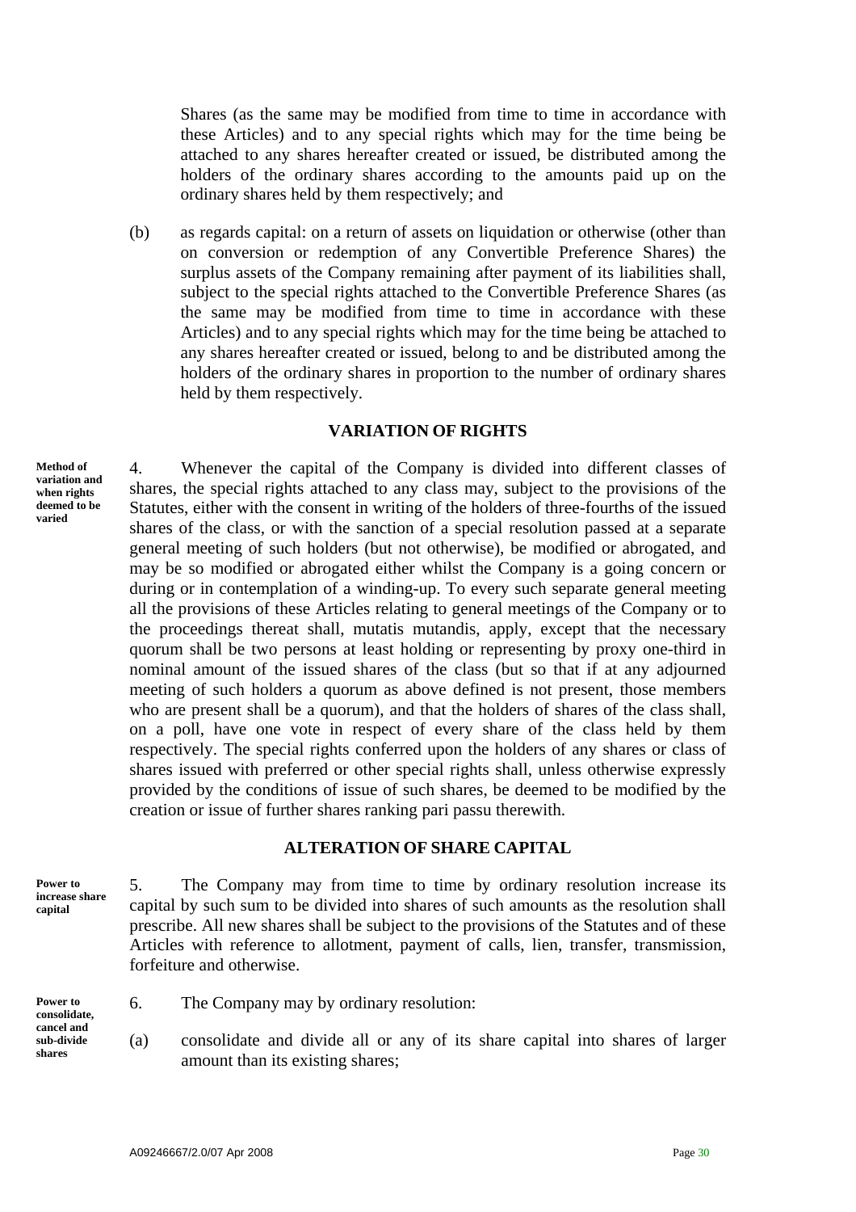Shares (as the same may be modified from time to time in accordance with these Articles) and to any special rights which may for the time being be attached to any shares hereafter created or issued, be distributed among the holders of the ordinary shares according to the amounts paid up on the ordinary shares held by them respectively; and

(b) as regards capital: on a return of assets on liquidation or otherwise (other than on conversion or redemption of any Convertible Preference Shares) the surplus assets of the Company remaining after payment of its liabilities shall, subject to the special rights attached to the Convertible Preference Shares (as the same may be modified from time to time in accordance with these Articles) and to any special rights which may for the time being be attached to any shares hereafter created or issued, belong to and be distributed among the holders of the ordinary shares in proportion to the number of ordinary shares held by them respectively.

## VARIATION OF RIGHTS

**Method of variation and when rights deemed to be varied**

4. Whenever the capital of the Company is divided into different classes of shares, the special rights attached to any class may, subject to the provisions of the Statutes, either with the consent in writing of the holders of three-fourths of the issued shares of the class, or with the sanction of a special resolution passed at a separate general meeting of such holders (but not otherwise), be modified or abrogated, and may be so modified or abrogated either whilst the Company is a going concern or during or in contemplation of a winding-up. To every such separate general meeting all the provisions of these Articles relating to general meetings of the Company or to the proceedings thereat shall, mutatis mutandis, apply, except that the necessary quorum shall be two persons at least holding or representing by proxy one-third in nominal amount of the issued shares of the class (but so that if at any adjourned meeting of such holders a quorum as above defined is not present, those members who are present shall be a quorum), and that the holders of shares of the class shall, on a poll, have one vote in respect of every share of the class held by them respectively. The special rights conferred upon the holders of any shares or class of shares issued with preferred or other special rights shall, unless otherwise expressly provided by the conditions of issue of such shares, be deemed to be modified by the creation or issue of further shares ranking pari passu therewith.

## ALTERATION OF SHARE CAPITAL

**Power to increase share capital**

5. The Company may from time to time by ordinary resolution increase its capital by such sum to be divided into shares of such amounts as the resolution shall prescribe. All new shares shall be subject to the provisions of the Statutes and of these Articles with reference to allotment, payment of calls, lien, transfer, transmission, forfeiture and otherwise.

**Power to consolidate, cancel and sub-divide shares**

6. The Company may by ordinary resolution:

(a) consolidate and divide all or any of its share capital into shares of larger amount than its existing shares;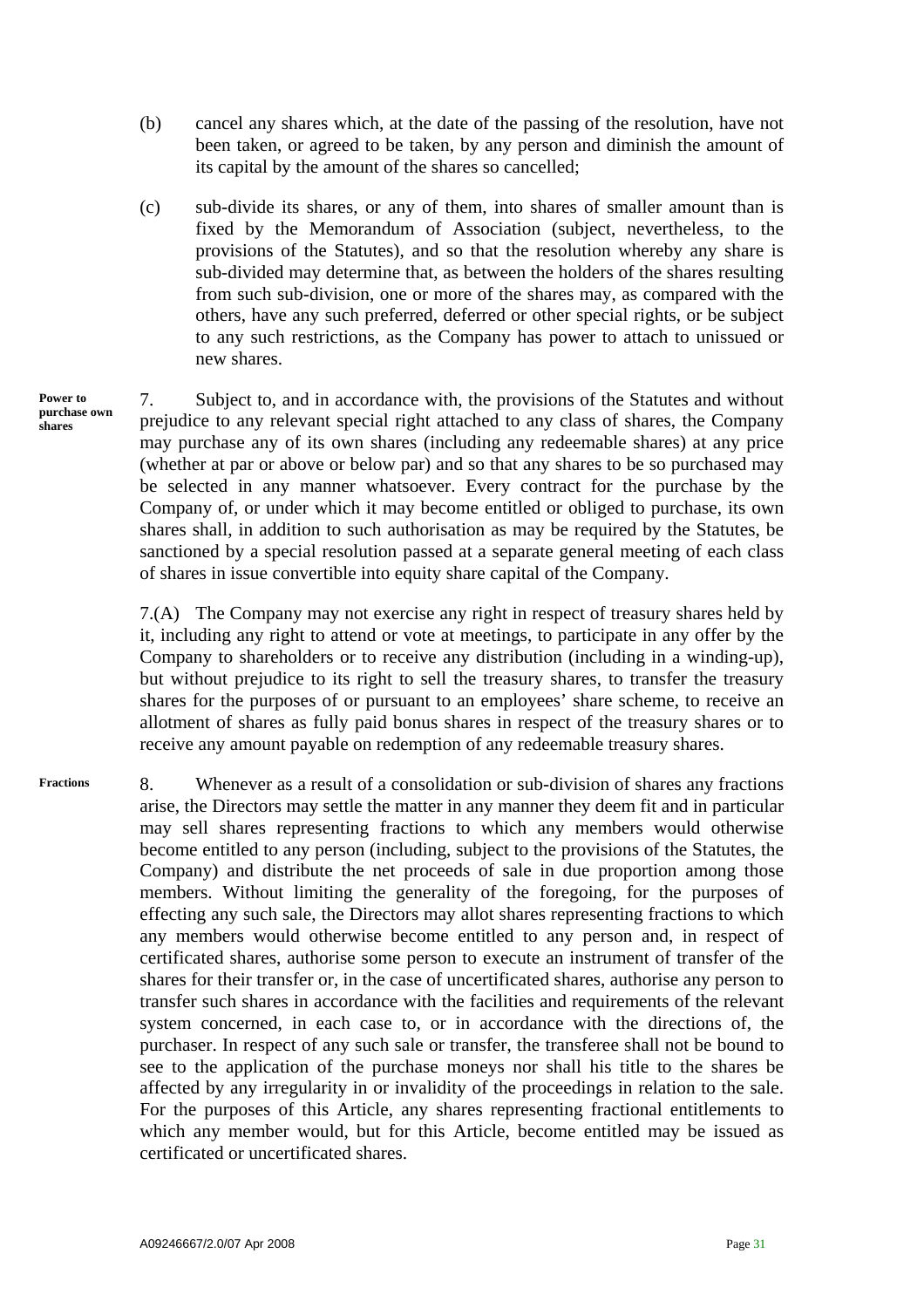(b) cancel any shares which, at the date of the passing of the resolution, have not been taken, or agreed to be taken, by any person and diminish the amount of its capital by the amount of the shares so cancelled;

(c) sub-divide its shares, or any of them, into shares of smaller amount than is fixed by the Memorandum of Association (subject, nevertheless, to the provisions of the Statutes), and so that the resolution whereby any share is sub-divided may determine that, as between the holders of the shares resulting from such sub-division, one or more of the shares may, as compared with the others, have any such preferred, deferred or other special rights, or be subject to any such restrictions, as the Company has power to attach to unissued or new shares.

**Power to purchase own shares**

7. Subject to, and in accordance with, the provisions of the Statutes and without prejudice to any relevant special right attached to any class of shares, the Company may purchase any of its own shares (including any redeemable shares) at any price (whether at par or above or below par) and so that any shares to be so purchased may be selected in any manner whatsoever. Every contract for the purchase by the Company of, or under which it may become entitled or obliged to purchase, its own shares shall, in addition to such authorisation as may be required by the Statutes, be sanctioned by a special resolution passed at a separate general meeting of each class of shares in issue convertible into equity share capital of the Company.

7.(A) The Company may not exercise any right in respect of treasury shares held by it, including any right to attend or vote at meetings, to participate in any offer by the Company to shareholders or to receive any distribution (including in a winding-up), but without prejudice to its right to sell the treasury shares, to transfer the treasury shares for the purposes of or pursuant to an employees' share scheme, to receive an allotment of shares as fully paid bonus shares in respect of the treasury shares or to receive any amount payable on redemption of any redeemable treasury shares.

**Fractions**

8. Whenever as a result of a consolidation or sub-division of shares any fractions arise, the Directors may settle the matter in any manner they deem fit and in particular may sell shares representing fractions to which any members would otherwise become entitled to any person (including, subject to the provisions of the Statutes, the Company) and distribute the net proceeds of sale in due proportion among those members. Without limiting the generality of the foregoing, for the purposes of effecting any such sale, the Directors may allot shares representing fractions to which any members would otherwise become entitled to any person and, in respect of certificated shares, authorise some person to execute an instrument of transfer of the shares for their transfer or, in the case of uncertificated shares, authorise any person to transfer such shares in accordance with the facilities and requirements of the relevant system concerned, in each case to, or in accordance with the directions of, the purchaser. In respect of any such sale or transfer, the transferee shall not be bound to see to the application of the purchase moneys nor shall his title to the shares be affected by any irregularity in or invalidity of the proceedings in relation to the sale. For the purposes of this Article, any shares representing fractional entitlements to which any member would, but for this Article, become entitled may be issued as certificated or uncertificated shares.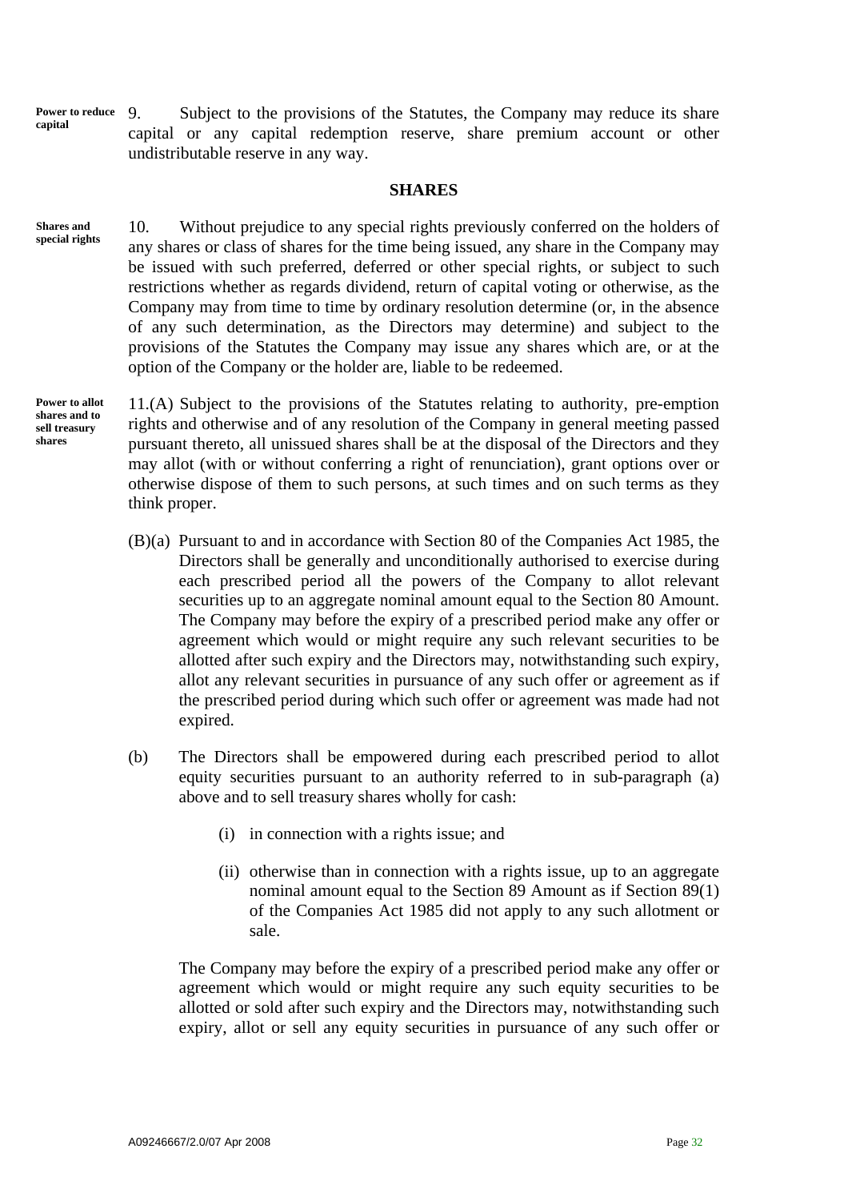**Power to reduce capital**

9. Subject to the provisions of the Statutes, the Company may reduce its share capital or any capital redemption reserve, share premium account or other undistributable reserve in any way.

## SHARES

**Shares and special rights**

10. Without prejudice to any special rights previously conferred on the holders of any shares or class of shares for the time being issued, any share in the Company may be issued with such preferred, deferred or other special rights, or subject to such restrictions whether as regards dividend, return of capital voting or otherwise, as the Company may from time to time by ordinary resolution determine (or, in the absence of any such determination, as the Directors may determine) and subject to the provisions of the Statutes the Company may issue any shares which are, or at the option of the Company or the holder are, liable to be redeemed.

**Power to allot shares and to sell treasury shares**

11.(A) Subject to the provisions of the Statutes relating to authority, pre-emption rights and otherwise and of any resolution of the Company in general meeting passed pursuant thereto, all unissued shares shall be at the disposal of the Directors and they may allot (with or without conferring a right of renunciation), grant options over or otherwise dispose of them to such persons, at such times and on such terms as they think proper.

(B)(a) Pursuant to and in accordance with Section 80 of the Companies Act 1985, the Directors shall be generally and unconditionally authorised to exercise during each prescribed period all the powers of the Company to allot relevant securities up to an aggregate nominal amount equal to the Section 80 Amount. The Company may before the expiry of a prescribed period make any offer or agreement which would or might require any such relevant securities to be allotted after such expiry and the Directors may, notwithstanding such expiry, allot any relevant securities in pursuance of any such offer or agreement as if the prescribed period during which such offer or agreement was made had not expired.

(b) The Directors shall be empowered during each prescribed period to allot equity securities pursuant to an authority referred to in sub-paragraph (a) above and to sell treasury shares wholly for cash:

(i) in connection with a rights issue; and

(ii) otherwise than in connection with a rights issue, up to an aggregate nominal amount equal to the Section 89 Amount as if Section 89(1) of the Companies Act 1985 did not apply to any such allotment or sale.

The Company may before the expiry of a prescribed period make any offer or agreement which would or might require any such equity securities to be allotted or sold after such expiry and the Directors may, notwithstanding such expiry, allot or sell any equity securities in pursuance of any such offer or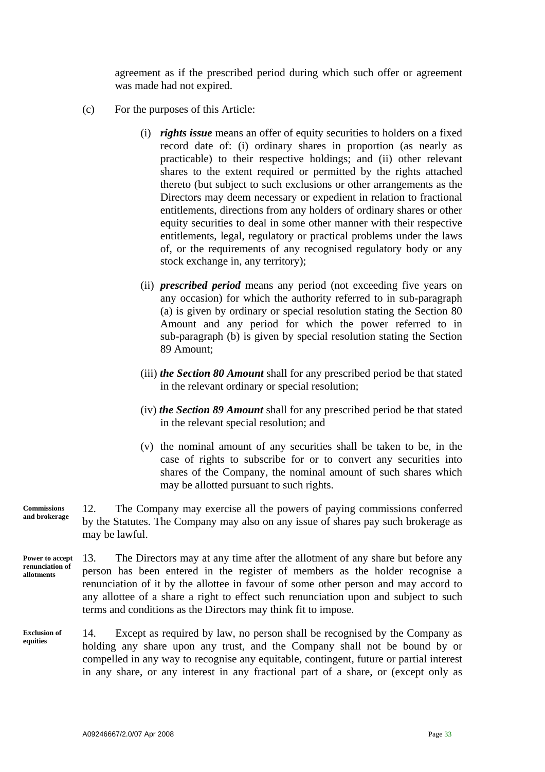agreement as if the prescribed period during which such offer or agreement was made had not expired.

(c) For the purposes of this Article:

(i) ***rights issue*** means an offer of equity securities to holders on a fixed record date of: (i) ordinary shares in proportion (as nearly as practicable) to their respective holdings; and (ii) other relevant shares to the extent required or permitted by the rights attached thereto (but subject to such exclusions or other arrangements as the Directors may deem necessary or expedient in relation to fractional entitlements, directions from any holders of ordinary shares or other equity securities to deal in some other manner with their respective entitlements, legal, regulatory or practical problems under the laws of, or the requirements of any recognised regulatory body or any stock exchange in, any territory);

(ii) ***prescribed period*** means any period (not exceeding five years on any occasion) for which the authority referred to in sub-paragraph (a) is given by ordinary or special resolution stating the Section 80 Amount and any period for which the power referred to in sub-paragraph (b) is given by special resolution stating the Section 89 Amount;

(iii) ***the Section 80 Amount*** shall for any prescribed period be that stated in the relevant ordinary or special resolution;

(iv) ***the Section 89 Amount*** shall for any prescribed period be that stated in the relevant special resolution; and

(v) the nominal amount of any securities shall be taken to be, in the case of rights to subscribe for or to convert any securities into shares of the Company, the nominal amount of such shares which may be allotted pursuant to such rights.

**Commissions and brokerage**

12. The Company may exercise all the powers of paying commissions conferred by the Statutes. The Company may also on any issue of shares pay such brokerage as may be lawful.

**Power to accept renunciation of allotments**

13. The Directors may at any time after the allotment of any share but before any person has been entered in the register of members as the holder recognise a renunciation of it by the allottee in favour of some other person and may accord to any allottee of a share a right to effect such renunciation upon and subject to such terms and conditions as the Directors may think fit to impose.

**Exclusion of equities**

14. Except as required by law, no person shall be recognised by the Company as holding any share upon any trust, and the Company shall not be bound by or compelled in any way to recognise any equitable, contingent, future or partial interest in any share, or any interest in any fractional part of a share, or (except only as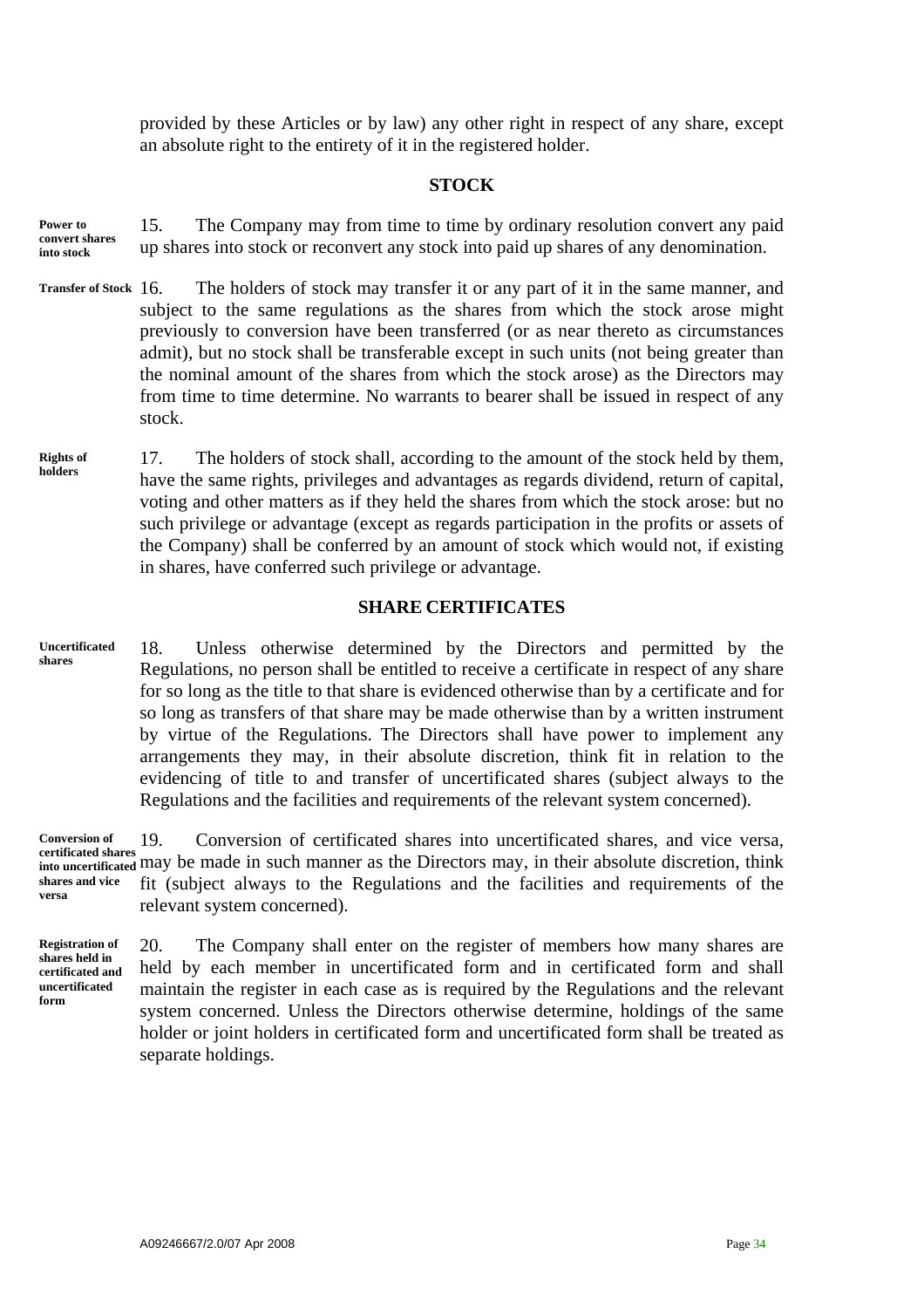provided by these Articles or by law) any other right in respect of any share, except an absolute right to the entirety of it in the registered holder.

## STOCK

**Power to convert shares into stock**

15. The Company may from time to time by ordinary resolution convert any paid up shares into stock or reconvert any stock into paid up shares of any denomination.

**Transfer of Stock**

16. The holders of stock may transfer it or any part of it in the same manner, and subject to the same regulations as the shares from which the stock arose might previously to conversion have been transferred (or as near thereto as circumstances admit), but no stock shall be transferable except in such units (not being greater than the nominal amount of the shares from which the stock arose) as the Directors may from time to time determine. No warrants to bearer shall be issued in respect of any stock.

**Rights of holders**

17. The holders of stock shall, according to the amount of the stock held by them, have the same rights, privileges and advantages as regards dividend, return of capital, voting and other matters as if they held the shares from which the stock arose: but no such privilege or advantage (except as regards participation in the profits or assets of the Company) shall be conferred by an amount of stock which would not, if existing in shares, have conferred such privilege or advantage.

## SHARE CERTIFICATES

**Uncertificated shares**

18. Unless otherwise determined by the Directors and permitted by the Regulations, no person shall be entitled to receive a certificate in respect of any share for so long as the title to that share is evidenced otherwise than by a certificate and for so long as transfers of that share may be made otherwise than by a written instrument by virtue of the Regulations. The Directors shall have power to implement any arrangements they may, in their absolute discretion, think fit in relation to the evidencing of title to and transfer of uncertificated shares (subject always to the Regulations and the facilities and requirements of the relevant system concerned).

**Conversion of certificated shares into uncertificated shares and vice versa**

19. Conversion of certificated shares into uncertificated shares, and vice versa, may be made in such manner as the Directors may, in their absolute discretion, think fit (subject always to the Regulations and the facilities and requirements of the relevant system concerned).

**Registration of shares held in certificated and uncertificated form**

20. The Company shall enter on the register of members how many shares are held by each member in uncertificated form and in certificated form and shall maintain the register in each case as is required by the Regulations and the relevant system concerned. Unless the Directors otherwise determine, holdings of the same holder or joint holders in certificated form and uncertificated form shall be treated as separate holdings.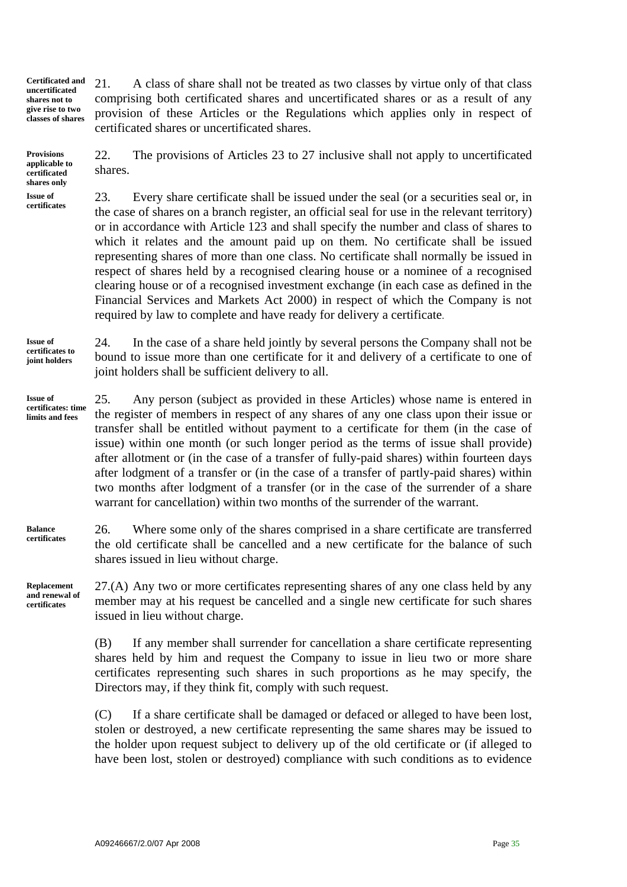**Certificated and uncertificated shares not to give rise to two classes of shares**

21. A class of share shall not be treated as two classes by virtue only of that class comprising both certificated shares and uncertificated shares or as a result of any provision of these Articles or the Regulations which applies only in respect of certificated shares or uncertificated shares.

**Provisions applicable to certificated shares only**

22. The provisions of Articles 23 to 27 inclusive shall not apply to uncertificated shares.

**Issue of certificates**

23. Every share certificate shall be issued under the seal (or a securities seal or, in the case of shares on a branch register, an official seal for use in the relevant territory) or in accordance with Article 123 and shall specify the number and class of shares to which it relates and the amount paid up on them. No certificate shall be issued representing shares of more than one class. No certificate shall normally be issued in respect of shares held by a recognised clearing house or a nominee of a recognised clearing house or of a recognised investment exchange (in each case as defined in the Financial Services and Markets Act 2000) in respect of which the Company is not required by law to complete and have ready for delivery a certificate.

**Issue of certificates to joint holders**

24. In the case of a share held jointly by several persons the Company shall not be bound to issue more than one certificate for it and delivery of a certificate to one of joint holders shall be sufficient delivery to all.

**Issue of certificates: time limits and fees**

25. Any person (subject as provided in these Articles) whose name is entered in the register of members in respect of any shares of any one class upon their issue or transfer shall be entitled without payment to a certificate for them (in the case of issue) within one month (or such longer period as the terms of issue shall provide) after allotment or (in the case of a transfer of fully-paid shares) within fourteen days after lodgment of a transfer or (in the case of a transfer of partly-paid shares) within two months after lodgment of a transfer (or in the case of the surrender of a share warrant for cancellation) within two months of the surrender of the warrant.

**Balance certificates**

26. Where some only of the shares comprised in a share certificate are transferred the old certificate shall be cancelled and a new certificate for the balance of such shares issued in lieu without charge.

**Replacement and renewal of certificates**

27.(A) Any two or more certificates representing shares of any one class held by any member may at his request be cancelled and a single new certificate for such shares issued in lieu without charge.

(B) If any member shall surrender for cancellation a share certificate representing shares held by him and request the Company to issue in lieu two or more share certificates representing such shares in such proportions as he may specify, the Directors may, if they think fit, comply with such request.

(C) If a share certificate shall be damaged or defaced or alleged to have been lost, stolen or destroyed, a new certificate representing the same shares may be issued to the holder upon request subject to delivery up of the old certificate or (if alleged to have been lost, stolen or destroyed) compliance with such conditions as to evidence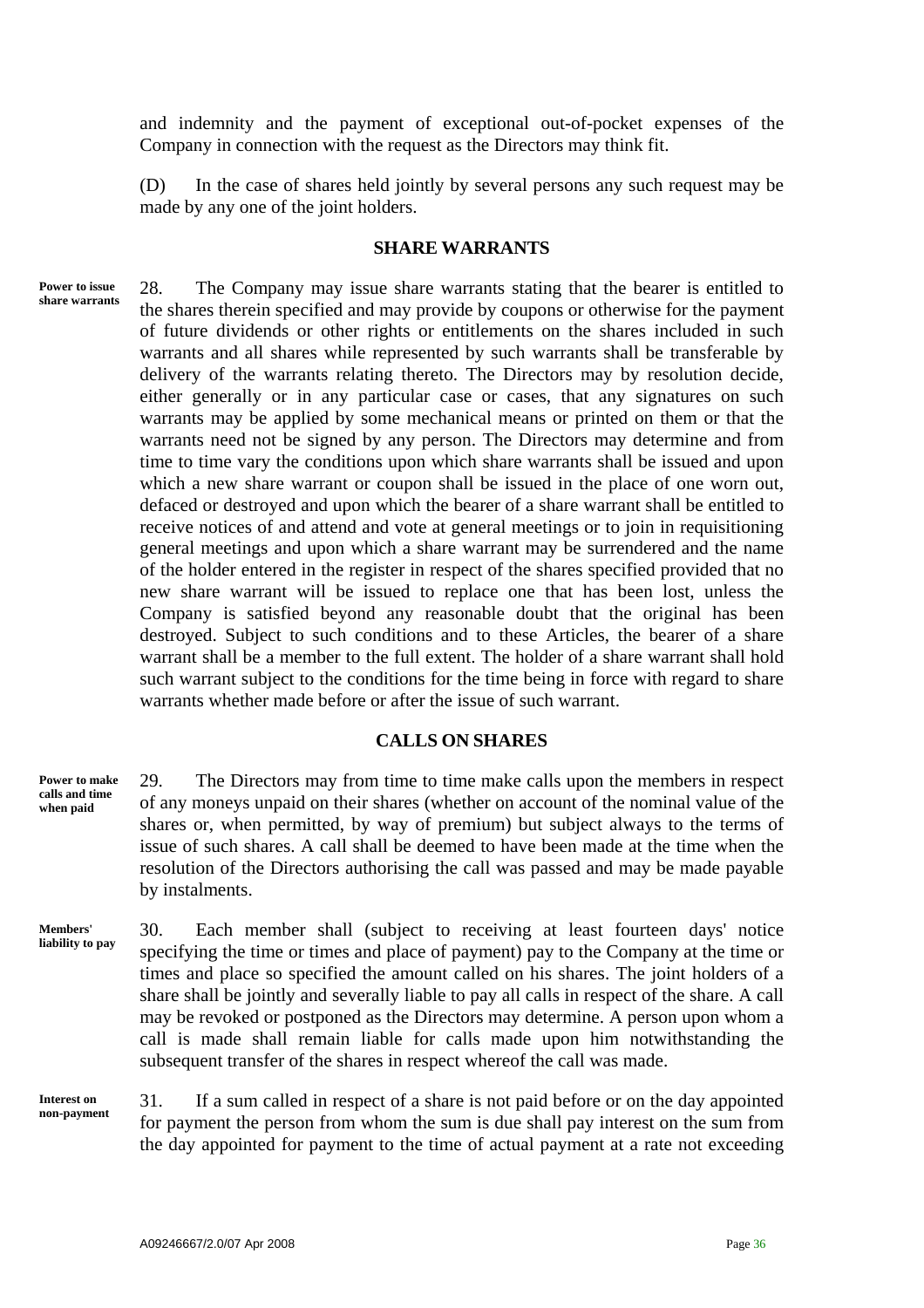and indemnity and the payment of exceptional out-of-pocket expenses of the Company in connection with the request as the Directors may think fit.

(D) In the case of shares held jointly by several persons any such request may be made by any one of the joint holders.

## SHARE WARRANTS

**Power to issue share warrants**

28. The Company may issue share warrants stating that the bearer is entitled to the shares therein specified and may provide by coupons or otherwise for the payment of future dividends or other rights or entitlements on the shares included in such warrants and all shares while represented by such warrants shall be transferable by delivery of the warrants relating thereto. The Directors may by resolution decide, either generally or in any particular case or cases, that any signatures on such warrants may be applied by some mechanical means or printed on them or that the warrants need not be signed by any person. The Directors may determine and from time to time vary the conditions upon which share warrants shall be issued and upon which a new share warrant or coupon shall be issued in the place of one worn out, defaced or destroyed and upon which the bearer of a share warrant shall be entitled to receive notices of and attend and vote at general meetings or to join in requisitioning general meetings and upon which a share warrant may be surrendered and the name of the holder entered in the register in respect of the shares specified provided that no new share warrant will be issued to replace one that has been lost, unless the Company is satisfied beyond any reasonable doubt that the original has been destroyed. Subject to such conditions and to these Articles, the bearer of a share warrant shall be a member to the full extent. The holder of a share warrant shall hold such warrant subject to the conditions for the time being in force with regard to share warrants whether made before or after the issue of such warrant.

## CALLS ON SHARES

**Power to make calls and time when paid**

29. The Directors may from time to time make calls upon the members in respect of any moneys unpaid on their shares (whether on account of the nominal value of the shares or, when permitted, by way of premium) but subject always to the terms of issue of such shares. A call shall be deemed to have been made at the time when the resolution of the Directors authorising the call was passed and may be made payable by instalments.

**Members' liability to pay**

30. Each member shall (subject to receiving at least fourteen days' notice specifying the time or times and place of payment) pay to the Company at the time or times and place so specified the amount called on his shares. The joint holders of a share shall be jointly and severally liable to pay all calls in respect of the share. A call may be revoked or postponed as the Directors may determine. A person upon whom a call is made shall remain liable for calls made upon him notwithstanding the subsequent transfer of the shares in respect whereof the call was made.

**Interest on non-payment**

31. If a sum called in respect of a share is not paid before or on the day appointed for payment the person from whom the sum is due shall pay interest on the sum from the day appointed for payment to the time of actual payment at a rate not exceeding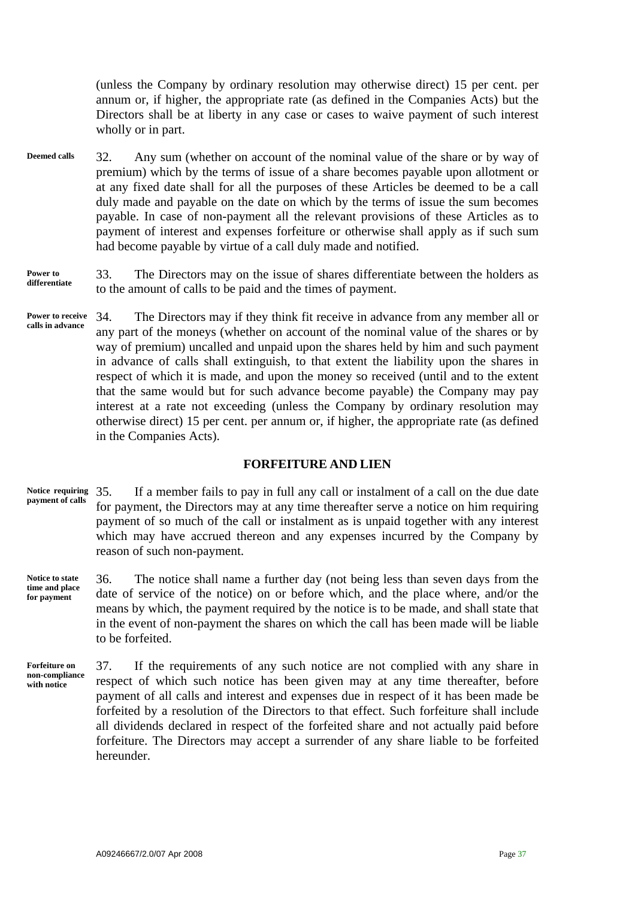(unless the Company by ordinary resolution may otherwise direct) 15 per cent. per annum or, if higher, the appropriate rate (as defined in the Companies Acts) but the Directors shall be at liberty in any case or cases to waive payment of such interest wholly or in part.

**Deemed calls**

32. Any sum (whether on account of the nominal value of the share or by way of premium) which by the terms of issue of a share becomes payable upon allotment or at any fixed date shall for all the purposes of these Articles be deemed to be a call duly made and payable on the date on which by the terms of issue the sum becomes payable. In case of non-payment all the relevant provisions of these Articles as to payment of interest and expenses forfeiture or otherwise shall apply as if such sum had become payable by virtue of a call duly made and notified.

**Power to differentiate**

33. The Directors may on the issue of shares differentiate between the holders as to the amount of calls to be paid and the times of payment.

**Power to receive calls in advance**

34. The Directors may if they think fit receive in advance from any member all or any part of the moneys (whether on account of the nominal value of the shares or by way of premium) uncalled and unpaid upon the shares held by him and such payment in advance of calls shall extinguish, to that extent the liability upon the shares in respect of which it is made, and upon the money so received (until and to the extent that the same would but for such advance become payable) the Company may pay interest at a rate not exceeding (unless the Company by ordinary resolution may otherwise direct) 15 per cent. per annum or, if higher, the appropriate rate (as defined in the Companies Acts).

## FORFEITURE AND LIEN

**Notice requiring payment of calls**

35. If a member fails to pay in full any call or instalment of a call on the due date for payment, the Directors may at any time thereafter serve a notice on him requiring payment of so much of the call or instalment as is unpaid together with any interest which may have accrued thereon and any expenses incurred by the Company by reason of such non-payment.

**Notice to state time and place for payment**

36. The notice shall name a further day (not being less than seven days from the date of service of the notice) on or before which, and the place where, and/or the means by which, the payment required by the notice is to be made, and shall state that in the event of non-payment the shares on which the call has been made will be liable to be forfeited.

**Forfeiture on non-compliance with notice**

37. If the requirements of any such notice are not complied with any share in respect of which such notice has been given may at any time thereafter, before payment of all calls and interest and expenses due in respect of it has been made be forfeited by a resolution of the Directors to that effect. Such forfeiture shall include all dividends declared in respect of the forfeited share and not actually paid before forfeiture. The Directors may accept a surrender of any share liable to be forfeited hereunder.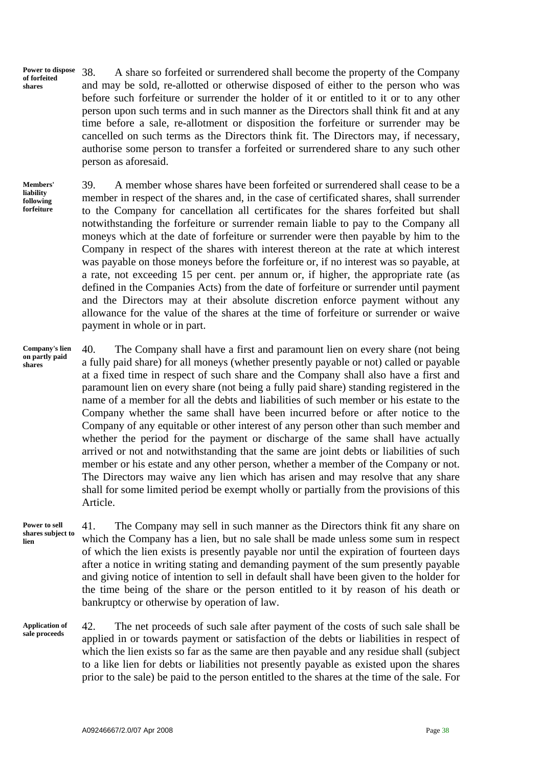**Power to dispose of forfeited shares**

38. A share so forfeited or surrendered shall become the property of the Company and may be sold, re-allotted or otherwise disposed of either to the person who was before such forfeiture or surrender the holder of it or entitled to it or to any other person upon such terms and in such manner as the Directors shall think fit and at any time before a sale, re-allotment or disposition the forfeiture or surrender may be cancelled on such terms as the Directors think fit. The Directors may, if necessary, authorise some person to transfer a forfeited or surrendered share to any such other person as aforesaid.

**Members' liability following forfeiture**

39. A member whose shares have been forfeited or surrendered shall cease to be a member in respect of the shares and, in the case of certificated shares, shall surrender to the Company for cancellation all certificates for the shares forfeited but shall notwithstanding the forfeiture or surrender remain liable to pay to the Company all moneys which at the date of forfeiture or surrender were then payable by him to the Company in respect of the shares with interest thereon at the rate at which interest was payable on those moneys before the forfeiture or, if no interest was so payable, at a rate, not exceeding 15 per cent. per annum or, if higher, the appropriate rate (as defined in the Companies Acts) from the date of forfeiture or surrender until payment and the Directors may at their absolute discretion enforce payment without any allowance for the value of the shares at the time of forfeiture or surrender or waive payment in whole or in part.

**Company's lien on partly paid shares**

40. The Company shall have a first and paramount lien on every share (not being a fully paid share) for all moneys (whether presently payable or not) called or payable at a fixed time in respect of such share and the Company shall also have a first and paramount lien on every share (not being a fully paid share) standing registered in the name of a member for all the debts and liabilities of such member or his estate to the Company whether the same shall have been incurred before or after notice to the Company of any equitable or other interest of any person other than such member and whether the period for the payment or discharge of the same shall have actually arrived or not and notwithstanding that the same are joint debts or liabilities of such member or his estate and any other person, whether a member of the Company or not. The Directors may waive any lien which has arisen and may resolve that any share shall for some limited period be exempt wholly or partially from the provisions of this Article.

**Power to sell shares subject to lien**

41. The Company may sell in such manner as the Directors think fit any share on which the Company has a lien, but no sale shall be made unless some sum in respect of which the lien exists is presently payable nor until the expiration of fourteen days after a notice in writing stating and demanding payment of the sum presently payable and giving notice of intention to sell in default shall have been given to the holder for the time being of the share or the person entitled to it by reason of his death or bankruptcy or otherwise by operation of law.

**Application of sale proceeds**

42. The net proceeds of such sale after payment of the costs of such sale shall be applied in or towards payment or satisfaction of the debts or liabilities in respect of which the lien exists so far as the same are then payable and any residue shall (subject to a like lien for debts or liabilities not presently payable as existed upon the shares prior to the sale) be paid to the person entitled to the shares at the time of the sale. For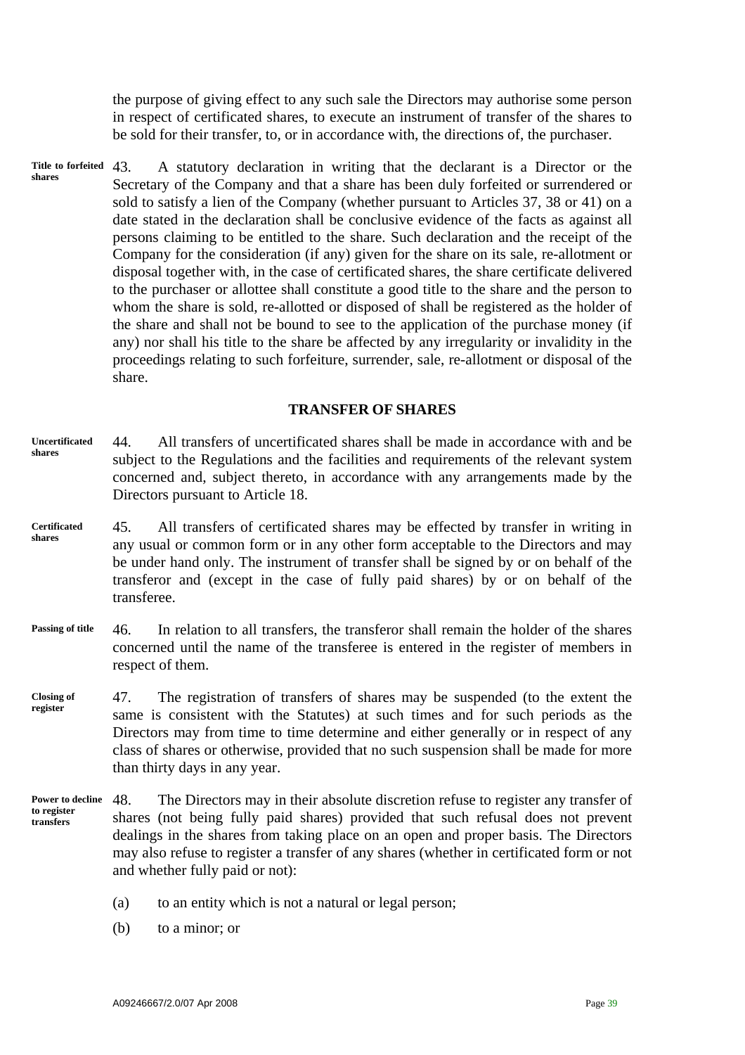the purpose of giving effect to any such sale the Directors may authorise some person in respect of certificated shares, to execute an instrument of transfer of the shares to be sold for their transfer, to, or in accordance with, the directions of, the purchaser.

**Title to forfeited shares**

43. A statutory declaration in writing that the declarant is a Director or the Secretary of the Company and that a share has been duly forfeited or surrendered or sold to satisfy a lien of the Company (whether pursuant to Articles 37, 38 or 41) on a date stated in the declaration shall be conclusive evidence of the facts as against all persons claiming to be entitled to the share. Such declaration and the receipt of the Company for the consideration (if any) given for the share on its sale, re-allotment or disposal together with, in the case of certificated shares, the share certificate delivered to the purchaser or allottee shall constitute a good title to the share and the person to whom the share is sold, re-allotted or disposed of shall be registered as the holder of the share and shall not be bound to see to the application of the purchase money (if any) nor shall his title to the share be affected by any irregularity or invalidity in the proceedings relating to such forfeiture, surrender, sale, re-allotment or disposal of the share.

## TRANSFER OF SHARES

**Uncertificated shares**

44. All transfers of uncertificated shares shall be made in accordance with and be subject to the Regulations and the facilities and requirements of the relevant system concerned and, subject thereto, in accordance with any arrangements made by the Directors pursuant to Article 18.

**Certificated shares**

45. All transfers of certificated shares may be effected by transfer in writing in any usual or common form or in any other form acceptable to the Directors and may be under hand only. The instrument of transfer shall be signed by or on behalf of the transferor and (except in the case of fully paid shares) by or on behalf of the transferee.

**Passing of title**

46. In relation to all transfers, the transferor shall remain the holder of the shares concerned until the name of the transferee is entered in the register of members in respect of them.

**Closing of register**

47. The registration of transfers of shares may be suspended (to the extent the same is consistent with the Statutes) at such times and for such periods as the Directors may from time to time determine and either generally or in respect of any class of shares or otherwise, provided that no such suspension shall be made for more than thirty days in any year.

**Power to decline to register transfers**

48. The Directors may in their absolute discretion refuse to register any transfer of shares (not being fully paid shares) provided that such refusal does not prevent dealings in the shares from taking place on an open and proper basis. The Directors may also refuse to register a transfer of any shares (whether in certificated form or not and whether fully paid or not):

(a) to an entity which is not a natural or legal person;

(b) to a minor; or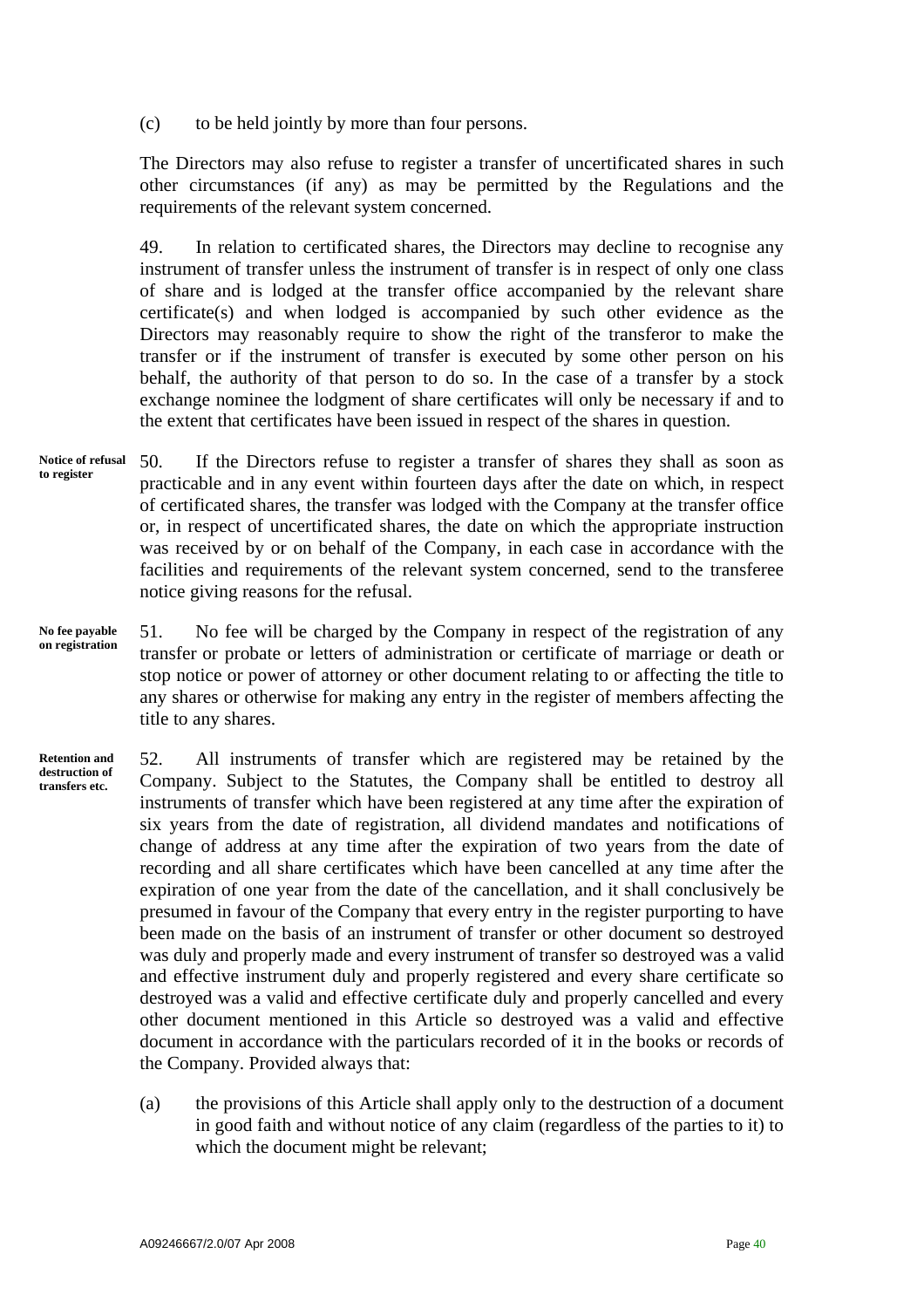(c) to be held jointly by more than four persons.

The Directors may also refuse to register a transfer of uncertificated shares in such other circumstances (if any) as may be permitted by the Regulations and the requirements of the relevant system concerned.

49. In relation to certificated shares, the Directors may decline to recognise any instrument of transfer unless the instrument of transfer is in respect of only one class of share and is lodged at the transfer office accompanied by the relevant share certificate(s) and when lodged is accompanied by such other evidence as the Directors may reasonably require to show the right of the transferor to make the transfer or if the instrument of transfer is executed by some other person on his behalf, the authority of that person to do so. In the case of a transfer by a stock exchange nominee the lodgment of share certificates will only be necessary if and to the extent that certificates have been issued in respect of the shares in question.

**Notice of refusal to register**

50. If the Directors refuse to register a transfer of shares they shall as soon as practicable and in any event within fourteen days after the date on which, in respect of certificated shares, the transfer was lodged with the Company at the transfer office or, in respect of uncertificated shares, the date on which the appropriate instruction was received by or on behalf of the Company, in each case in accordance with the facilities and requirements of the relevant system concerned, send to the transferee notice giving reasons for the refusal.

**No fee payable on registration**

51. No fee will be charged by the Company in respect of the registration of any transfer or probate or letters of administration or certificate of marriage or death or stop notice or power of attorney or other document relating to or affecting the title to any shares or otherwise for making any entry in the register of members affecting the title to any shares.

**Retention and destruction of transfers etc.**

52. All instruments of transfer which are registered may be retained by the Company. Subject to the Statutes, the Company shall be entitled to destroy all instruments of transfer which have been registered at any time after the expiration of six years from the date of registration, all dividend mandates and notifications of change of address at any time after the expiration of two years from the date of recording and all share certificates which have been cancelled at any time after the expiration of one year from the date of the cancellation, and it shall conclusively be presumed in favour of the Company that every entry in the register purporting to have been made on the basis of an instrument of transfer or other document so destroyed was duly and properly made and every instrument of transfer so destroyed was a valid and effective instrument duly and properly registered and every share certificate so destroyed was a valid and effective certificate duly and properly cancelled and every other document mentioned in this Article so destroyed was a valid and effective document in accordance with the particulars recorded of it in the books or records of the Company. Provided always that:

(a) the provisions of this Article shall apply only to the destruction of a document in good faith and without notice of any claim (regardless of the parties to it) to which the document might be relevant;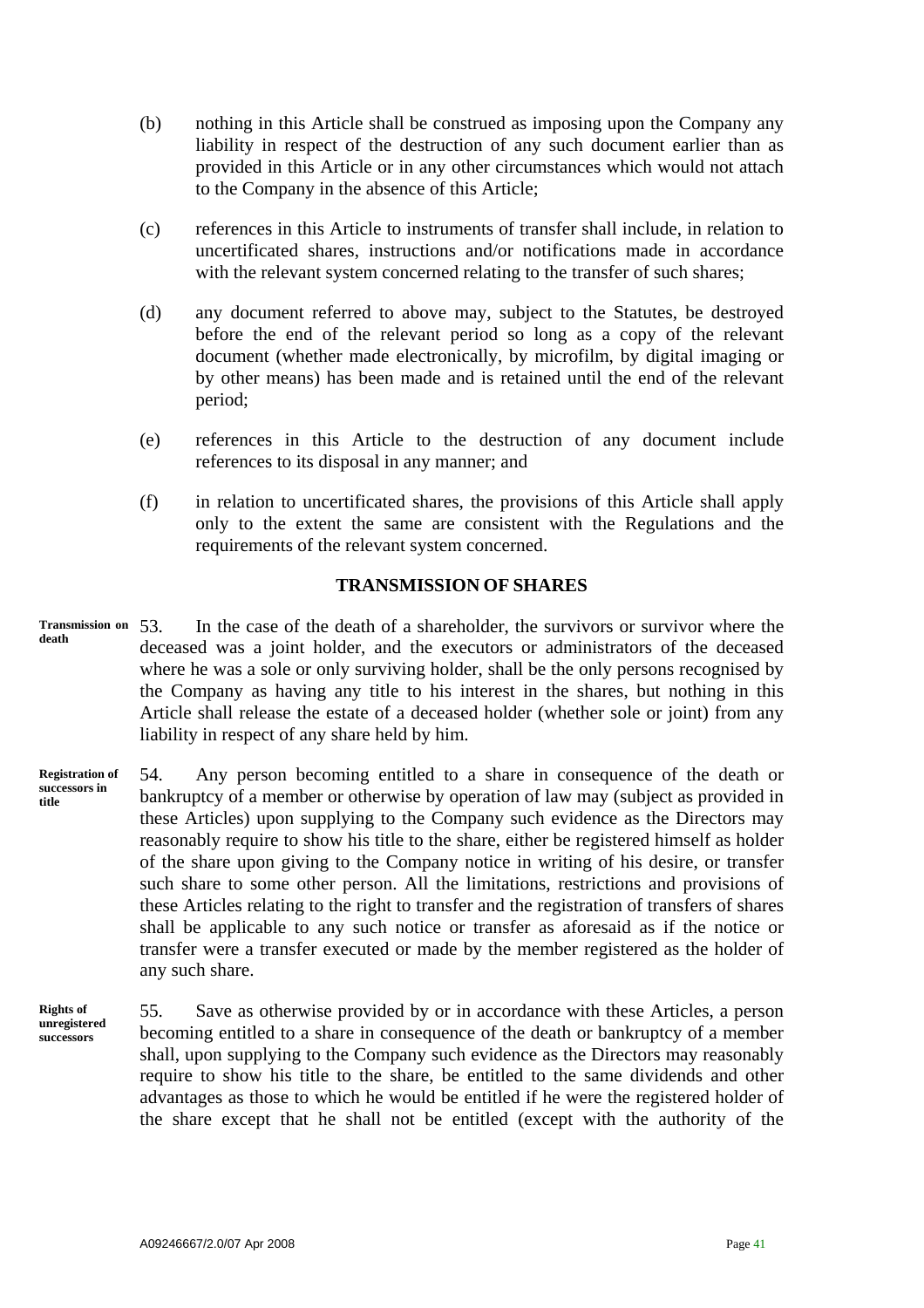(b) nothing in this Article shall be construed as imposing upon the Company any liability in respect of the destruction of any such document earlier than as provided in this Article or in any other circumstances which would not attach to the Company in the absence of this Article;

(c) references in this Article to instruments of transfer shall include, in relation to uncertificated shares, instructions and/or notifications made in accordance with the relevant system concerned relating to the transfer of such shares;

(d) any document referred to above may, subject to the Statutes, be destroyed before the end of the relevant period so long as a copy of the relevant document (whether made electronically, by microfilm, by digital imaging or by other means) has been made and is retained until the end of the relevant period;

(e) references in this Article to the destruction of any document include references to its disposal in any manner; and

(f) in relation to uncertificated shares, the provisions of this Article shall apply only to the extent the same are consistent with the Regulations and the requirements of the relevant system concerned.

## TRANSMISSION OF SHARES

**Transmission on death**

53. In the case of the death of a shareholder, the survivors or survivor where the deceased was a joint holder, and the executors or administrators of the deceased where he was a sole or only surviving holder, shall be the only persons recognised by the Company as having any title to his interest in the shares, but nothing in this Article shall release the estate of a deceased holder (whether sole or joint) from any liability in respect of any share held by him.

**Registration of successors in title**

54. Any person becoming entitled to a share in consequence of the death or bankruptcy of a member or otherwise by operation of law may (subject as provided in these Articles) upon supplying to the Company such evidence as the Directors may reasonably require to show his title to the share, either be registered himself as holder of the share upon giving to the Company notice in writing of his desire, or transfer such share to some other person. All the limitations, restrictions and provisions of these Articles relating to the right to transfer and the registration of transfers of shares shall be applicable to any such notice or transfer as aforesaid as if the notice or transfer were a transfer executed or made by the member registered as the holder of any such share.

**Rights of unregistered successors**

55. Save as otherwise provided by or in accordance with these Articles, a person becoming entitled to a share in consequence of the death or bankruptcy of a member shall, upon supplying to the Company such evidence as the Directors may reasonably require to show his title to the share, be entitled to the same dividends and other advantages as those to which he would be entitled if he were the registered holder of the share except that he shall not be entitled (except with the authority of the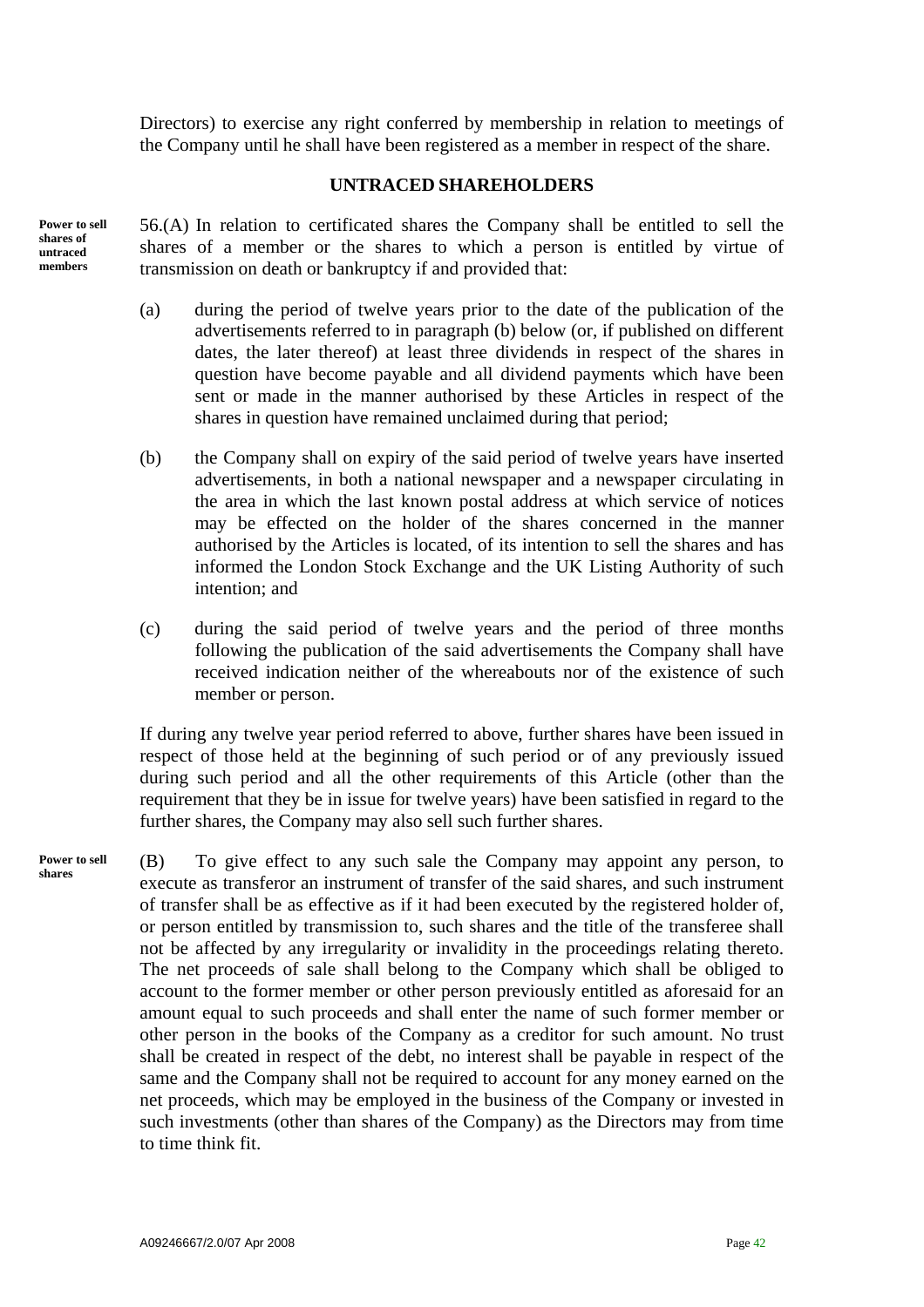Directors) to exercise any right conferred by membership in relation to meetings of the Company until he shall have been registered as a member in respect of the share.

## UNTRACED SHAREHOLDERS

**Power to sell shares of untraced members**

56.(A) In relation to certificated shares the Company shall be entitled to sell the shares of a member or the shares to which a person is entitled by virtue of transmission on death or bankruptcy if and provided that:

(a) during the period of twelve years prior to the date of the publication of the advertisements referred to in paragraph (b) below (or, if published on different dates, the later thereof) at least three dividends in respect of the shares in question have become payable and all dividend payments which have been sent or made in the manner authorised by these Articles in respect of the shares in question have remained unclaimed during that period;

(b) the Company shall on expiry of the said period of twelve years have inserted advertisements, in both a national newspaper and a newspaper circulating in the area in which the last known postal address at which service of notices may be effected on the holder of the shares concerned in the manner authorised by the Articles is located, of its intention to sell the shares and has informed the London Stock Exchange and the UK Listing Authority of such intention; and

(c) during the said period of twelve years and the period of three months following the publication of the said advertisements the Company shall have received indication neither of the whereabouts nor of the existence of such member or person.

If during any twelve year period referred to above, further shares have been issued in respect of those held at the beginning of such period or of any previously issued during such period and all the other requirements of this Article (other than the requirement that they be in issue for twelve years) have been satisfied in regard to the further shares, the Company may also sell such further shares.

**Power to sell shares**

(B) To give effect to any such sale the Company may appoint any person, to execute as transferor an instrument of transfer of the said shares, and such instrument of transfer shall be as effective as if it had been executed by the registered holder of, or person entitled by transmission to, such shares and the title of the transferee shall not be affected by any irregularity or invalidity in the proceedings relating thereto. The net proceeds of sale shall belong to the Company which shall be obliged to account to the former member or other person previously entitled as aforesaid for an amount equal to such proceeds and shall enter the name of such former member or other person in the books of the Company as a creditor for such amount. No trust shall be created in respect of the debt, no interest shall be payable in respect of the same and the Company shall not be required to account for any money earned on the net proceeds, which may be employed in the business of the Company or invested in such investments (other than shares of the Company) as the Directors may from time to time think fit.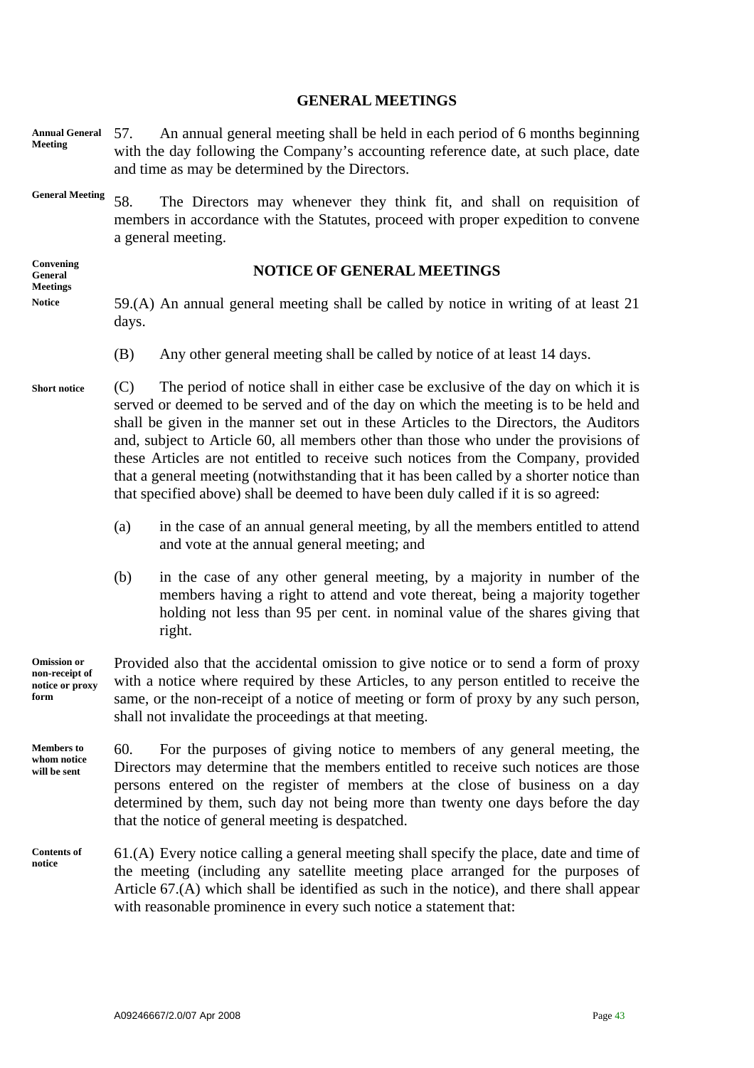## GENERAL MEETINGS

**Annual General Meeting**

57. An annual general meeting shall be held in each period of 6 months beginning with the day following the Company's accounting reference date, at such place, date and time as may be determined by the Directors.

**General Meeting**

58. The Directors may whenever they think fit, and shall on requisition of members in accordance with the Statutes, proceed with proper expedition to convene a general meeting.

**Convening General Meetings**

## NOTICE OF GENERAL MEETINGS

**Notice**

59.(A) An annual general meeting shall be called by notice in writing of at least 21 days.

(B) Any other general meeting shall be called by notice of at least 14 days.

**Short notice**

(C) The period of notice shall in either case be exclusive of the day on which it is served or deemed to be served and of the day on which the meeting is to be held and shall be given in the manner set out in these Articles to the Directors, the Auditors and, subject to Article 60, all members other than those who under the provisions of these Articles are not entitled to receive such notices from the Company, provided that a general meeting (notwithstanding that it has been called by a shorter notice than that specified above) shall be deemed to have been duly called if it is so agreed:

(a) in the case of an annual general meeting, by all the members entitled to attend and vote at the annual general meeting; and

(b) in the case of any other general meeting, by a majority in number of the members having a right to attend and vote thereat, being a majority together holding not less than 95 per cent. in nominal value of the shares giving that right.

**Omission or non-receipt of notice or proxy form**

Provided also that the accidental omission to give notice or to send a form of proxy with a notice where required by these Articles, to any person entitled to receive the same, or the non-receipt of a notice of meeting or form of proxy by any such person, shall not invalidate the proceedings at that meeting.

**Members to whom notice will be sent**

60. For the purposes of giving notice to members of any general meeting, the Directors may determine that the members entitled to receive such notices are those persons entered on the register of members at the close of business on a day determined by them, such day not being more than twenty one days before the day that the notice of general meeting is despatched.

**Contents of notice**

61.(A) Every notice calling a general meeting shall specify the place, date and time of the meeting (including any satellite meeting place arranged for the purposes of Article 67.(A) which shall be identified as such in the notice), and there shall appear with reasonable prominence in every such notice a statement that: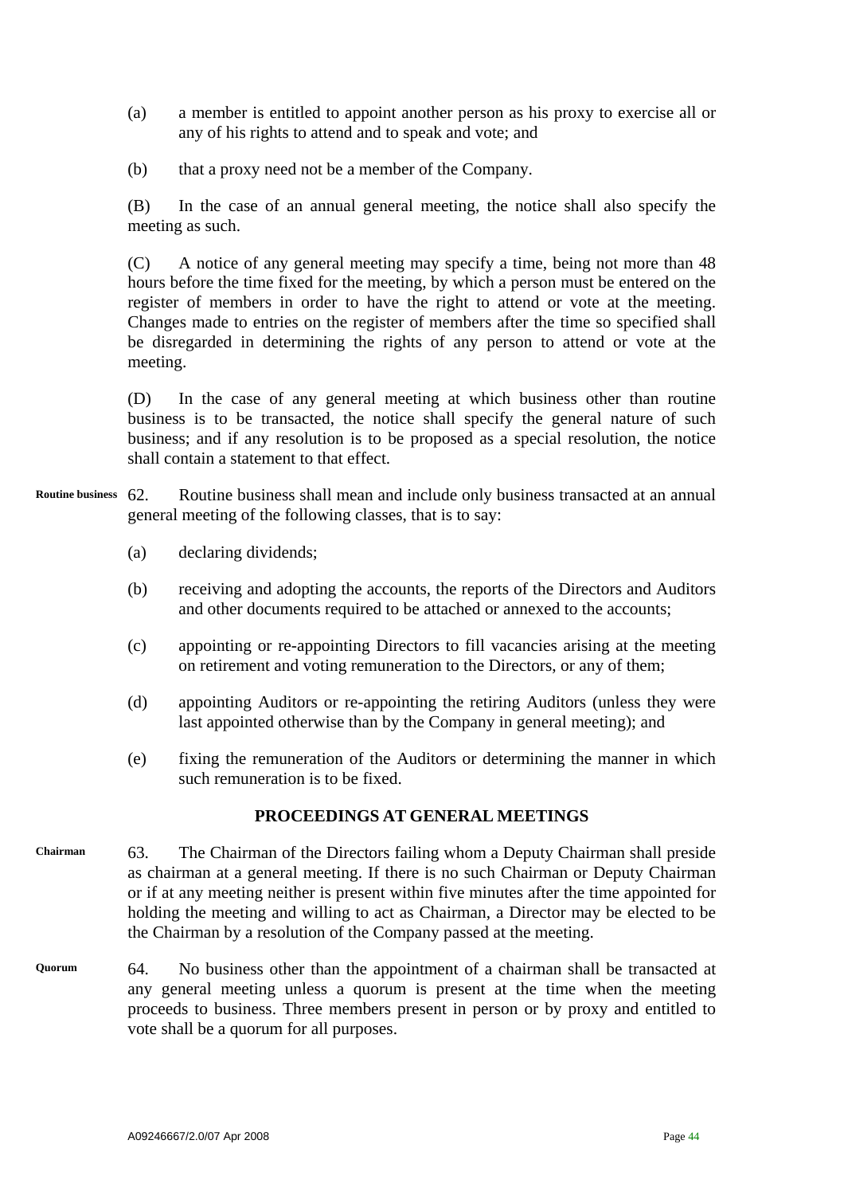(a) a member is entitled to appoint another person as his proxy to exercise all or any of his rights to attend and to speak and vote; and

(b) that a proxy need not be a member of the Company.

(B) In the case of an annual general meeting, the notice shall also specify the meeting as such.

(C) A notice of any general meeting may specify a time, being not more than 48 hours before the time fixed for the meeting, by which a person must be entered on the register of members in order to have the right to attend or vote at the meeting. Changes made to entries on the register of members after the time so specified shall be disregarded in determining the rights of any person to attend or vote at the meeting.

(D) In the case of any general meeting at which business other than routine business is to be transacted, the notice shall specify the general nature of such business; and if any resolution is to be proposed as a special resolution, the notice shall contain a statement to that effect.

**Routine business**

62. Routine business shall mean and include only business transacted at an annual general meeting of the following classes, that is to say:

(a) declaring dividends;

(b) receiving and adopting the accounts, the reports of the Directors and Auditors and other documents required to be attached or annexed to the accounts;

(c) appointing or re-appointing Directors to fill vacancies arising at the meeting on retirement and voting remuneration to the Directors, or any of them;

(d) appointing Auditors or re-appointing the retiring Auditors (unless they were last appointed otherwise than by the Company in general meeting); and

(e) fixing the remuneration of the Auditors or determining the manner in which such remuneration is to be fixed.

## PROCEEDINGS AT GENERAL MEETINGS

**Chairman**

63. The Chairman of the Directors failing whom a Deputy Chairman shall preside as chairman at a general meeting. If there is no such Chairman or Deputy Chairman or if at any meeting neither is present within five minutes after the time appointed for holding the meeting and willing to act as Chairman, a Director may be elected to be the Chairman by a resolution of the Company passed at the meeting.

**Quorum**

64. No business other than the appointment of a chairman shall be transacted at any general meeting unless a quorum is present at the time when the meeting proceeds to business. Three members present in person or by proxy and entitled to vote shall be a quorum for all purposes.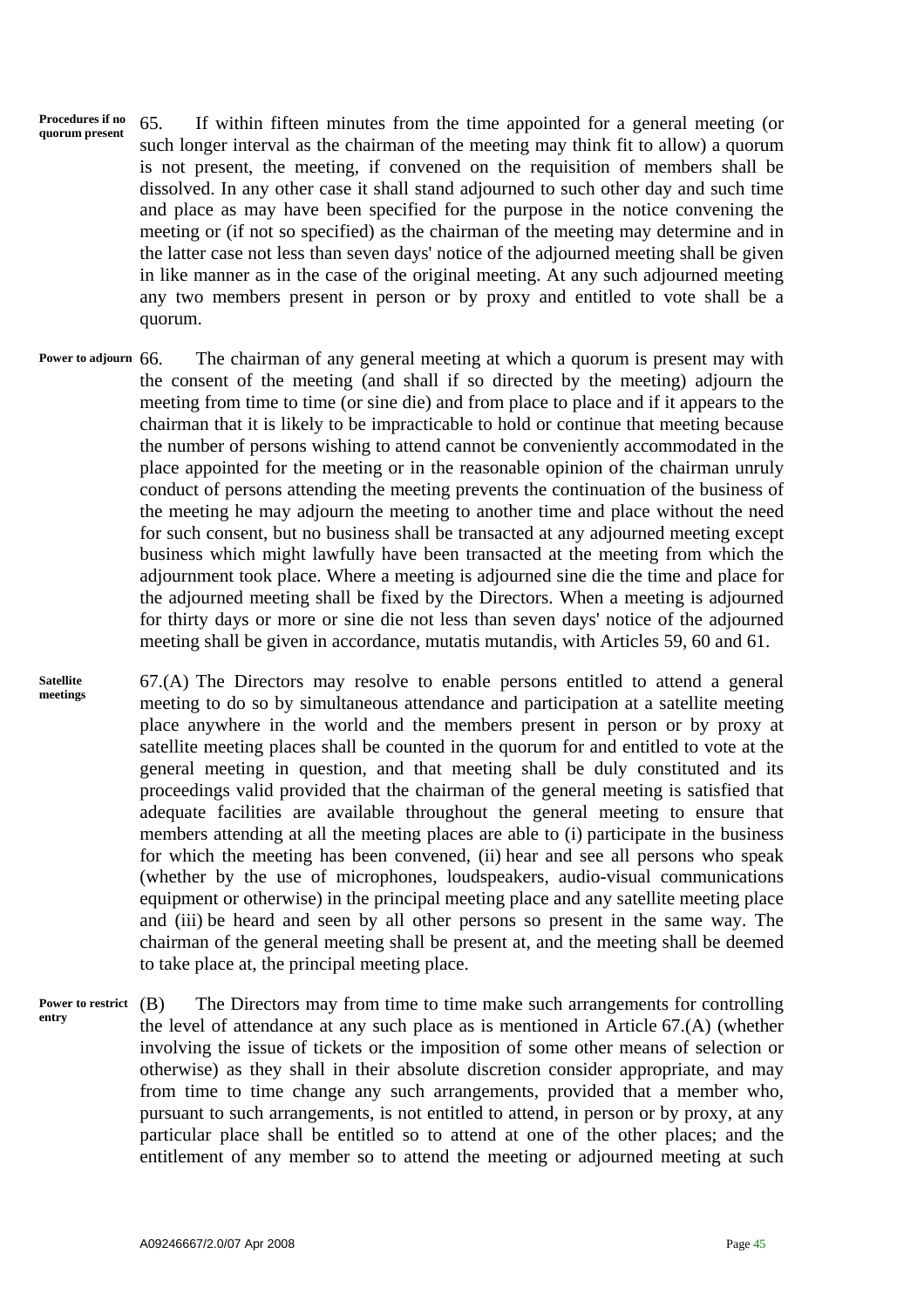**Procedures if no quorum present**

65. If within fifteen minutes from the time appointed for a general meeting (or such longer interval as the chairman of the meeting may think fit to allow) a quorum is not present, the meeting, if convened on the requisition of members shall be dissolved. In any other case it shall stand adjourned to such other day and such time and place as may have been specified for the purpose in the notice convening the meeting or (if not so specified) as the chairman of the meeting may determine and in the latter case not less than seven days' notice of the adjourned meeting shall be given in like manner as in the case of the original meeting. At any such adjourned meeting any two members present in person or by proxy and entitled to vote shall be a quorum.

**Power to adjourn**

66. The chairman of any general meeting at which a quorum is present may with the consent of the meeting (and shall if so directed by the meeting) adjourn the meeting from time to time (or sine die) and from place to place and if it appears to the chairman that it is likely to be impracticable to hold or continue that meeting because the number of persons wishing to attend cannot be conveniently accommodated in the place appointed for the meeting or in the reasonable opinion of the chairman unruly conduct of persons attending the meeting prevents the continuation of the business of the meeting he may adjourn the meeting to another time and place without the need for such consent, but no business shall be transacted at any adjourned meeting except business which might lawfully have been transacted at the meeting from which the adjournment took place. Where a meeting is adjourned sine die the time and place for the adjourned meeting shall be fixed by the Directors. When a meeting is adjourned for thirty days or more or sine die not less than seven days' notice of the adjourned meeting shall be given in accordance, mutatis mutandis, with Articles 59, 60 and 61.

**Satellite meetings**

67.(A) The Directors may resolve to enable persons entitled to attend a general meeting to do so by simultaneous attendance and participation at a satellite meeting place anywhere in the world and the members present in person or by proxy at satellite meeting places shall be counted in the quorum for and entitled to vote at the general meeting in question, and that meeting shall be duly constituted and its proceedings valid provided that the chairman of the general meeting is satisfied that adequate facilities are available throughout the general meeting to ensure that members attending at all the meeting places are able to (i) participate in the business for which the meeting has been convened, (ii) hear and see all persons who speak (whether by the use of microphones, loudspeakers, audio-visual communications equipment or otherwise) in the principal meeting place and any satellite meeting place and (iii) be heard and seen by all other persons so present in the same way. The chairman of the general meeting shall be present at, and the meeting shall be deemed to take place at, the principal meeting place.

**Power to restrict entry**

(B) The Directors may from time to time make such arrangements for controlling the level of attendance at any such place as is mentioned in Article 67.(A) (whether involving the issue of tickets or the imposition of some other means of selection or otherwise) as they shall in their absolute discretion consider appropriate, and may from time to time change any such arrangements, provided that a member who, pursuant to such arrangements, is not entitled to attend, in person or by proxy, at any particular place shall be entitled so to attend at one of the other places; and the entitlement of any member so to attend the meeting or adjourned meeting at such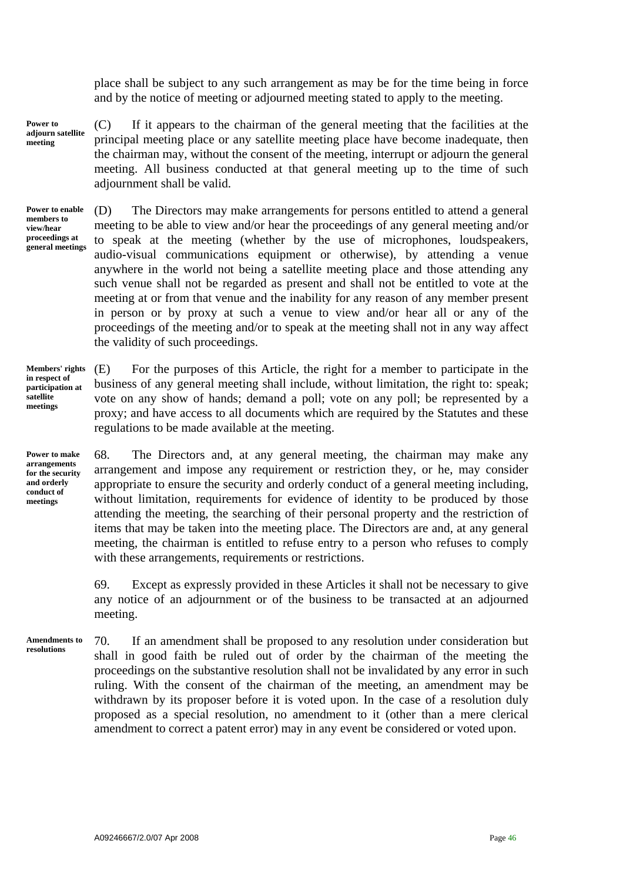place shall be subject to any such arrangement as may be for the time being in force and by the notice of meeting or adjourned meeting stated to apply to the meeting.

**Power to adjourn satellite meeting**

(C) If it appears to the chairman of the general meeting that the facilities at the principal meeting place or any satellite meeting place have become inadequate, then the chairman may, without the consent of the meeting, interrupt or adjourn the general meeting. All business conducted at that general meeting up to the time of such adjournment shall be valid.

**Power to enable members to view/hear proceedings at general meetings**

(D) The Directors may make arrangements for persons entitled to attend a general meeting to be able to view and/or hear the proceedings of any general meeting and/or to speak at the meeting (whether by the use of microphones, loudspeakers, audio-visual communications equipment or otherwise), by attending a venue anywhere in the world not being a satellite meeting place and those attending any such venue shall not be regarded as present and shall not be entitled to vote at the meeting at or from that venue and the inability for any reason of any member present in person or by proxy at such a venue to view and/or hear all or any of the proceedings of the meeting and/or to speak at the meeting shall not in any way affect the validity of such proceedings.

**Members' rights in respect of participation at satellite meetings**

(E) For the purposes of this Article, the right for a member to participate in the business of any general meeting shall include, without limitation, the right to: speak; vote on any show of hands; demand a poll; vote on any poll; be represented by a proxy; and have access to all documents which are required by the Statutes and these regulations to be made available at the meeting.

**Power to make arrangements for the security and orderly conduct of meetings**

68. The Directors and, at any general meeting, the chairman may make any arrangement and impose any requirement or restriction they, or he, may consider appropriate to ensure the security and orderly conduct of a general meeting including, without limitation, requirements for evidence of identity to be produced by those attending the meeting, the searching of their personal property and the restriction of items that may be taken into the meeting place. The Directors are and, at any general meeting, the chairman is entitled to refuse entry to a person who refuses to comply with these arrangements, requirements or restrictions.

69. Except as expressly provided in these Articles it shall not be necessary to give any notice of an adjournment or of the business to be transacted at an adjourned meeting.

**Amendments to resolutions**

70. If an amendment shall be proposed to any resolution under consideration but shall in good faith be ruled out of order by the chairman of the meeting the proceedings on the substantive resolution shall not be invalidated by any error in such ruling. With the consent of the chairman of the meeting, an amendment may be withdrawn by its proposer before it is voted upon. In the case of a resolution duly proposed as a special resolution, no amendment to it (other than a mere clerical amendment to correct a patent error) may in any event be considered or voted upon.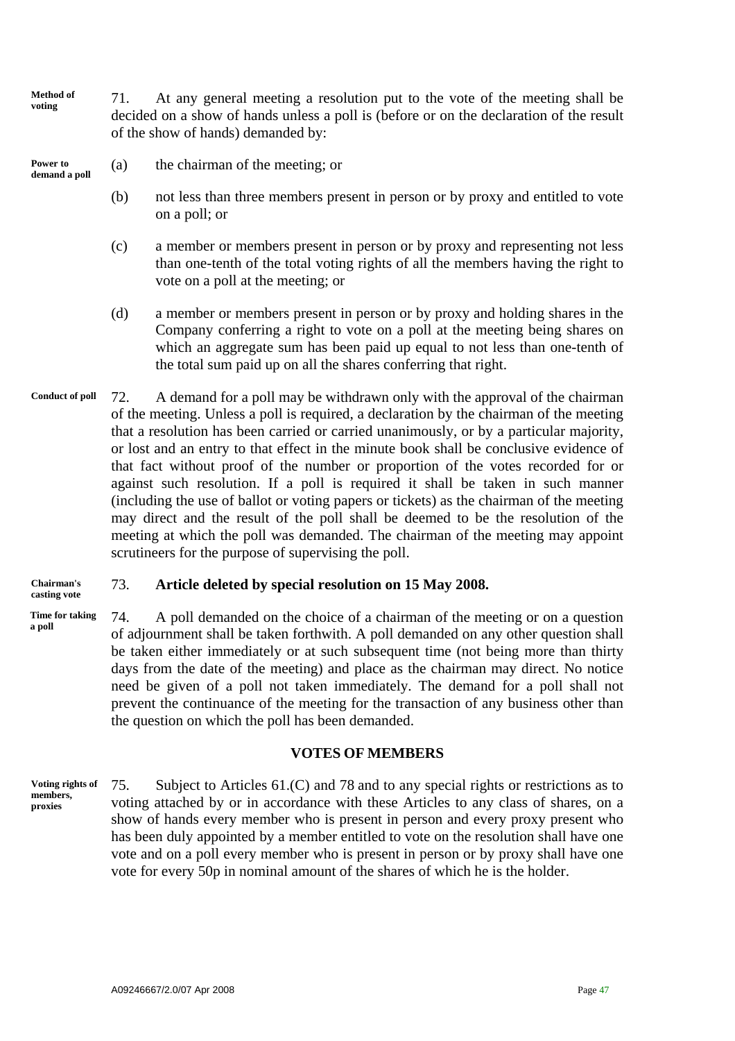**Method of voting**

71. At any general meeting a resolution put to the vote of the meeting shall be decided on a show of hands unless a poll is (before or on the declaration of the result of the show of hands) demanded by:

**Power to demand a poll**

(a) the chairman of the meeting; or

(b) not less than three members present in person or by proxy and entitled to vote on a poll; or

(c) a member or members present in person or by proxy and representing not less than one-tenth of the total voting rights of all the members having the right to vote on a poll at the meeting; or

(d) a member or members present in person or by proxy and holding shares in the Company conferring a right to vote on a poll at the meeting being shares on which an aggregate sum has been paid up equal to not less than one-tenth of the total sum paid up on all the shares conferring that right.

**Conduct of poll**

72. A demand for a poll may be withdrawn only with the approval of the chairman of the meeting. Unless a poll is required, a declaration by the chairman of the meeting that a resolution has been carried or carried unanimously, or by a particular majority, or lost and an entry to that effect in the minute book shall be conclusive evidence of that fact without proof of the number or proportion of the votes recorded for or against such resolution. If a poll is required it shall be taken in such manner (including the use of ballot or voting papers or tickets) as the chairman of the meeting may direct and the result of the poll shall be deemed to be the resolution of the meeting at which the poll was demanded. The chairman of the meeting may appoint scrutineers for the purpose of supervising the poll.

**Chairman's casting vote**

73. **Article deleted by special resolution on 15 May 2008.**

**Time for taking a poll**

74. A poll demanded on the choice of a chairman of the meeting or on a question of adjournment shall be taken forthwith. A poll demanded on any other question shall be taken either immediately or at such subsequent time (not being more than thirty days from the date of the meeting) and place as the chairman may direct. No notice need be given of a poll not taken immediately. The demand for a poll shall not prevent the continuance of the meeting for the transaction of any business other than the question on which the poll has been demanded.

## VOTES OF MEMBERS

**Voting rights of members, proxies**

75. Subject to Articles 61.(C) and 78 and to any special rights or restrictions as to voting attached by or in accordance with these Articles to any class of shares, on a show of hands every member who is present in person and every proxy present who has been duly appointed by a member entitled to vote on the resolution shall have one vote and on a poll every member who is present in person or by proxy shall have one vote for every 50p in nominal amount of the shares of which he is the holder.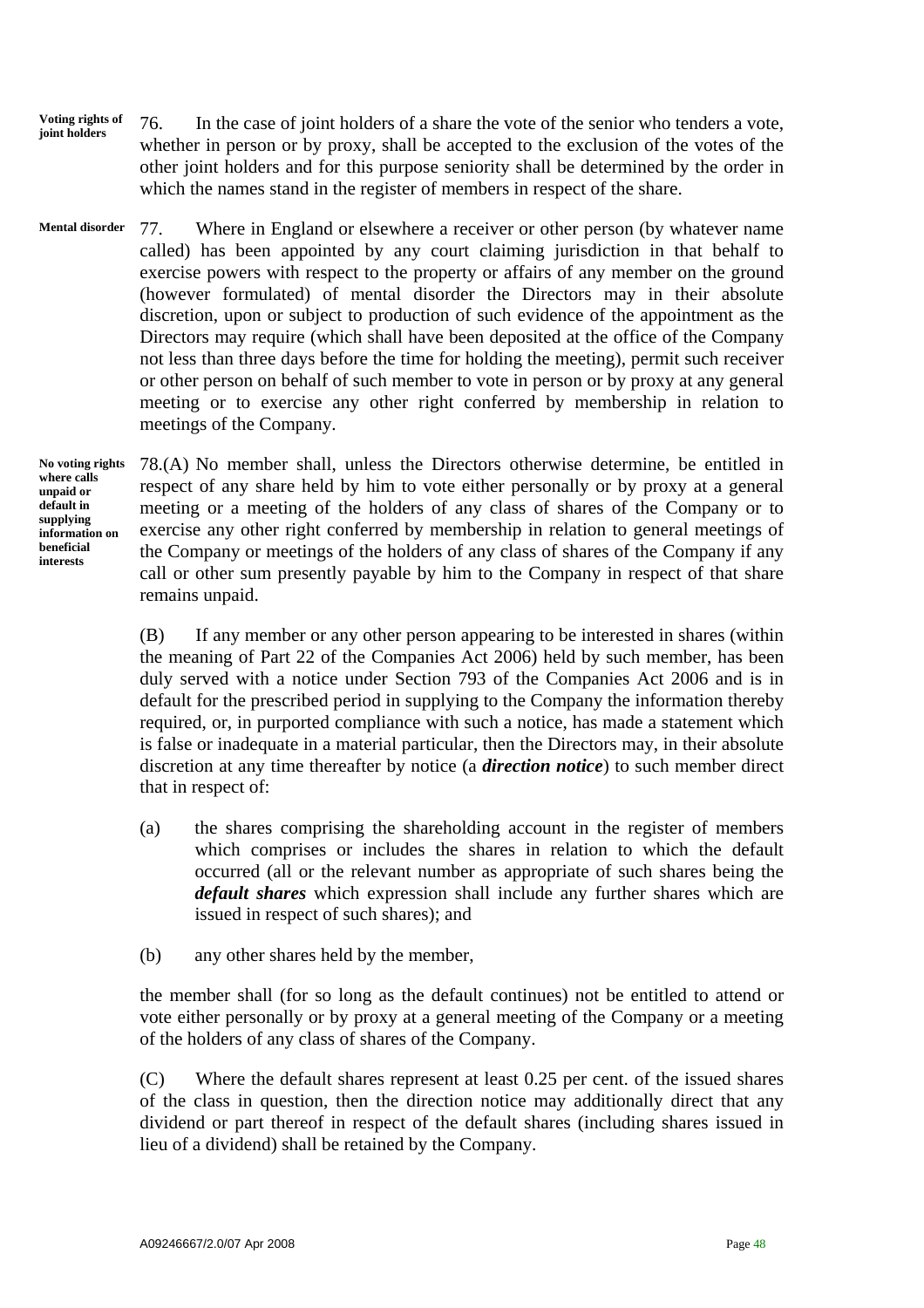**Voting rights of joint holders**

76. In the case of joint holders of a share the vote of the senior who tenders a vote, whether in person or by proxy, shall be accepted to the exclusion of the votes of the other joint holders and for this purpose seniority shall be determined by the order in which the names stand in the register of members in respect of the share.

**Mental disorder**

77. Where in England or elsewhere a receiver or other person (by whatever name called) has been appointed by any court claiming jurisdiction in that behalf to exercise powers with respect to the property or affairs of any member on the ground (however formulated) of mental disorder the Directors may in their absolute discretion, upon or subject to production of such evidence of the appointment as the Directors may require (which shall have been deposited at the office of the Company not less than three days before the time for holding the meeting), permit such receiver or other person on behalf of such member to vote in person or by proxy at any general meeting or to exercise any other right conferred by membership in relation to meetings of the Company.

**No voting rights where calls unpaid or default in supplying information on beneficial interests**

78.(A) No member shall, unless the Directors otherwise determine, be entitled in respect of any share held by him to vote either personally or by proxy at a general meeting or a meeting of the holders of any class of shares of the Company or to exercise any other right conferred by membership in relation to general meetings of the Company or meetings of the holders of any class of shares of the Company if any call or other sum presently payable by him to the Company in respect of that share remains unpaid.

(B) If any member or any other person appearing to be interested in shares (within the meaning of Part 22 of the Companies Act 2006) held by such member, has been duly served with a notice under Section 793 of the Companies Act 2006 and is in default for the prescribed period in supplying to the Company the information thereby required, or, in purported compliance with such a notice, has made a statement which is false or inadequate in a material particular, then the Directors may, in their absolute discretion at any time thereafter by notice (a ***direction notice***) to such member direct that in respect of:

(a) the shares comprising the shareholding account in the register of members which comprises or includes the shares in relation to which the default occurred (all or the relevant number as appropriate of such shares being the ***default shares*** which expression shall include any further shares which are issued in respect of such shares); and

(b) any other shares held by the member,

the member shall (for so long as the default continues) not be entitled to attend or vote either personally or by proxy at a general meeting of the Company or a meeting of the holders of any class of shares of the Company.

(C) Where the default shares represent at least 0.25 per cent. of the issued shares of the class in question, then the direction notice may additionally direct that any dividend or part thereof in respect of the default shares (including shares issued in lieu of a dividend) shall be retained by the Company.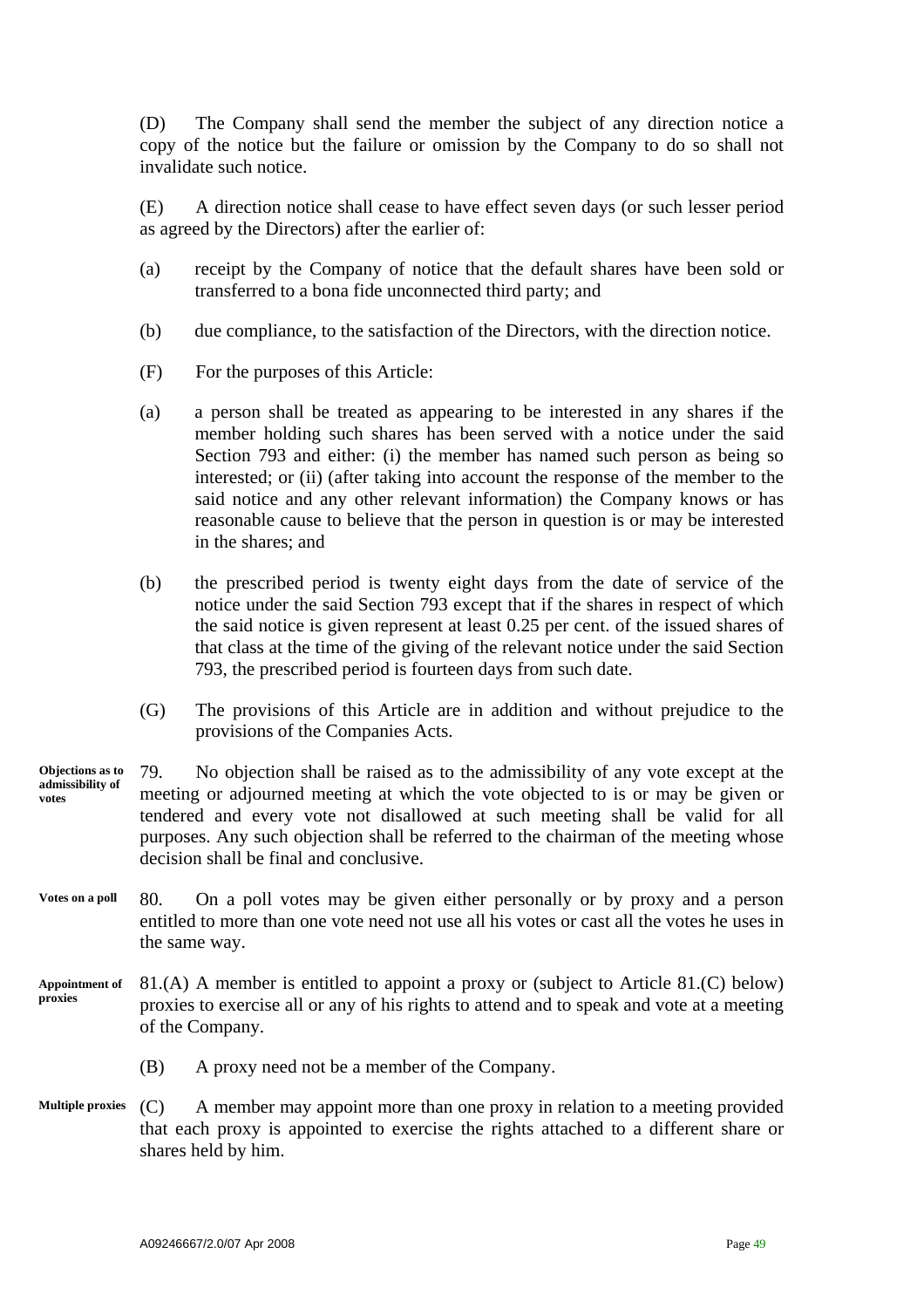(D) The Company shall send the member the subject of any direction notice a copy of the notice but the failure or omission by the Company to do so shall not invalidate such notice.

(E) A direction notice shall cease to have effect seven days (or such lesser period as agreed by the Directors) after the earlier of:

(a) receipt by the Company of notice that the default shares have been sold or transferred to a bona fide unconnected third party; and

(b) due compliance, to the satisfaction of the Directors, with the direction notice.

(F) For the purposes of this Article:

(a) a person shall be treated as appearing to be interested in any shares if the member holding such shares has been served with a notice under the said Section 793 and either: (i) the member has named such person as being so interested; or (ii) (after taking into account the response of the member to the said notice and any other relevant information) the Company knows or has reasonable cause to believe that the person in question is or may be interested in the shares; and

(b) the prescribed period is twenty eight days from the date of service of the notice under the said Section 793 except that if the shares in respect of which the said notice is given represent at least 0.25 per cent. of the issued shares of that class at the time of the giving of the relevant notice under the said Section 793, the prescribed period is fourteen days from such date.

(G) The provisions of this Article are in addition and without prejudice to the provisions of the Companies Acts.

**Objections as to admissibility of votes**

79. No objection shall be raised as to the admissibility of any vote except at the meeting or adjourned meeting at which the vote objected to is or may be given or tendered and every vote not disallowed at such meeting shall be valid for all purposes. Any such objection shall be referred to the chairman of the meeting whose decision shall be final and conclusive.

**Votes on a poll**

80. On a poll votes may be given either personally or by proxy and a person entitled to more than one vote need not use all his votes or cast all the votes he uses in the same way.

**Appointment of proxies**

81.(A) A member is entitled to appoint a proxy or (subject to Article 81.(C) below) proxies to exercise all or any of his rights to attend and to speak and vote at a meeting of the Company.

(B) A proxy need not be a member of the Company.

**Multiple proxies**

(C) A member may appoint more than one proxy in relation to a meeting provided that each proxy is appointed to exercise the rights attached to a different share or shares held by him.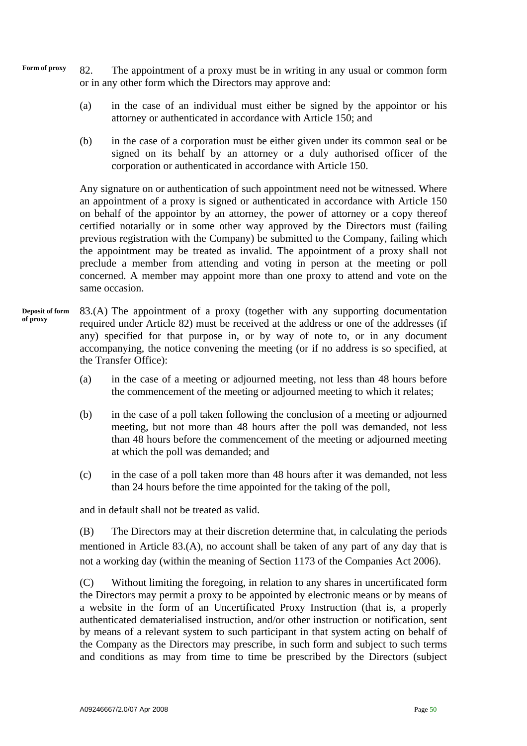**Form of proxy**

82. The appointment of a proxy must be in writing in any usual or common form or in any other form which the Directors may approve and:

(a) in the case of an individual must either be signed by the appointor or his attorney or authenticated in accordance with Article 150; and

(b) in the case of a corporation must be either given under its common seal or be signed on its behalf by an attorney or a duly authorised officer of the corporation or authenticated in accordance with Article 150.

Any signature on or authentication of such appointment need not be witnessed. Where an appointment of a proxy is signed or authenticated in accordance with Article 150 on behalf of the appointor by an attorney, the power of attorney or a copy thereof certified notarially or in some other way approved by the Directors must (failing previous registration with the Company) be submitted to the Company, failing which the appointment may be treated as invalid. The appointment of a proxy shall not preclude a member from attending and voting in person at the meeting or poll concerned. A member may appoint more than one proxy to attend and vote on the same occasion.

**Deposit of form of proxy**

83.(A) The appointment of a proxy (together with any supporting documentation required under Article 82) must be received at the address or one of the addresses (if any) specified for that purpose in, or by way of note to, or in any document accompanying, the notice convening the meeting (or if no address is so specified, at the Transfer Office):

(a) in the case of a meeting or adjourned meeting, not less than 48 hours before the commencement of the meeting or adjourned meeting to which it relates;

(b) in the case of a poll taken following the conclusion of a meeting or adjourned meeting, but not more than 48 hours after the poll was demanded, not less than 48 hours before the commencement of the meeting or adjourned meeting at which the poll was demanded; and

(c) in the case of a poll taken more than 48 hours after it was demanded, not less than 24 hours before the time appointed for the taking of the poll,

and in default shall not be treated as valid.

(B) The Directors may at their discretion determine that, in calculating the periods mentioned in Article 83.(A), no account shall be taken of any part of any day that is not a working day (within the meaning of Section 1173 of the Companies Act 2006).

(C) Without limiting the foregoing, in relation to any shares in uncertificated form the Directors may permit a proxy to be appointed by electronic means or by means of a website in the form of an Uncertificated Proxy Instruction (that is, a properly authenticated dematerialised instruction, and/or other instruction or notification, sent by means of a relevant system to such participant in that system acting on behalf of the Company as the Directors may prescribe, in such form and subject to such terms and conditions as may from time to time be prescribed by the Directors (subject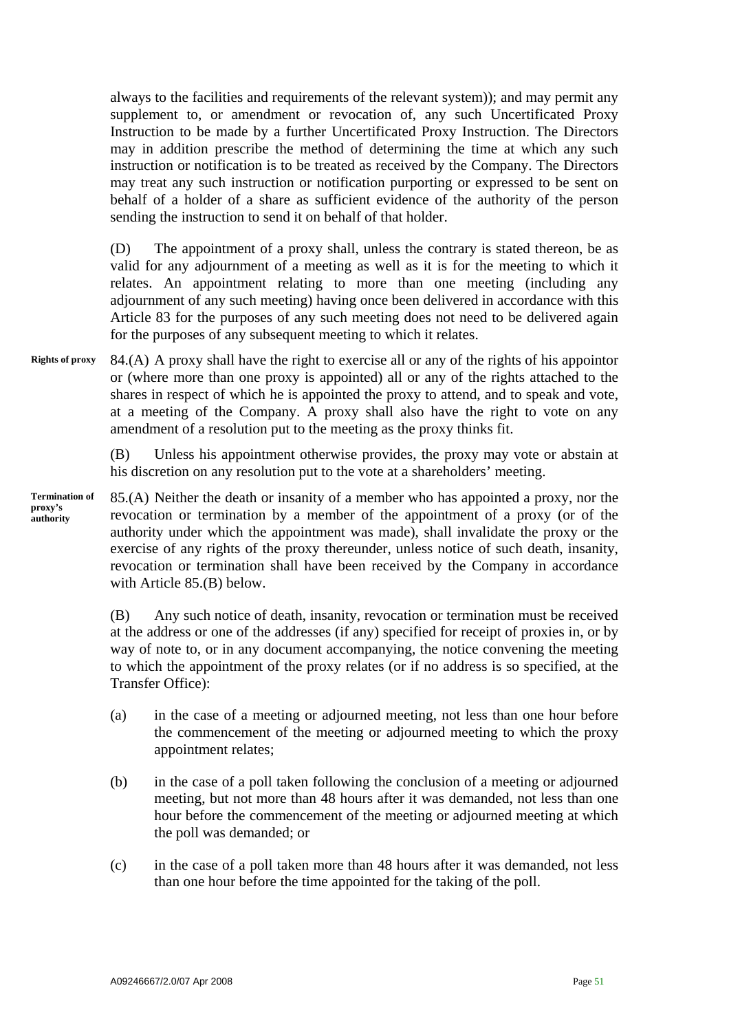always to the facilities and requirements of the relevant system)); and may permit any supplement to, or amendment or revocation of, any such Uncertificated Proxy Instruction to be made by a further Uncertificated Proxy Instruction. The Directors may in addition prescribe the method of determining the time at which any such instruction or notification is to be treated as received by the Company. The Directors may treat any such instruction or notification purporting or expressed to be sent on behalf of a holder of a share as sufficient evidence of the authority of the person sending the instruction to send it on behalf of that holder.

(D) The appointment of a proxy shall, unless the contrary is stated thereon, be as valid for any adjournment of a meeting as well as it is for the meeting to which it relates. An appointment relating to more than one meeting (including any adjournment of any such meeting) having once been delivered in accordance with this Article 83 for the purposes of any such meeting does not need to be delivered again for the purposes of any subsequent meeting to which it relates.

**Rights of proxy**

84.(A) A proxy shall have the right to exercise all or any of the rights of his appointor or (where more than one proxy is appointed) all or any of the rights attached to the shares in respect of which he is appointed the proxy to attend, and to speak and vote, at a meeting of the Company. A proxy shall also have the right to vote on any amendment of a resolution put to the meeting as the proxy thinks fit.

(B) Unless his appointment otherwise provides, the proxy may vote or abstain at his discretion on any resolution put to the vote at a shareholders' meeting.

**Termination of proxy's authority**

85.(A) Neither the death or insanity of a member who has appointed a proxy, nor the revocation or termination by a member of the appointment of a proxy (or of the authority under which the appointment was made), shall invalidate the proxy or the exercise of any rights of the proxy thereunder, unless notice of such death, insanity, revocation or termination shall have been received by the Company in accordance with Article 85.(B) below.

(B) Any such notice of death, insanity, revocation or termination must be received at the address or one of the addresses (if any) specified for receipt of proxies in, or by way of note to, or in any document accompanying, the notice convening the meeting to which the appointment of the proxy relates (or if no address is so specified, at the Transfer Office):

(a) in the case of a meeting or adjourned meeting, not less than one hour before the commencement of the meeting or adjourned meeting to which the proxy appointment relates;

(b) in the case of a poll taken following the conclusion of a meeting or adjourned meeting, but not more than 48 hours after it was demanded, not less than one hour before the commencement of the meeting or adjourned meeting at which the poll was demanded; or

(c) in the case of a poll taken more than 48 hours after it was demanded, not less than one hour before the time appointed for the taking of the poll.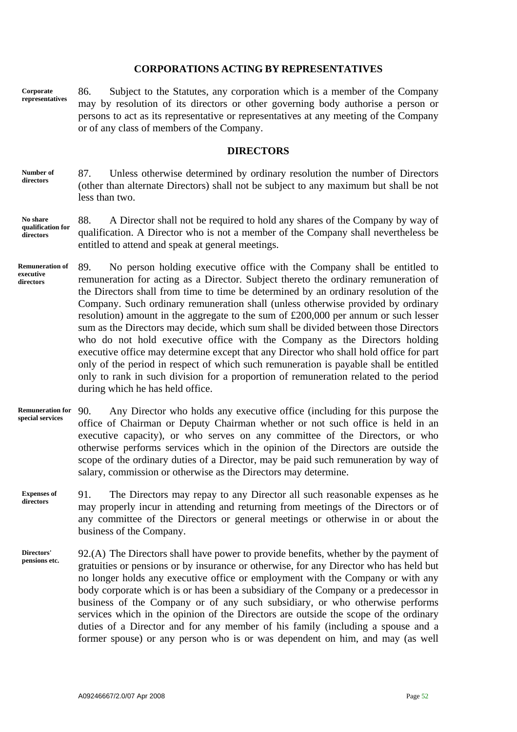## CORPORATIONS ACTING BY REPRESENTATIVES

**Corporate representatives**

86. Subject to the Statutes, any corporation which is a member of the Company may by resolution of its directors or other governing body authorise a person or persons to act as its representative or representatives at any meeting of the Company or of any class of members of the Company.

## DIRECTORS

**Number of directors**

87. Unless otherwise determined by ordinary resolution the number of Directors (other than alternate Directors) shall not be subject to any maximum but shall be not less than two.

**No share qualification for directors**

88. A Director shall not be required to hold any shares of the Company by way of qualification. A Director who is not a member of the Company shall nevertheless be entitled to attend and speak at general meetings.

**Remuneration of executive directors**

89. No person holding executive office with the Company shall be entitled to remuneration for acting as a Director. Subject thereto the ordinary remuneration of the Directors shall from time to time be determined by an ordinary resolution of the Company. Such ordinary remuneration shall (unless otherwise provided by ordinary resolution) amount in the aggregate to the sum of £200,000 per annum or such lesser sum as the Directors may decide, which sum shall be divided between those Directors who do not hold executive office with the Company as the Directors holding executive office may determine except that any Director who shall hold office for part only of the period in respect of which such remuneration is payable shall be entitled only to rank in such division for a proportion of remuneration related to the period during which he has held office.

**Remuneration for special services**

90. Any Director who holds any executive office (including for this purpose the office of Chairman or Deputy Chairman whether or not such office is held in an executive capacity), or who serves on any committee of the Directors, or who otherwise performs services which in the opinion of the Directors are outside the scope of the ordinary duties of a Director, may be paid such remuneration by way of salary, commission or otherwise as the Directors may determine.

**Expenses of directors**

91. The Directors may repay to any Director all such reasonable expenses as he may properly incur in attending and returning from meetings of the Directors or of any committee of the Directors or general meetings or otherwise in or about the business of the Company.

**Directors' pensions etc.**

92.(A) The Directors shall have power to provide benefits, whether by the payment of gratuities or pensions or by insurance or otherwise, for any Director who has held but no longer holds any executive office or employment with the Company or with any body corporate which is or has been a subsidiary of the Company or a predecessor in business of the Company or of any such subsidiary, or who otherwise performs services which in the opinion of the Directors are outside the scope of the ordinary duties of a Director and for any member of his family (including a spouse and a former spouse) or any person who is or was dependent on him, and may (as well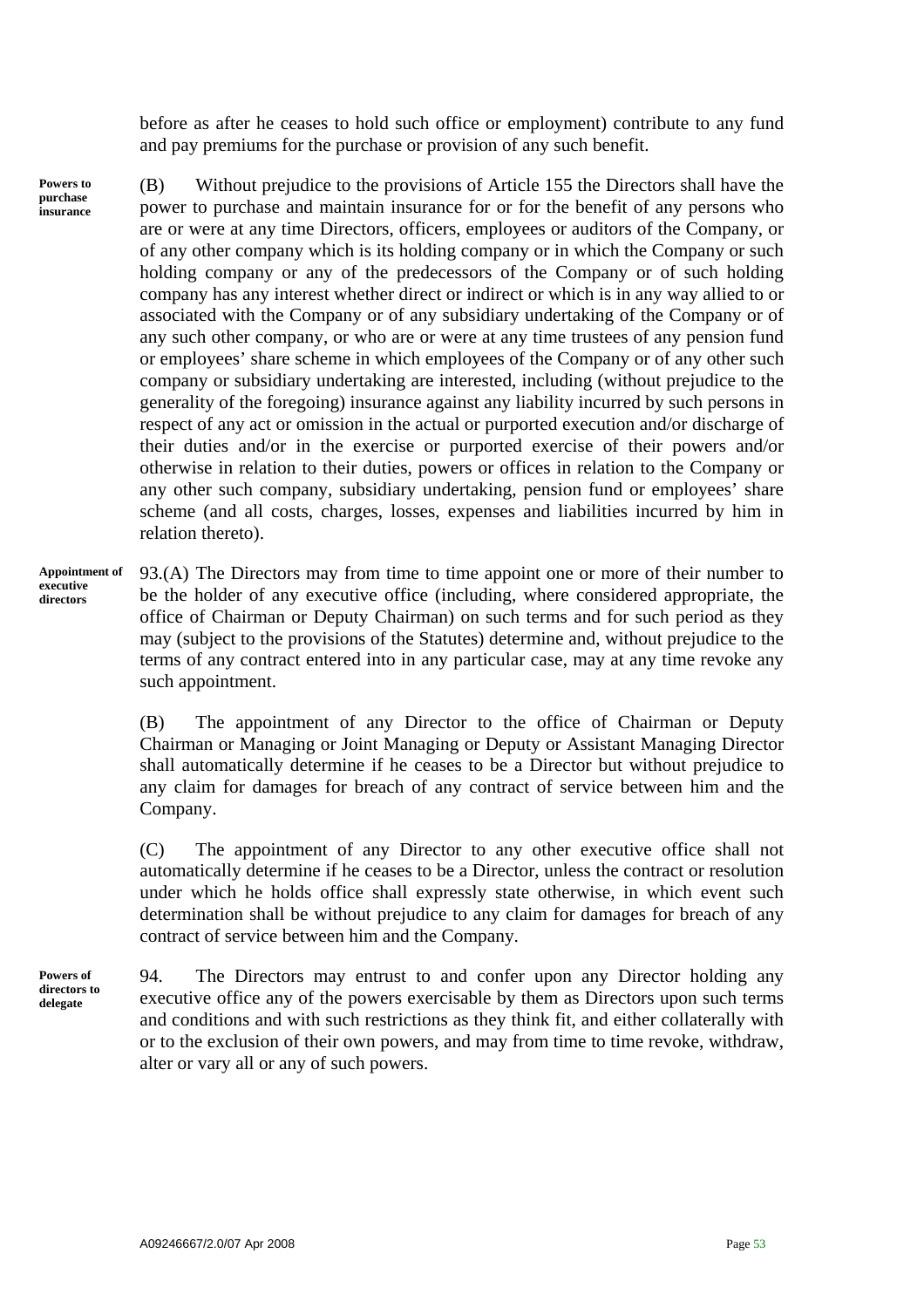before as after he ceases to hold such office or employment) contribute to any fund and pay premiums for the purchase or provision of any such benefit.

**Powers to purchase insurance**

(B) Without prejudice to the provisions of Article 155 the Directors shall have the power to purchase and maintain insurance for or for the benefit of any persons who are or were at any time Directors, officers, employees or auditors of the Company, or of any other company which is its holding company or in which the Company or such holding company or any of the predecessors of the Company or of such holding company has any interest whether direct or indirect or which is in any way allied to or associated with the Company or of any subsidiary undertaking of the Company or of any such other company, or who are or were at any time trustees of any pension fund or employees' share scheme in which employees of the Company or of any other such company or subsidiary undertaking are interested, including (without prejudice to the generality of the foregoing) insurance against any liability incurred by such persons in respect of any act or omission in the actual or purported execution and/or discharge of their duties and/or in the exercise or purported exercise of their powers and/or otherwise in relation to their duties, powers or offices in relation to the Company or any other such company, subsidiary undertaking, pension fund or employees' share scheme (and all costs, charges, losses, expenses and liabilities incurred by him in relation thereto).

**Appointment of executive directors**

93.(A) The Directors may from time to time appoint one or more of their number to be the holder of any executive office (including, where considered appropriate, the office of Chairman or Deputy Chairman) on such terms and for such period as they may (subject to the provisions of the Statutes) determine and, without prejudice to the terms of any contract entered into in any particular case, may at any time revoke any such appointment.

(B) The appointment of any Director to the office of Chairman or Deputy Chairman or Managing or Joint Managing or Deputy or Assistant Managing Director shall automatically determine if he ceases to be a Director but without prejudice to any claim for damages for breach of any contract of service between him and the Company.

(C) The appointment of any Director to any other executive office shall not automatically determine if he ceases to be a Director, unless the contract or resolution under which he holds office shall expressly state otherwise, in which event such determination shall be without prejudice to any claim for damages for breach of any contract of service between him and the Company.

**Powers of directors to delegate**

94. The Directors may entrust to and confer upon any Director holding any executive office any of the powers exercisable by them as Directors upon such terms and conditions and with such restrictions as they think fit, and either collaterally with or to the exclusion of their own powers, and may from time to time revoke, withdraw, alter or vary all or any of such powers.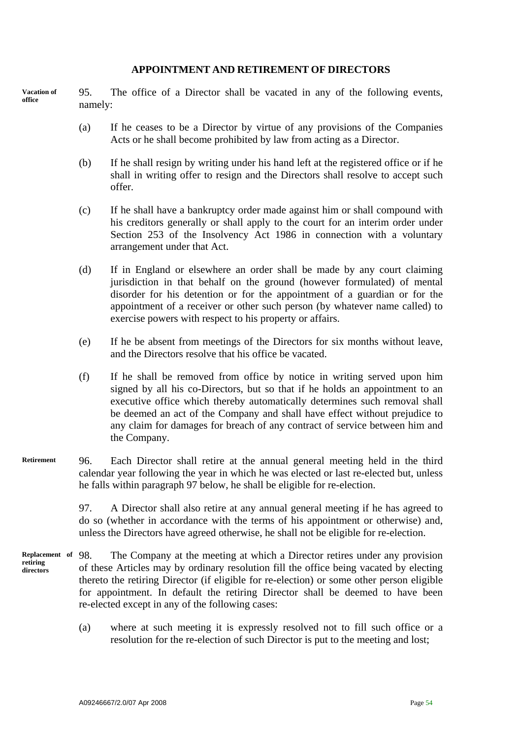## APPOINTMENT AND RETIREMENT OF DIRECTORS

**Vacation of office**

95. The office of a Director shall be vacated in any of the following events, namely:

(a) If he ceases to be a Director by virtue of any provisions of the Companies Acts or he shall become prohibited by law from acting as a Director.

(b) If he shall resign by writing under his hand left at the registered office or if he shall in writing offer to resign and the Directors shall resolve to accept such offer.

(c) If he shall have a bankruptcy order made against him or shall compound with his creditors generally or shall apply to the court for an interim order under Section 253 of the Insolvency Act 1986 in connection with a voluntary arrangement under that Act.

(d) If in England or elsewhere an order shall be made by any court claiming jurisdiction in that behalf on the ground (however formulated) of mental disorder for his detention or for the appointment of a guardian or for the appointment of a receiver or other such person (by whatever name called) to exercise powers with respect to his property or affairs.

(e) If he be absent from meetings of the Directors for six months without leave, and the Directors resolve that his office be vacated.

(f) If he shall be removed from office by notice in writing served upon him signed by all his co-Directors, but so that if he holds an appointment to an executive office which thereby automatically determines such removal shall be deemed an act of the Company and shall have effect without prejudice to any claim for damages for breach of any contract of service between him and the Company.

**Retirement**

96. Each Director shall retire at the annual general meeting held in the third calendar year following the year in which he was elected or last re-elected but, unless he falls within paragraph 97 below, he shall be eligible for re-election.

97. A Director shall also retire at any annual general meeting if he has agreed to do so (whether in accordance with the terms of his appointment or otherwise) and, unless the Directors have agreed otherwise, he shall not be eligible for re-election.

**Replacement of retiring directors**

98. The Company at the meeting at which a Director retires under any provision of these Articles may by ordinary resolution fill the office being vacated by electing thereto the retiring Director (if eligible for re-election) or some other person eligible for appointment. In default the retiring Director shall be deemed to have been re-elected except in any of the following cases:

(a) where at such meeting it is expressly resolved not to fill such office or a resolution for the re-election of such Director is put to the meeting and lost;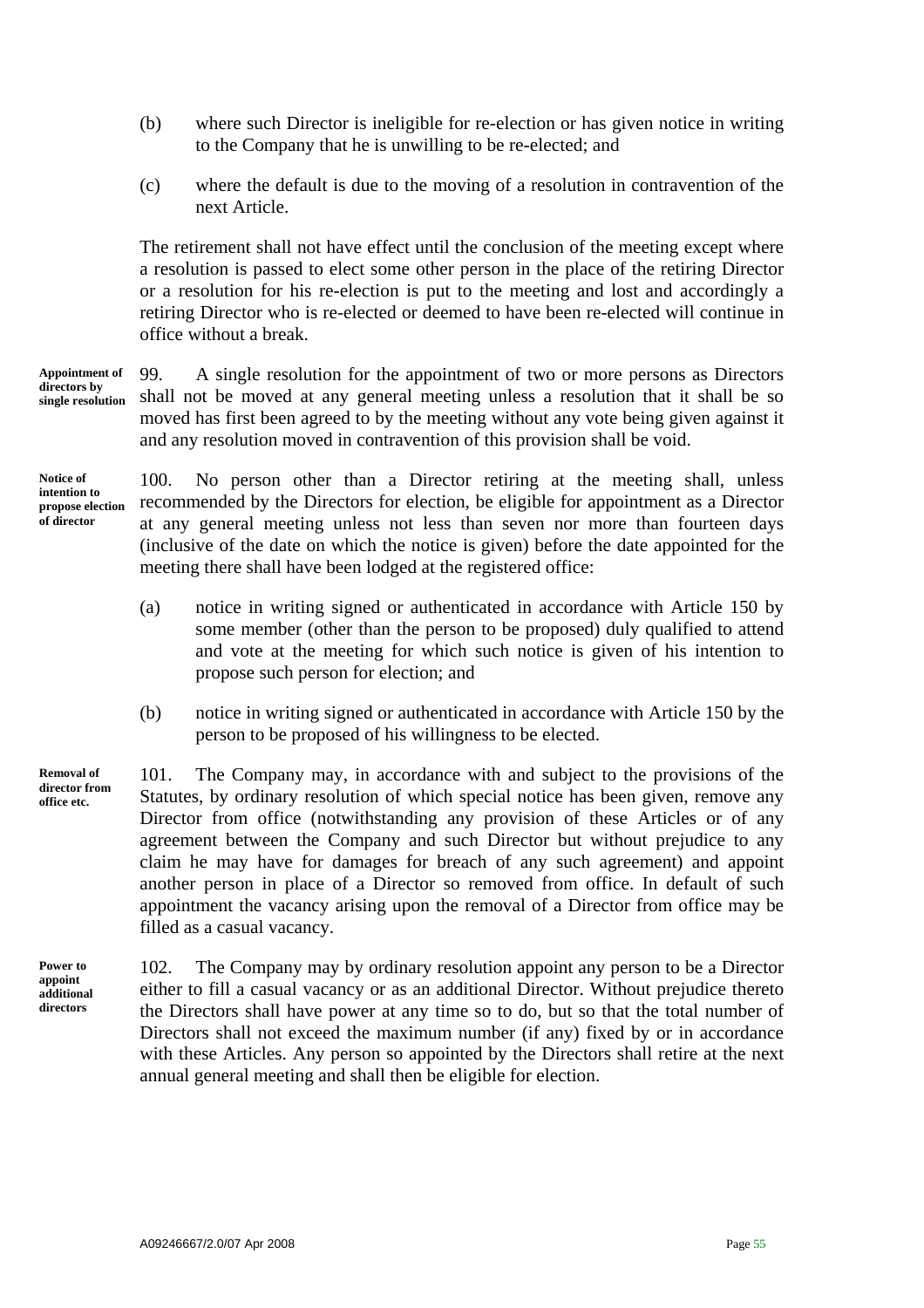(b) where such Director is ineligible for re-election or has given notice in writing to the Company that he is unwilling to be re-elected; and

(c) where the default is due to the moving of a resolution in contravention of the next Article.

The retirement shall not have effect until the conclusion of the meeting except where a resolution is passed to elect some other person in the place of the retiring Director or a resolution for his re-election is put to the meeting and lost and accordingly a retiring Director who is re-elected or deemed to have been re-elected will continue in office without a break.

**Appointment of directors by single resolution**

99. A single resolution for the appointment of two or more persons as Directors shall not be moved at any general meeting unless a resolution that it shall be so moved has first been agreed to by the meeting without any vote being given against it and any resolution moved in contravention of this provision shall be void.

**Notice of intention to propose election of director**

100. No person other than a Director retiring at the meeting shall, unless recommended by the Directors for election, be eligible for appointment as a Director at any general meeting unless not less than seven nor more than fourteen days (inclusive of the date on which the notice is given) before the date appointed for the meeting there shall have been lodged at the registered office:

(a) notice in writing signed or authenticated in accordance with Article 150 by some member (other than the person to be proposed) duly qualified to attend and vote at the meeting for which such notice is given of his intention to propose such person for election; and

(b) notice in writing signed or authenticated in accordance with Article 150 by the person to be proposed of his willingness to be elected.

**Removal of director from office etc.**

101. The Company may, in accordance with and subject to the provisions of the Statutes, by ordinary resolution of which special notice has been given, remove any Director from office (notwithstanding any provision of these Articles or of any agreement between the Company and such Director but without prejudice to any claim he may have for damages for breach of any such agreement) and appoint another person in place of a Director so removed from office. In default of such appointment the vacancy arising upon the removal of a Director from office may be filled as a casual vacancy.

**Power to appoint additional directors**

102. The Company may by ordinary resolution appoint any person to be a Director either to fill a casual vacancy or as an additional Director. Without prejudice thereto the Directors shall have power at any time so to do, but so that the total number of Directors shall not exceed the maximum number (if any) fixed by or in accordance with these Articles. Any person so appointed by the Directors shall retire at the next annual general meeting and shall then be eligible for election.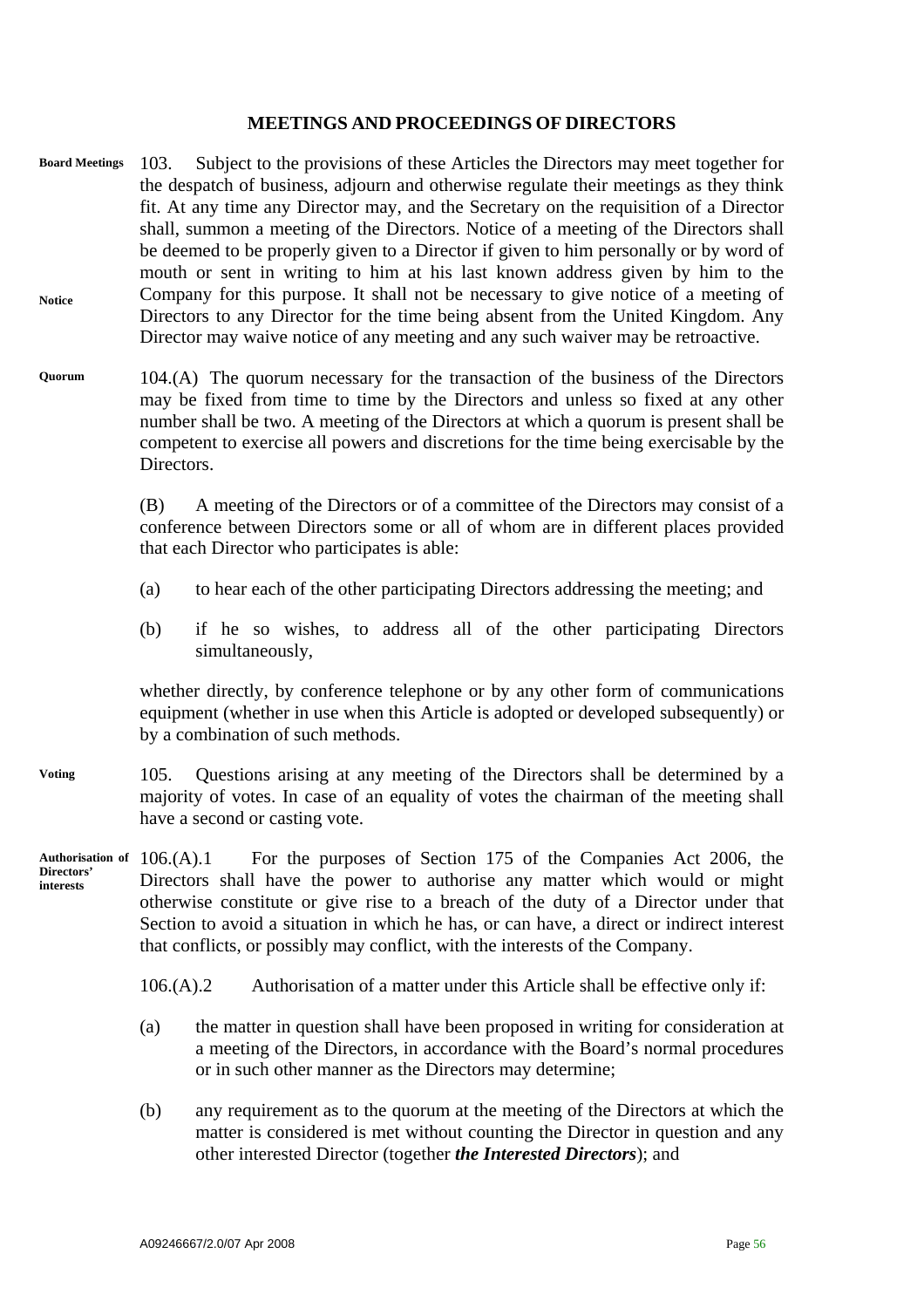## MEETINGS AND PROCEEDINGS OF DIRECTORS

**Board Meetings**

103. Subject to the provisions of these Articles the Directors may meet together for the despatch of business, adjourn and otherwise regulate their meetings as they think fit. At any time any Director may, and the Secretary on the requisition of a Director shall, summon a meeting of the Directors. Notice of a meeting of the Directors shall be deemed to be properly given to a Director if given to him personally or by word of mouth or sent in writing to him at his last known address given by him to the Company for this purpose. It shall not be necessary to give notice of a meeting of Directors to any Director for the time being absent from the United Kingdom. Any Director may waive notice of any meeting and any such waiver may be retroactive.

**Notice**

**Quorum**

104.(A) The quorum necessary for the transaction of the business of the Directors may be fixed from time to time by the Directors and unless so fixed at any other number shall be two. A meeting of the Directors at which a quorum is present shall be competent to exercise all powers and discretions for the time being exercisable by the Directors.

(B) A meeting of the Directors or of a committee of the Directors may consist of a conference between Directors some or all of whom are in different places provided that each Director who participates is able:

(a) to hear each of the other participating Directors addressing the meeting; and

(b) if he so wishes, to address all of the other participating Directors simultaneously,

whether directly, by conference telephone or by any other form of communications equipment (whether in use when this Article is adopted or developed subsequently) or by a combination of such methods.

**Voting**

105. Questions arising at any meeting of the Directors shall be determined by a majority of votes. In case of an equality of votes the chairman of the meeting shall have a second or casting vote.

**Authorisation of Directors' interests**

106.(A).1 For the purposes of Section 175 of the Companies Act 2006, the Directors shall have the power to authorise any matter which would or might otherwise constitute or give rise to a breach of the duty of a Director under that Section to avoid a situation in which he has, or can have, a direct or indirect interest that conflicts, or possibly may conflict, with the interests of the Company.

106.(A).2 Authorisation of a matter under this Article shall be effective only if:

(a) the matter in question shall have been proposed in writing for consideration at a meeting of the Directors, in accordance with the Board's normal procedures or in such other manner as the Directors may determine;

(b) any requirement as to the quorum at the meeting of the Directors at which the matter is considered is met without counting the Director in question and any other interested Director (together ***the Interested Directors***); and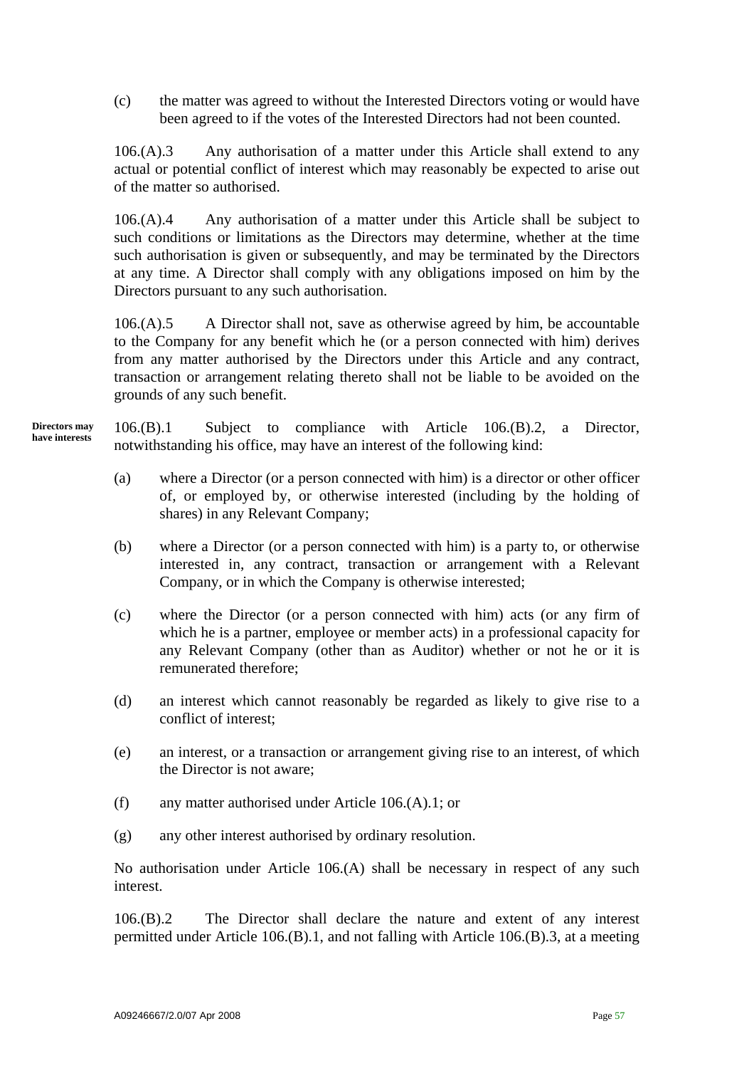(c) the matter was agreed to without the Interested Directors voting or would have been agreed to if the votes of the Interested Directors had not been counted.

106.(A).3 Any authorisation of a matter under this Article shall extend to any actual or potential conflict of interest which may reasonably be expected to arise out of the matter so authorised.

106.(A).4 Any authorisation of a matter under this Article shall be subject to such conditions or limitations as the Directors may determine, whether at the time such authorisation is given or subsequently, and may be terminated by the Directors at any time. A Director shall comply with any obligations imposed on him by the Directors pursuant to any such authorisation.

106.(A).5 A Director shall not, save as otherwise agreed by him, be accountable to the Company for any benefit which he (or a person connected with him) derives from any matter authorised by the Directors under this Article and any contract, transaction or arrangement relating thereto shall not be liable to be avoided on the grounds of any such benefit.

**Directors may have interests**

106.(B).1 Subject to compliance with Article 106.(B).2, a Director, notwithstanding his office, may have an interest of the following kind:

(a) where a Director (or a person connected with him) is a director or other officer of, or employed by, or otherwise interested (including by the holding of shares) in any Relevant Company;

(b) where a Director (or a person connected with him) is a party to, or otherwise interested in, any contract, transaction or arrangement with a Relevant Company, or in which the Company is otherwise interested;

(c) where the Director (or a person connected with him) acts (or any firm of which he is a partner, employee or member acts) in a professional capacity for any Relevant Company (other than as Auditor) whether or not he or it is remunerated therefore;

(d) an interest which cannot reasonably be regarded as likely to give rise to a conflict of interest;

(e) an interest, or a transaction or arrangement giving rise to an interest, of which the Director is not aware;

(f) any matter authorised under Article 106.(A).1; or

(g) any other interest authorised by ordinary resolution.

No authorisation under Article 106.(A) shall be necessary in respect of any such interest.

106.(B).2 The Director shall declare the nature and extent of any interest permitted under Article 106.(B).1, and not falling with Article 106.(B).3, at a meeting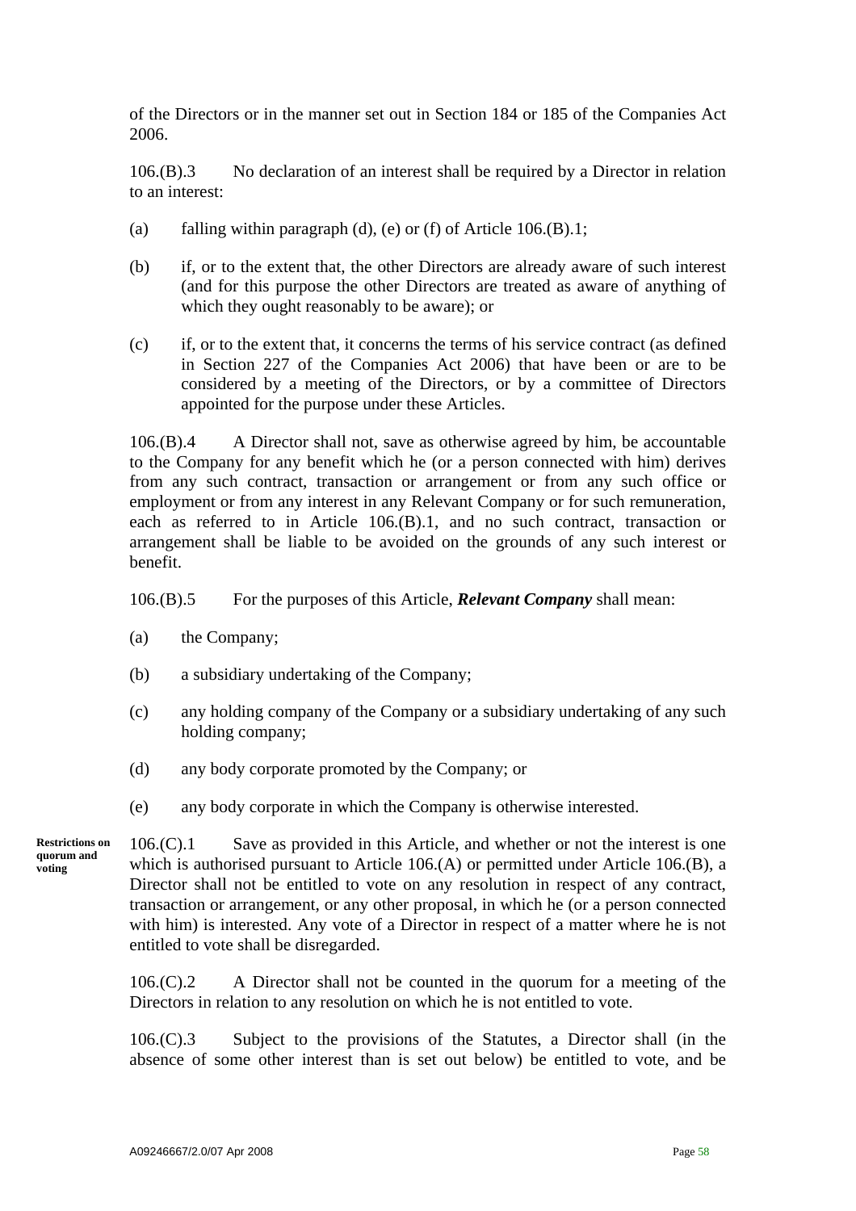of the Directors or in the manner set out in Section 184 or 185 of the Companies Act 2006.

106.(B).3 No declaration of an interest shall be required by a Director in relation to an interest:

(a) falling within paragraph (d), (e) or (f) of Article 106.(B).1;

(b) if, or to the extent that, the other Directors are already aware of such interest (and for this purpose the other Directors are treated as aware of anything of which they ought reasonably to be aware); or

(c) if, or to the extent that, it concerns the terms of his service contract (as defined in Section 227 of the Companies Act 2006) that have been or are to be considered by a meeting of the Directors, or by a committee of Directors appointed for the purpose under these Articles.

106.(B).4 A Director shall not, save as otherwise agreed by him, be accountable to the Company for any benefit which he (or a person connected with him) derives from any such contract, transaction or arrangement or from any such office or employment or from any interest in any Relevant Company or for such remuneration, each as referred to in Article 106.(B).1, and no such contract, transaction or arrangement shall be liable to be avoided on the grounds of any such interest or benefit.

106.(B).5 For the purposes of this Article, ***Relevant Company*** shall mean:

(a) the Company;

(b) a subsidiary undertaking of the Company;

(c) any holding company of the Company or a subsidiary undertaking of any such holding company;

(d) any body corporate promoted by the Company; or

(e) any body corporate in which the Company is otherwise interested.

**Restrictions on quorum and voting**

106.(C).1 Save as provided in this Article, and whether or not the interest is one which is authorised pursuant to Article 106.(A) or permitted under Article 106.(B), a Director shall not be entitled to vote on any resolution in respect of any contract, transaction or arrangement, or any other proposal, in which he (or a person connected with him) is interested. Any vote of a Director in respect of a matter where he is not entitled to vote shall be disregarded.

106.(C).2 A Director shall not be counted in the quorum for a meeting of the Directors in relation to any resolution on which he is not entitled to vote.

106.(C).3 Subject to the provisions of the Statutes, a Director shall (in the absence of some other interest than is set out below) be entitled to vote, and be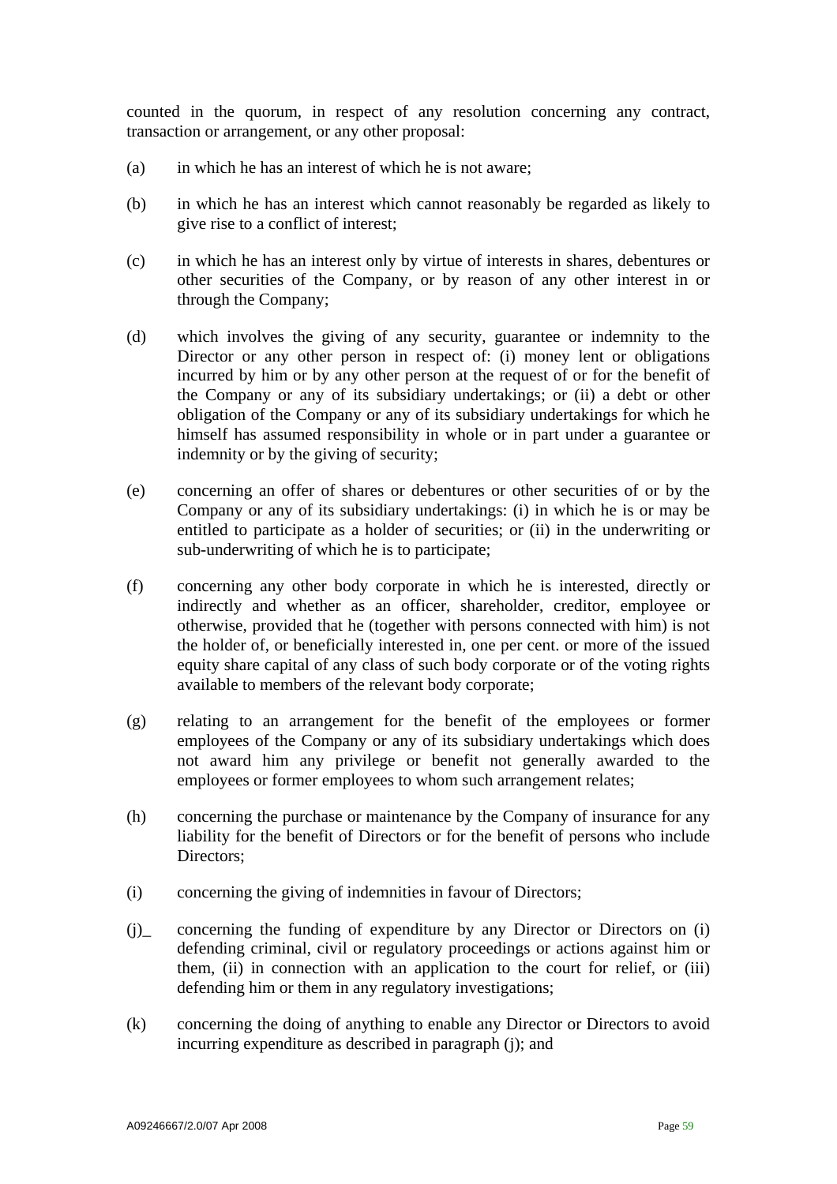counted in the quorum, in respect of any resolution concerning any contract, transaction or arrangement, or any other proposal:

(a) in which he has an interest of which he is not aware;

(b) in which he has an interest which cannot reasonably be regarded as likely to give rise to a conflict of interest;

(c) in which he has an interest only by virtue of interests in shares, debentures or other securities of the Company, or by reason of any other interest in or through the Company;

(d) which involves the giving of any security, guarantee or indemnity to the Director or any other person in respect of: (i) money lent or obligations incurred by him or by any other person at the request of or for the benefit of the Company or any of its subsidiary undertakings; or (ii) a debt or other obligation of the Company or any of its subsidiary undertakings for which he himself has assumed responsibility in whole or in part under a guarantee or indemnity or by the giving of security;

(e) concerning an offer of shares or debentures or other securities of or by the Company or any of its subsidiary undertakings: (i) in which he is or may be entitled to participate as a holder of securities; or (ii) in the underwriting or sub-underwriting of which he is to participate;

(f) concerning any other body corporate in which he is interested, directly or indirectly and whether as an officer, shareholder, creditor, employee or otherwise, provided that he (together with persons connected with him) is not the holder of, or beneficially interested in, one per cent. or more of the issued equity share capital of any class of such body corporate or of the voting rights available to members of the relevant body corporate;

(g) relating to an arrangement for the benefit of the employees or former employees of the Company or any of its subsidiary undertakings which does not award him any privilege or benefit not generally awarded to the employees or former employees to whom such arrangement relates;

(h) concerning the purchase or maintenance by the Company of insurance for any liability for the benefit of Directors or for the benefit of persons who include Directors;

(i) concerning the giving of indemnities in favour of Directors;

(j)_ concerning the funding of expenditure by any Director or Directors on (i) defending criminal, civil or regulatory proceedings or actions against him or them, (ii) in connection with an application to the court for relief, or (iii) defending him or them in any regulatory investigations;

(k) concerning the doing of anything to enable any Director or Directors to avoid incurring expenditure as described in paragraph (j); and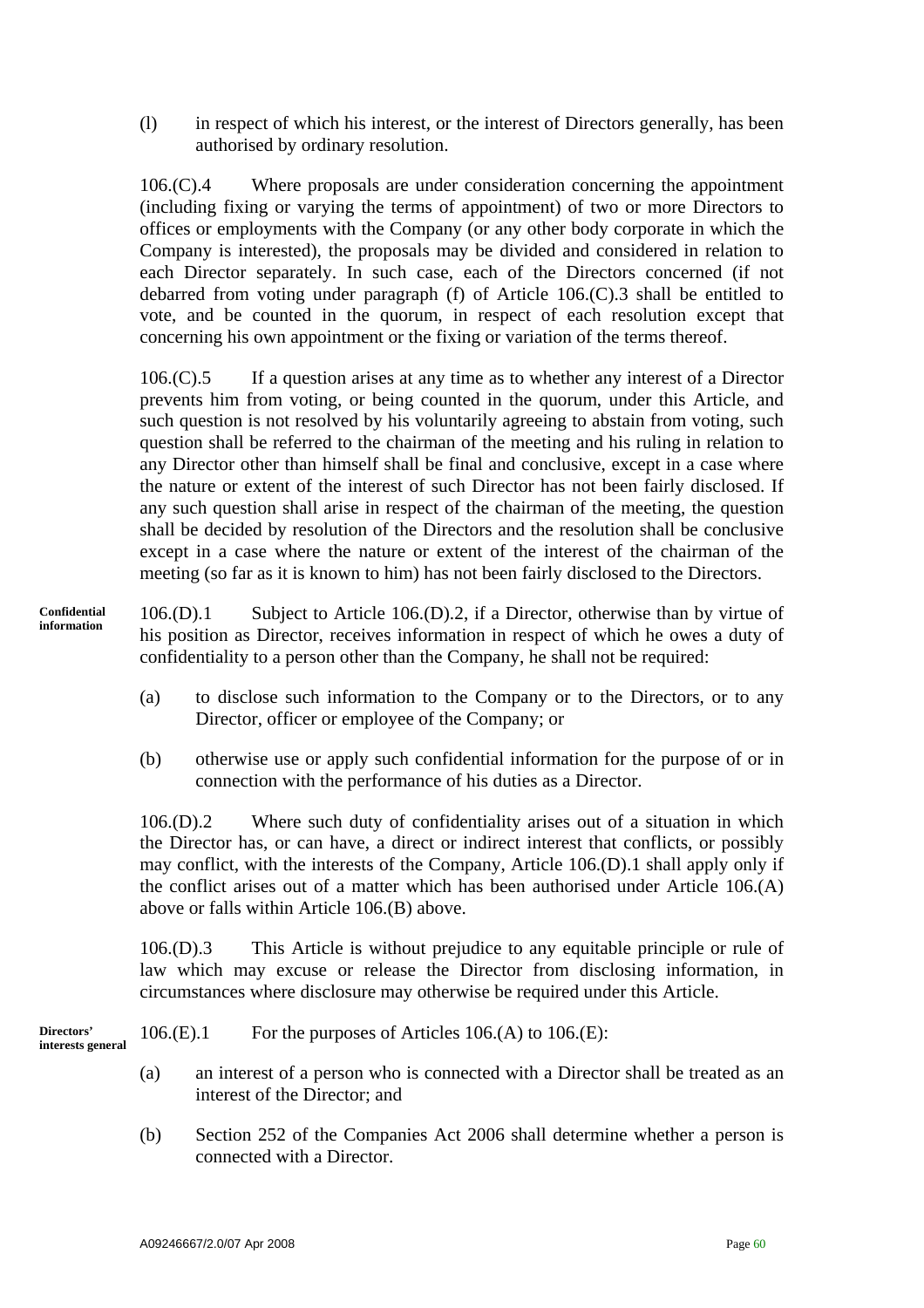(l) in respect of which his interest, or the interest of Directors generally, has been authorised by ordinary resolution.

106.(C).4 Where proposals are under consideration concerning the appointment (including fixing or varying the terms of appointment) of two or more Directors to offices or employments with the Company (or any other body corporate in which the Company is interested), the proposals may be divided and considered in relation to each Director separately. In such case, each of the Directors concerned (if not debarred from voting under paragraph (f) of Article 106.(C).3 shall be entitled to vote, and be counted in the quorum, in respect of each resolution except that concerning his own appointment or the fixing or variation of the terms thereof.

106.(C).5 If a question arises at any time as to whether any interest of a Director prevents him from voting, or being counted in the quorum, under this Article, and such question is not resolved by his voluntarily agreeing to abstain from voting, such question shall be referred to the chairman of the meeting and his ruling in relation to any Director other than himself shall be final and conclusive, except in a case where the nature or extent of the interest of such Director has not been fairly disclosed. If any such question shall arise in respect of the chairman of the meeting, the question shall be decided by resolution of the Directors and the resolution shall be conclusive except in a case where the nature or extent of the interest of the chairman of the meeting (so far as it is known to him) has not been fairly disclosed to the Directors.

**Confidential information**

106.(D).1 Subject to Article 106.(D).2, if a Director, otherwise than by virtue of his position as Director, receives information in respect of which he owes a duty of confidentiality to a person other than the Company, he shall not be required:

(a) to disclose such information to the Company or to the Directors, or to any Director, officer or employee of the Company; or

(b) otherwise use or apply such confidential information for the purpose of or in connection with the performance of his duties as a Director.

106.(D).2 Where such duty of confidentiality arises out of a situation in which the Director has, or can have, a direct or indirect interest that conflicts, or possibly may conflict, with the interests of the Company, Article 106.(D).1 shall apply only if the conflict arises out of a matter which has been authorised under Article 106.(A) above or falls within Article 106.(B) above.

106.(D).3 This Article is without prejudice to any equitable principle or rule of law which may excuse or release the Director from disclosing information, in circumstances where disclosure may otherwise be required under this Article.

**Directors' interests general**

106.(E).1 For the purposes of Articles 106.(A) to 106.(E):

(a) an interest of a person who is connected with a Director shall be treated as an interest of the Director; and

(b) Section 252 of the Companies Act 2006 shall determine whether a person is connected with a Director.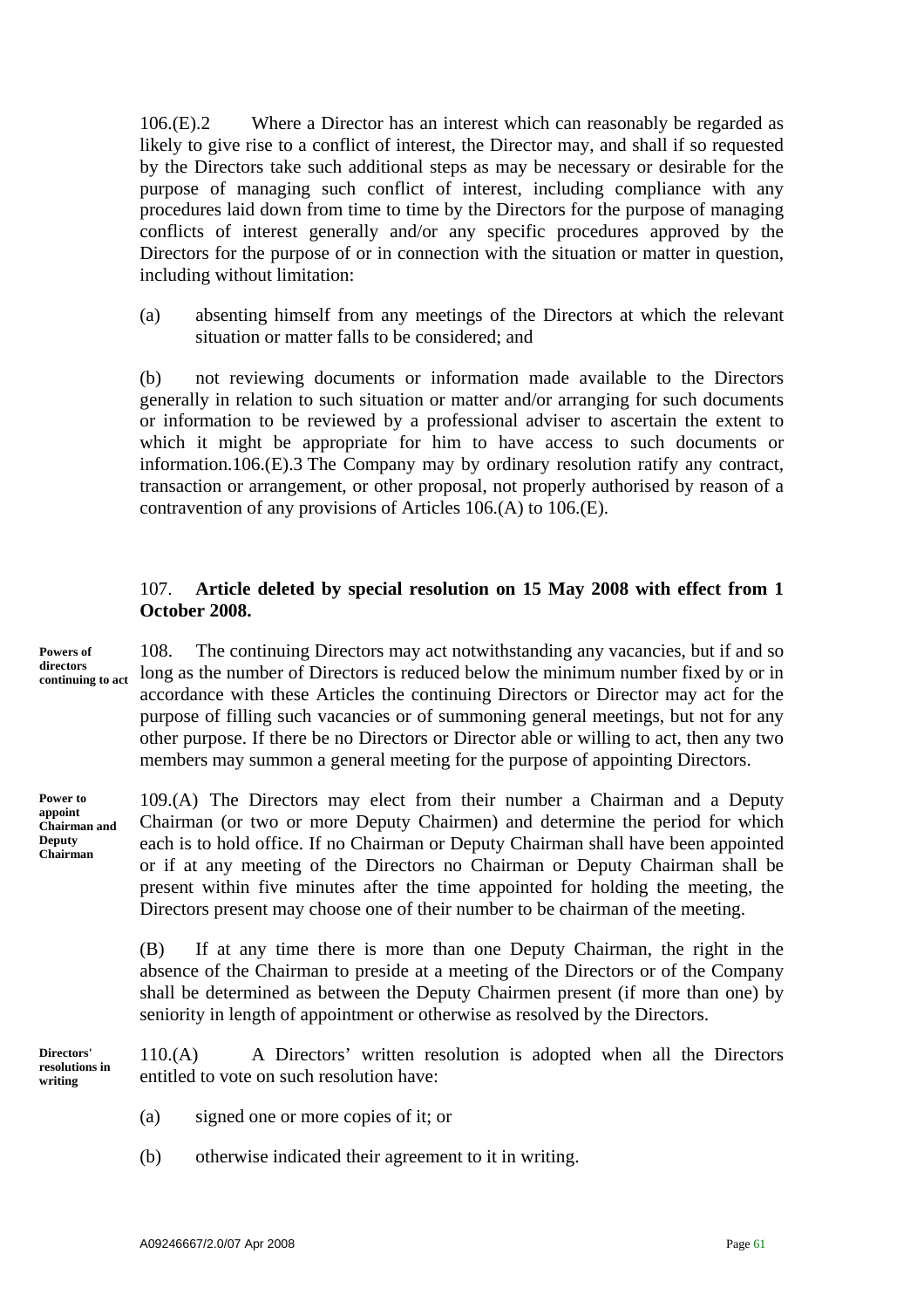106.(E).2 Where a Director has an interest which can reasonably be regarded as likely to give rise to a conflict of interest, the Director may, and shall if so requested by the Directors take such additional steps as may be necessary or desirable for the purpose of managing such conflict of interest, including compliance with any procedures laid down from time to time by the Directors for the purpose of managing conflicts of interest generally and/or any specific procedures approved by the Directors for the purpose of or in connection with the situation or matter in question, including without limitation:

(a) absenting himself from any meetings of the Directors at which the relevant situation or matter falls to be considered; and

(b) not reviewing documents or information made available to the Directors generally in relation to such situation or matter and/or arranging for such documents or information to be reviewed by a professional adviser to ascertain the extent to which it might be appropriate for him to have access to such documents or information.106.(E).3 The Company may by ordinary resolution ratify any contract, transaction or arrangement, or other proposal, not properly authorised by reason of a contravention of any provisions of Articles 106.(A) to 106.(E).

107. **Article deleted by special resolution on 15 May 2008 with effect from 1 October 2008.**

**Powers of directors continuing to act**

108. The continuing Directors may act notwithstanding any vacancies, but if and so long as the number of Directors is reduced below the minimum number fixed by or in accordance with these Articles the continuing Directors or Director may act for the purpose of filling such vacancies or of summoning general meetings, but not for any other purpose. If there be no Directors or Director able or willing to act, then any two members may summon a general meeting for the purpose of appointing Directors.

**Power to appoint Chairman and Deputy Chairman**

109.(A) The Directors may elect from their number a Chairman and a Deputy Chairman (or two or more Deputy Chairmen) and determine the period for which each is to hold office. If no Chairman or Deputy Chairman shall have been appointed or if at any meeting of the Directors no Chairman or Deputy Chairman shall be present within five minutes after the time appointed for holding the meeting, the Directors present may choose one of their number to be chairman of the meeting.

(B) If at any time there is more than one Deputy Chairman, the right in the absence of the Chairman to preside at a meeting of the Directors or of the Company shall be determined as between the Deputy Chairmen present (if more than one) by seniority in length of appointment or otherwise as resolved by the Directors.

**Directors' resolutions in writing**

110.(A) A Directors' written resolution is adopted when all the Directors entitled to vote on such resolution have:

(a) signed one or more copies of it; or

(b) otherwise indicated their agreement to it in writing.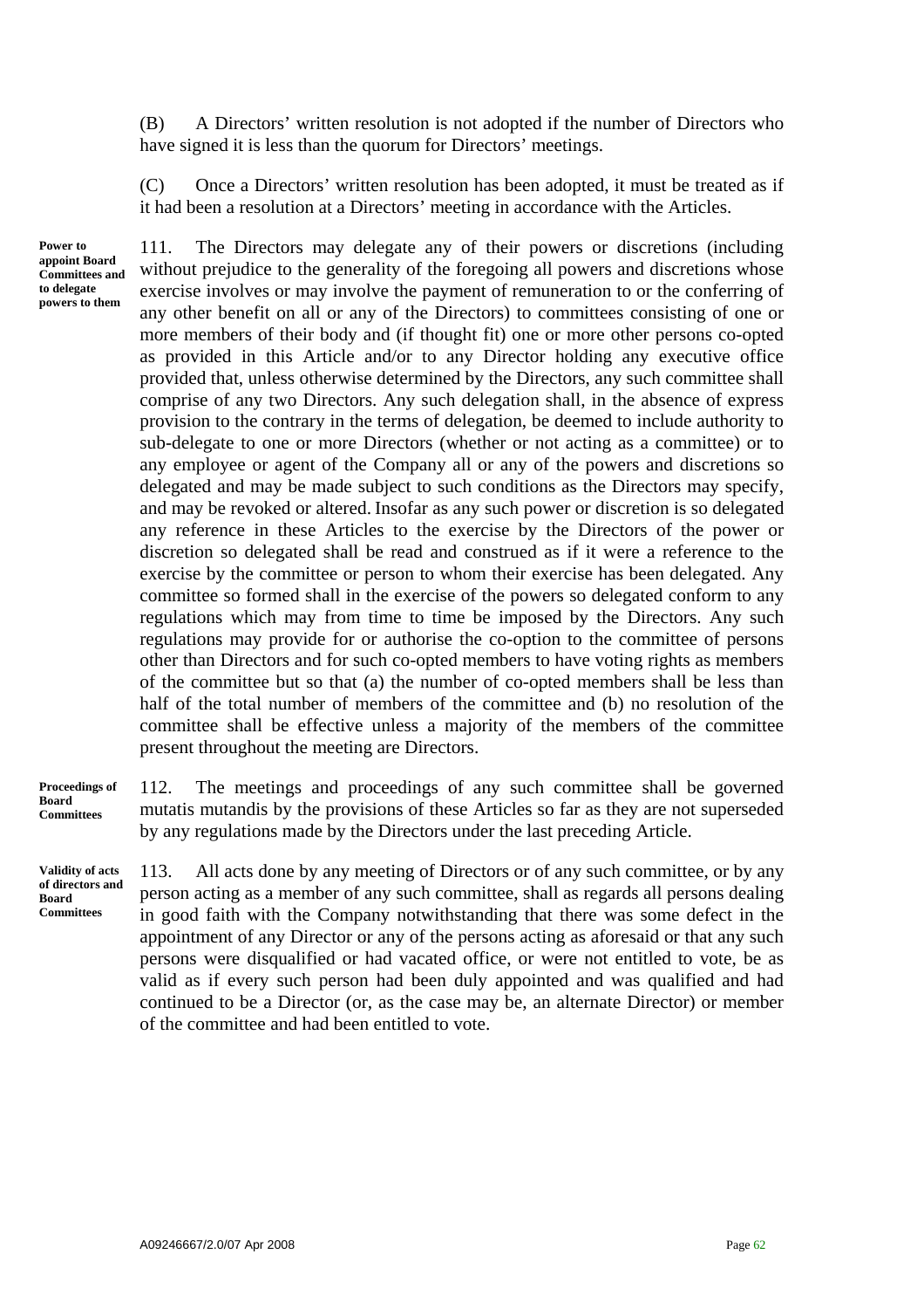(B) A Directors' written resolution is not adopted if the number of Directors who have signed it is less than the quorum for Directors' meetings.

(C) Once a Directors' written resolution has been adopted, it must be treated as if it had been a resolution at a Directors' meeting in accordance with the Articles.

**Power to appoint Board Committees and to delegate powers to them**

111. The Directors may delegate any of their powers or discretions (including without prejudice to the generality of the foregoing all powers and discretions whose exercise involves or may involve the payment of remuneration to or the conferring of any other benefit on all or any of the Directors) to committees consisting of one or more members of their body and (if thought fit) one or more other persons co-opted as provided in this Article and/or to any Director holding any executive office provided that, unless otherwise determined by the Directors, any such committee shall comprise of any two Directors. Any such delegation shall, in the absence of express provision to the contrary in the terms of delegation, be deemed to include authority to sub-delegate to one or more Directors (whether or not acting as a committee) or to any employee or agent of the Company all or any of the powers and discretions so delegated and may be made subject to such conditions as the Directors may specify, and may be revoked or altered. Insofar as any such power or discretion is so delegated any reference in these Articles to the exercise by the Directors of the power or discretion so delegated shall be read and construed as if it were a reference to the exercise by the committee or person to whom their exercise has been delegated. Any committee so formed shall in the exercise of the powers so delegated conform to any regulations which may from time to time be imposed by the Directors. Any such regulations may provide for or authorise the co-option to the committee of persons other than Directors and for such co-opted members to have voting rights as members of the committee but so that (a) the number of co-opted members shall be less than half of the total number of members of the committee and (b) no resolution of the committee shall be effective unless a majority of the members of the committee present throughout the meeting are Directors.

**Proceedings of Board Committees**

112. The meetings and proceedings of any such committee shall be governed mutatis mutandis by the provisions of these Articles so far as they are not superseded by any regulations made by the Directors under the last preceding Article.

**Validity of acts of directors and Board Committees**

113. All acts done by any meeting of Directors or of any such committee, or by any person acting as a member of any such committee, shall as regards all persons dealing in good faith with the Company notwithstanding that there was some defect in the appointment of any Director or any of the persons acting as aforesaid or that any such persons were disqualified or had vacated office, or were not entitled to vote, be as valid as if every such person had been duly appointed and was qualified and had continued to be a Director (or, as the case may be, an alternate Director) or member of the committee and had been entitled to vote.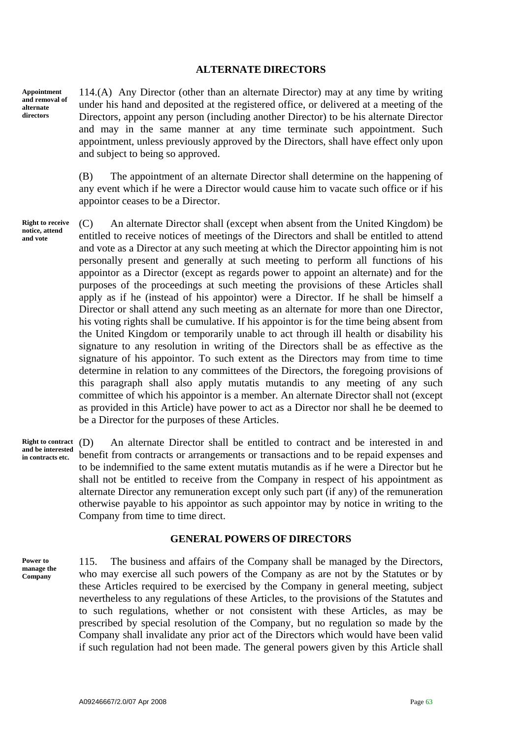## ALTERNATE DIRECTORS

**Appointment and removal of alternate directors**

114.(A) Any Director (other than an alternate Director) may at any time by writing under his hand and deposited at the registered office, or delivered at a meeting of the Directors, appoint any person (including another Director) to be his alternate Director and may in the same manner at any time terminate such appointment. Such appointment, unless previously approved by the Directors, shall have effect only upon and subject to being so approved.

(B) The appointment of an alternate Director shall determine on the happening of any event which if he were a Director would cause him to vacate such office or if his appointor ceases to be a Director.

**Right to receive notice, attend and vote**

(C) An alternate Director shall (except when absent from the United Kingdom) be entitled to receive notices of meetings of the Directors and shall be entitled to attend and vote as a Director at any such meeting at which the Director appointing him is not personally present and generally at such meeting to perform all functions of his appointor as a Director (except as regards power to appoint an alternate) and for the purposes of the proceedings at such meeting the provisions of these Articles shall apply as if he (instead of his appointor) were a Director. If he shall be himself a Director or shall attend any such meeting as an alternate for more than one Director, his voting rights shall be cumulative. If his appointor is for the time being absent from the United Kingdom or temporarily unable to act through ill health or disability his signature to any resolution in writing of the Directors shall be as effective as the signature of his appointor. To such extent as the Directors may from time to time determine in relation to any committees of the Directors, the foregoing provisions of this paragraph shall also apply mutatis mutandis to any meeting of any such committee of which his appointor is a member. An alternate Director shall not (except as provided in this Article) have power to act as a Director nor shall he be deemed to be a Director for the purposes of these Articles.

**Right to contract and be interested in contracts etc.**

(D) An alternate Director shall be entitled to contract and be interested in and benefit from contracts or arrangements or transactions and to be repaid expenses and to be indemnified to the same extent mutatis mutandis as if he were a Director but he shall not be entitled to receive from the Company in respect of his appointment as alternate Director any remuneration except only such part (if any) of the remuneration otherwise payable to his appointor as such appointor may by notice in writing to the Company from time to time direct.

## GENERAL POWERS OF DIRECTORS

**Power to manage the Company**

115. The business and affairs of the Company shall be managed by the Directors, who may exercise all such powers of the Company as are not by the Statutes or by these Articles required to be exercised by the Company in general meeting, subject nevertheless to any regulations of these Articles, to the provisions of the Statutes and to such regulations, whether or not consistent with these Articles, as may be prescribed by special resolution of the Company, but no regulation so made by the Company shall invalidate any prior act of the Directors which would have been valid if such regulation had not been made. The general powers given by this Article shall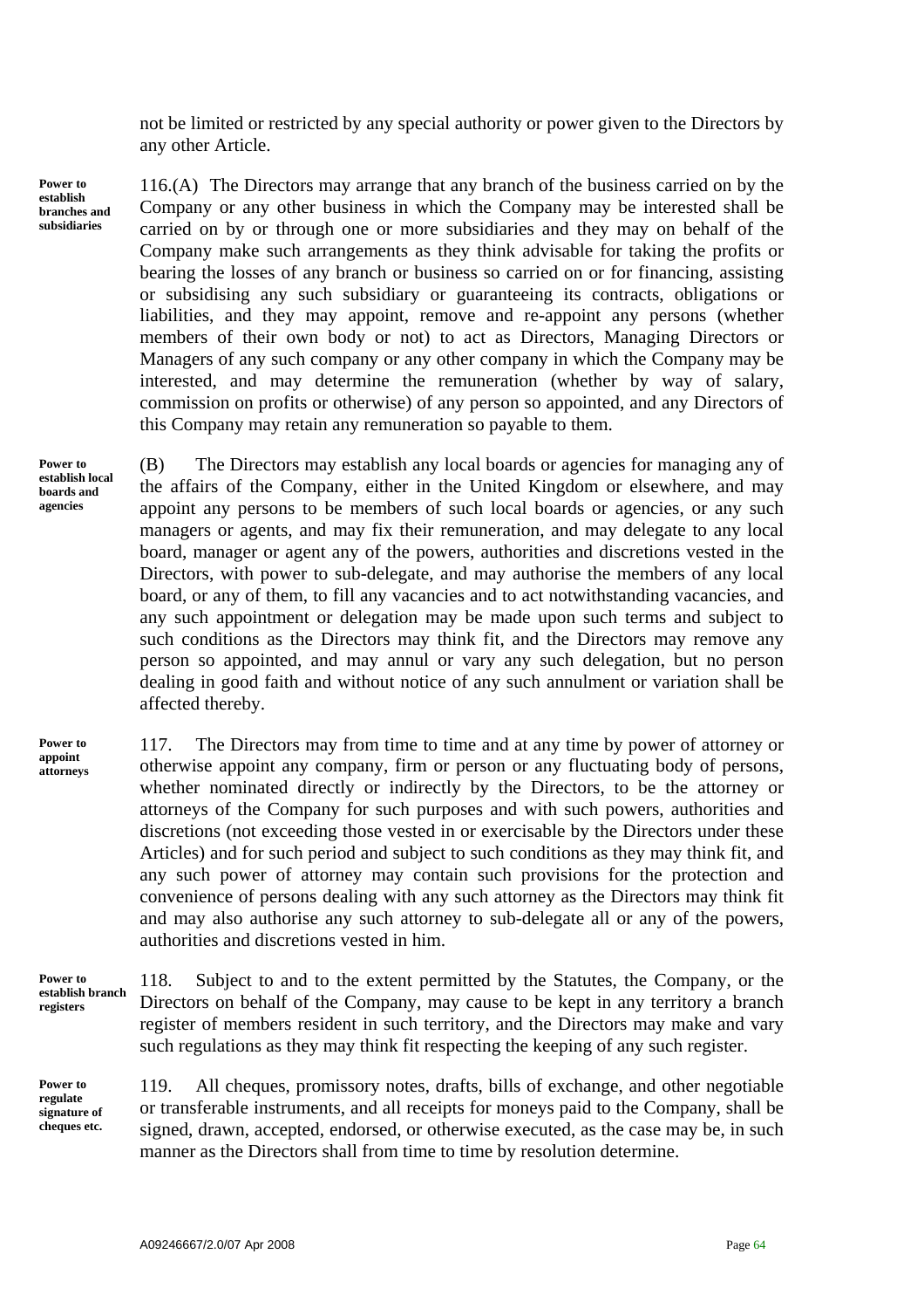not be limited or restricted by any special authority or power given to the Directors by any other Article.

**Power to establish branches and subsidiaries**

116.(A) The Directors may arrange that any branch of the business carried on by the Company or any other business in which the Company may be interested shall be carried on by or through one or more subsidiaries and they may on behalf of the Company make such arrangements as they think advisable for taking the profits or bearing the losses of any branch or business so carried on or for financing, assisting or subsidising any such subsidiary or guaranteeing its contracts, obligations or liabilities, and they may appoint, remove and re-appoint any persons (whether members of their own body or not) to act as Directors, Managing Directors or Managers of any such company or any other company in which the Company may be interested, and may determine the remuneration (whether by way of salary, commission on profits or otherwise) of any person so appointed, and any Directors of this Company may retain any remuneration so payable to them.

**Power to establish local boards and agencies**

(B) The Directors may establish any local boards or agencies for managing any of the affairs of the Company, either in the United Kingdom or elsewhere, and may appoint any persons to be members of such local boards or agencies, or any such managers or agents, and may fix their remuneration, and may delegate to any local board, manager or agent any of the powers, authorities and discretions vested in the Directors, with power to sub-delegate, and may authorise the members of any local board, or any of them, to fill any vacancies and to act notwithstanding vacancies, and any such appointment or delegation may be made upon such terms and subject to such conditions as the Directors may think fit, and the Directors may remove any person so appointed, and may annul or vary any such delegation, but no person dealing in good faith and without notice of any such annulment or variation shall be affected thereby.

**Power to appoint attorneys**

117. The Directors may from time to time and at any time by power of attorney or otherwise appoint any company, firm or person or any fluctuating body of persons, whether nominated directly or indirectly by the Directors, to be the attorney or attorneys of the Company for such purposes and with such powers, authorities and discretions (not exceeding those vested in or exercisable by the Directors under these Articles) and for such period and subject to such conditions as they may think fit, and any such power of attorney may contain such provisions for the protection and convenience of persons dealing with any such attorney as the Directors may think fit and may also authorise any such attorney to sub-delegate all or any of the powers, authorities and discretions vested in him.

**Power to establish branch registers**

118. Subject to and to the extent permitted by the Statutes, the Company, or the Directors on behalf of the Company, may cause to be kept in any territory a branch register of members resident in such territory, and the Directors may make and vary such regulations as they may think fit respecting the keeping of any such register.

**Power to regulate signature of cheques etc.**

119. All cheques, promissory notes, drafts, bills of exchange, and other negotiable or transferable instruments, and all receipts for moneys paid to the Company, shall be signed, drawn, accepted, endorsed, or otherwise executed, as the case may be, in such manner as the Directors shall from time to time by resolution determine.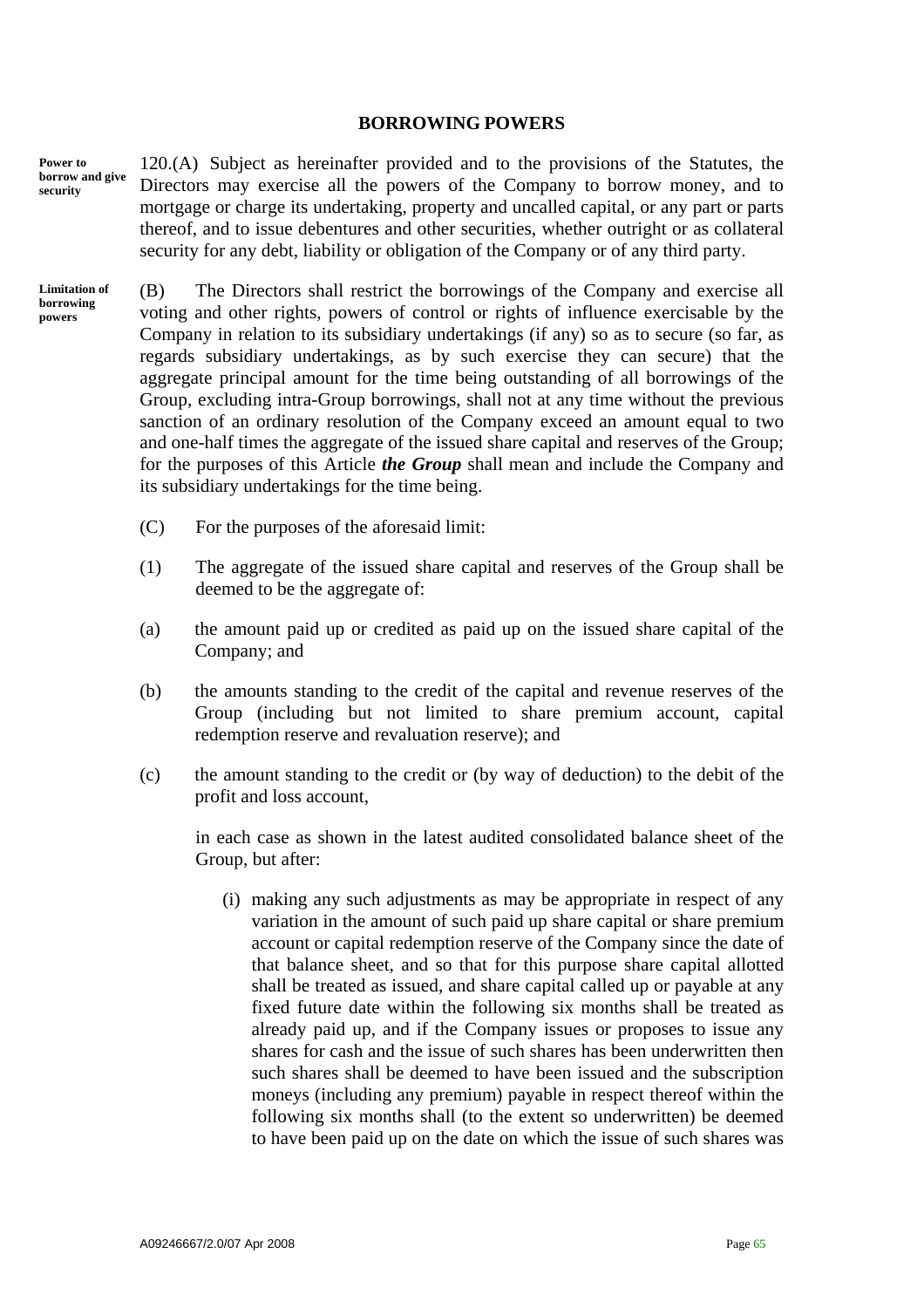## BORROWING POWERS

**Power to borrow and give security**

120.(A) Subject as hereinafter provided and to the provisions of the Statutes, the Directors may exercise all the powers of the Company to borrow money, and to mortgage or charge its undertaking, property and uncalled capital, or any part or parts thereof, and to issue debentures and other securities, whether outright or as collateral security for any debt, liability or obligation of the Company or of any third party.

**Limitation of borrowing powers**

(B) The Directors shall restrict the borrowings of the Company and exercise all voting and other rights, powers of control or rights of influence exercisable by the Company in relation to its subsidiary undertakings (if any) so as to secure (so far, as regards subsidiary undertakings, as by such exercise they can secure) that the aggregate principal amount for the time being outstanding of all borrowings of the Group, excluding intra-Group borrowings, shall not at any time without the previous sanction of an ordinary resolution of the Company exceed an amount equal to two and one-half times the aggregate of the issued share capital and reserves of the Group; for the purposes of this Article ***the Group*** shall mean and include the Company and its subsidiary undertakings for the time being.

(C) For the purposes of the aforesaid limit:

(1) The aggregate of the issued share capital and reserves of the Group shall be deemed to be the aggregate of:

(a) the amount paid up or credited as paid up on the issued share capital of the Company; and

(b) the amounts standing to the credit of the capital and revenue reserves of the Group (including but not limited to share premium account, capital redemption reserve and revaluation reserve); and

(c) the amount standing to the credit or (by way of deduction) to the debit of the profit and loss account,

in each case as shown in the latest audited consolidated balance sheet of the Group, but after:

(i) making any such adjustments as may be appropriate in respect of any variation in the amount of such paid up share capital or share premium account or capital redemption reserve of the Company since the date of that balance sheet, and so that for this purpose share capital allotted shall be treated as issued, and share capital called up or payable at any fixed future date within the following six months shall be treated as already paid up, and if the Company issues or proposes to issue any shares for cash and the issue of such shares has been underwritten then such shares shall be deemed to have been issued and the subscription moneys (including any premium) payable in respect thereof within the following six months shall (to the extent so underwritten) be deemed to have been paid up on the date on which the issue of such shares was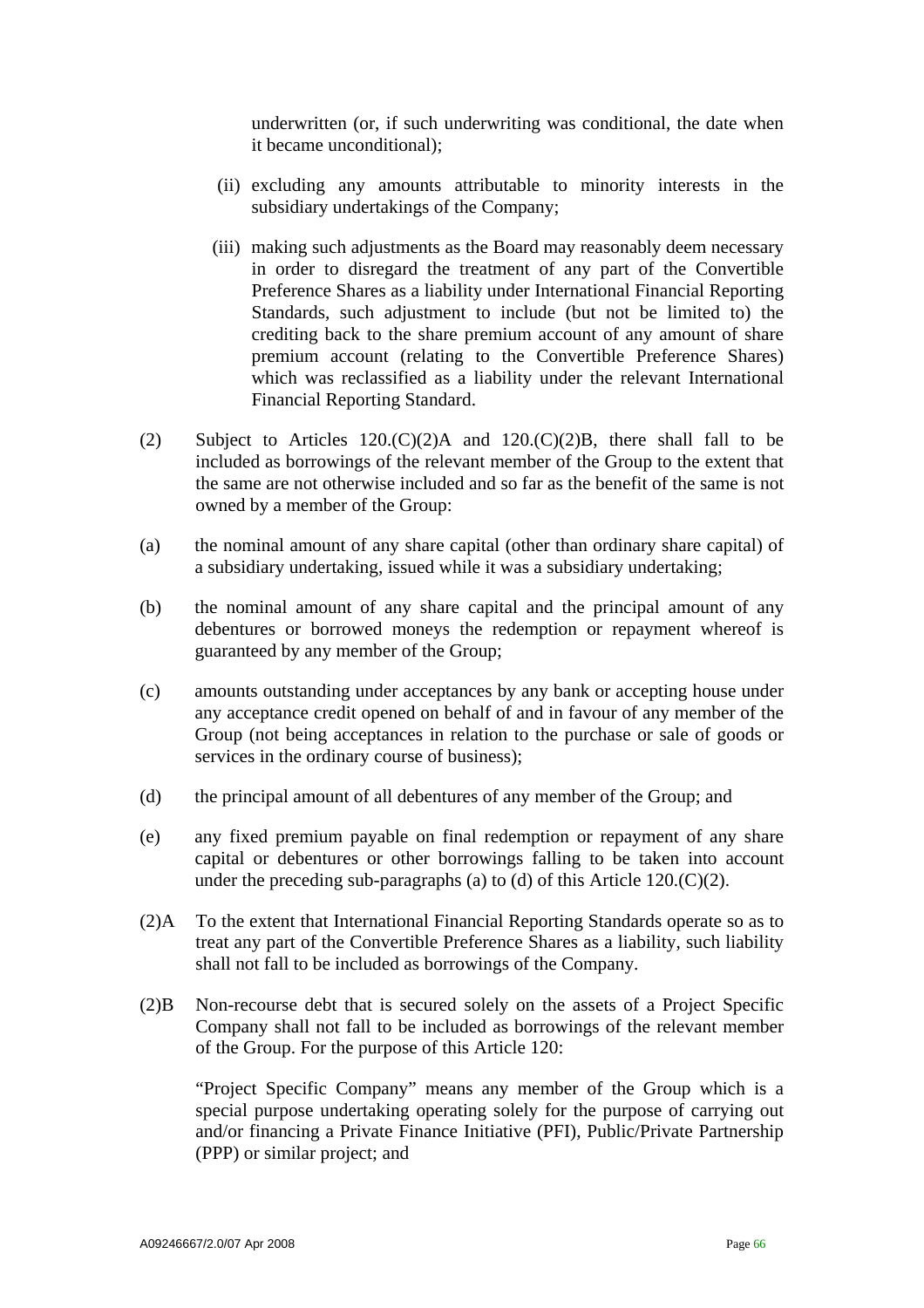underwritten (or, if such underwriting was conditional, the date when it became unconditional);

(ii) excluding any amounts attributable to minority interests in the subsidiary undertakings of the Company;

(iii) making such adjustments as the Board may reasonably deem necessary in order to disregard the treatment of any part of the Convertible Preference Shares as a liability under International Financial Reporting Standards, such adjustment to include (but not be limited to) the crediting back to the share premium account of any amount of share premium account (relating to the Convertible Preference Shares) which was reclassified as a liability under the relevant International Financial Reporting Standard.

(2) Subject to Articles 120.(C)(2)A and 120.(C)(2)B, there shall fall to be included as borrowings of the relevant member of the Group to the extent that the same are not otherwise included and so far as the benefit of the same is not owned by a member of the Group:

(a) the nominal amount of any share capital (other than ordinary share capital) of a subsidiary undertaking, issued while it was a subsidiary undertaking;

(b) the nominal amount of any share capital and the principal amount of any debentures or borrowed moneys the redemption or repayment whereof is guaranteed by any member of the Group;

(c) amounts outstanding under acceptances by any bank or accepting house under any acceptance credit opened on behalf of and in favour of any member of the Group (not being acceptances in relation to the purchase or sale of goods or services in the ordinary course of business);

(d) the principal amount of all debentures of any member of the Group; and

(e) any fixed premium payable on final redemption or repayment of any share capital or debentures or other borrowings falling to be taken into account under the preceding sub-paragraphs (a) to (d) of this Article 120.(C)(2).

(2)A To the extent that International Financial Reporting Standards operate so as to treat any part of the Convertible Preference Shares as a liability, such liability shall not fall to be included as borrowings of the Company.

(2)B Non-recourse debt that is secured solely on the assets of a Project Specific Company shall not fall to be included as borrowings of the relevant member of the Group. For the purpose of this Article 120:

"Project Specific Company" means any member of the Group which is a special purpose undertaking operating solely for the purpose of carrying out and/or financing a Private Finance Initiative (PFI), Public/Private Partnership (PPP) or similar project; and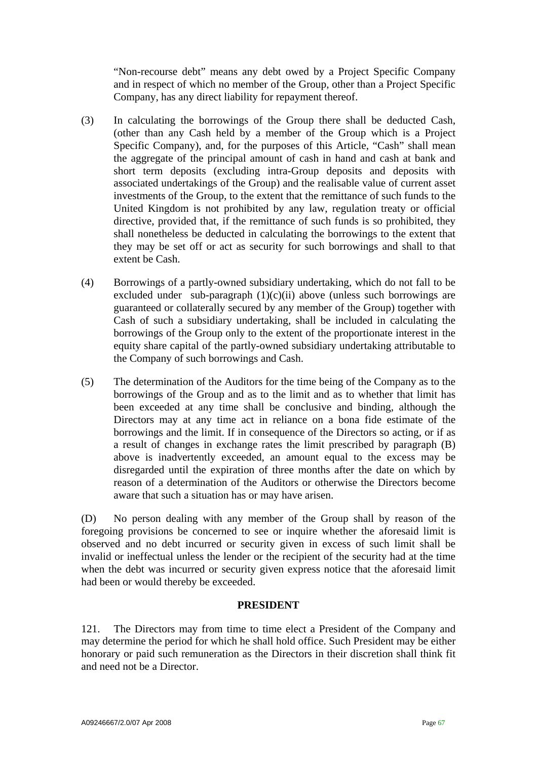"Non-recourse debt" means any debt owed by a Project Specific Company and in respect of which no member of the Group, other than a Project Specific Company, has any direct liability for repayment thereof.

(3) In calculating the borrowings of the Group there shall be deducted Cash, (other than any Cash held by a member of the Group which is a Project Specific Company), and, for the purposes of this Article, "Cash" shall mean the aggregate of the principal amount of cash in hand and cash at bank and short term deposits (excluding intra-Group deposits and deposits with associated undertakings of the Group) and the realisable value of current asset investments of the Group, to the extent that the remittance of such funds to the United Kingdom is not prohibited by any law, regulation treaty or official directive, provided that, if the remittance of such funds is so prohibited, they shall nonetheless be deducted in calculating the borrowings to the extent that they may be set off or act as security for such borrowings and shall to that extent be Cash.

(4) Borrowings of a partly-owned subsidiary undertaking, which do not fall to be excluded under sub-paragraph (1)(c)(ii) above (unless such borrowings are guaranteed or collaterally secured by any member of the Group) together with Cash of such a subsidiary undertaking, shall be included in calculating the borrowings of the Group only to the extent of the proportionate interest in the equity share capital of the partly-owned subsidiary undertaking attributable to the Company of such borrowings and Cash.

(5) The determination of the Auditors for the time being of the Company as to the borrowings of the Group and as to the limit and as to whether that limit has been exceeded at any time shall be conclusive and binding, although the Directors may at any time act in reliance on a bona fide estimate of the borrowings and the limit. If in consequence of the Directors so acting, or if as a result of changes in exchange rates the limit prescribed by paragraph (B) above is inadvertently exceeded, an amount equal to the excess may be disregarded until the expiration of three months after the date on which by reason of a determination of the Auditors or otherwise the Directors become aware that such a situation has or may have arisen.

(D) No person dealing with any member of the Group shall by reason of the foregoing provisions be concerned to see or inquire whether the aforesaid limit is observed and no debt incurred or security given in excess of such limit shall be invalid or ineffectual unless the lender or the recipient of the security had at the time when the debt was incurred or security given express notice that the aforesaid limit had been or would thereby be exceeded.

## PRESIDENT

121. The Directors may from time to time elect a President of the Company and may determine the period for which he shall hold office. Such President may be either honorary or paid such remuneration as the Directors in their discretion shall think fit and need not be a Director.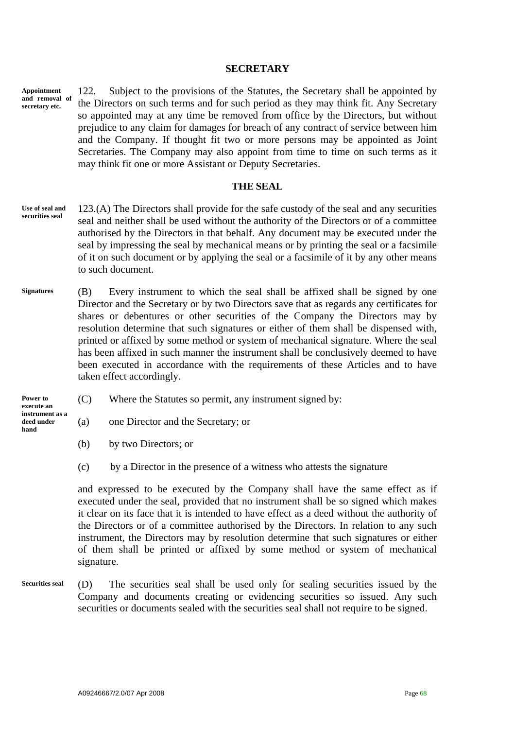## SECRETARY

**Appointment and removal of secretary etc.**

122. Subject to the provisions of the Statutes, the Secretary shall be appointed by the Directors on such terms and for such period as they may think fit. Any Secretary so appointed may at any time be removed from office by the Directors, but without prejudice to any claim for damages for breach of any contract of service between him and the Company. If thought fit two or more persons may be appointed as Joint Secretaries. The Company may also appoint from time to time on such terms as it may think fit one or more Assistant or Deputy Secretaries.

## THE SEAL

**Use of seal and securities seal**

123.(A) The Directors shall provide for the safe custody of the seal and any securities seal and neither shall be used without the authority of the Directors or of a committee authorised by the Directors in that behalf. Any document may be executed under the seal by impressing the seal by mechanical means or by printing the seal or a facsimile of it on such document or by applying the seal or a facsimile of it by any other means to such document.

**Signatures**

(B) Every instrument to which the seal shall be affixed shall be signed by one Director and the Secretary or by two Directors save that as regards any certificates for shares or debentures or other securities of the Company the Directors may by resolution determine that such signatures or either of them shall be dispensed with, printed or affixed by some method or system of mechanical signature. Where the seal has been affixed in such manner the instrument shall be conclusively deemed to have been executed in accordance with the requirements of these Articles and to have taken effect accordingly.

**Power to execute an instrument as a deed under hand**

(C) Where the Statutes so permit, any instrument signed by:

(a) one Director and the Secretary; or

(b) by two Directors; or

(c) by a Director in the presence of a witness who attests the signature

and expressed to be executed by the Company shall have the same effect as if executed under the seal, provided that no instrument shall be so signed which makes it clear on its face that it is intended to have effect as a deed without the authority of the Directors or of a committee authorised by the Directors. In relation to any such instrument, the Directors may by resolution determine that such signatures or either of them shall be printed or affixed by some method or system of mechanical signature.

**Securities seal**

(D) The securities seal shall be used only for sealing securities issued by the Company and documents creating or evidencing securities so issued. Any such securities or documents sealed with the securities seal shall not require to be signed.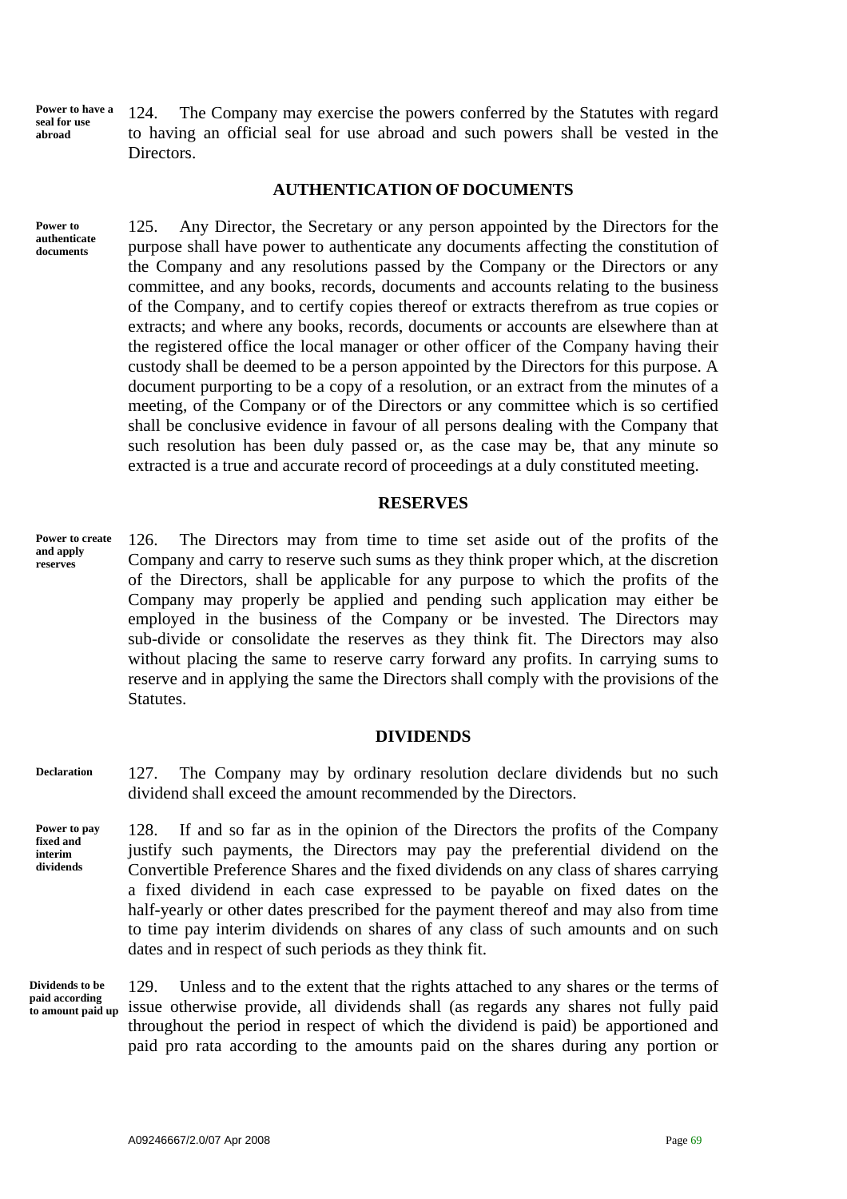**Power to have a seal for use abroad**

124. The Company may exercise the powers conferred by the Statutes with regard to having an official seal for use abroad and such powers shall be vested in the Directors.

## AUTHENTICATION OF DOCUMENTS

**Power to authenticate documents**

125. Any Director, the Secretary or any person appointed by the Directors for the purpose shall have power to authenticate any documents affecting the constitution of the Company and any resolutions passed by the Company or the Directors or any committee, and any books, records, documents and accounts relating to the business of the Company, and to certify copies thereof or extracts therefrom as true copies or extracts; and where any books, records, documents or accounts are elsewhere than at the registered office the local manager or other officer of the Company having their custody shall be deemed to be a person appointed by the Directors for this purpose. A document purporting to be a copy of a resolution, or an extract from the minutes of a meeting, of the Company or of the Directors or any committee which is so certified shall be conclusive evidence in favour of all persons dealing with the Company that such resolution has been duly passed or, as the case may be, that any minute so extracted is a true and accurate record of proceedings at a duly constituted meeting.

## RESERVES

**Power to create and apply reserves**

126. The Directors may from time to time set aside out of the profits of the Company and carry to reserve such sums as they think proper which, at the discretion of the Directors, shall be applicable for any purpose to which the profits of the Company may properly be applied and pending such application may either be employed in the business of the Company or be invested. The Directors may sub-divide or consolidate the reserves as they think fit. The Directors may also without placing the same to reserve carry forward any profits. In carrying sums to reserve and in applying the same the Directors shall comply with the provisions of the Statutes.

## DIVIDENDS

**Declaration**

127. The Company may by ordinary resolution declare dividends but no such dividend shall exceed the amount recommended by the Directors.

**Power to pay fixed and interim dividends**

128. If and so far as in the opinion of the Directors the profits of the Company justify such payments, the Directors may pay the preferential dividend on the Convertible Preference Shares and the fixed dividends on any class of shares carrying a fixed dividend in each case expressed to be payable on fixed dates on the half-yearly or other dates prescribed for the payment thereof and may also from time to time pay interim dividends on shares of any class of such amounts and on such dates and in respect of such periods as they think fit.

**Dividends to be paid according to amount paid up**

129. Unless and to the extent that the rights attached to any shares or the terms of issue otherwise provide, all dividends shall (as regards any shares not fully paid throughout the period in respect of which the dividend is paid) be apportioned and paid pro rata according to the amounts paid on the shares during any portion or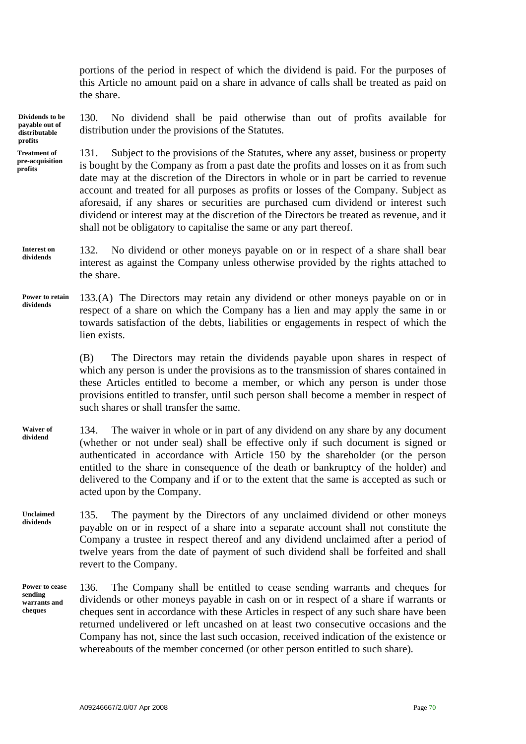portions of the period in respect of which the dividend is paid. For the purposes of this Article no amount paid on a share in advance of calls shall be treated as paid on the share.

**Dividends to be payable out of distributable profits**

130. No dividend shall be paid otherwise than out of profits available for distribution under the provisions of the Statutes.

**Treatment of pre-acquisition profits**

131. Subject to the provisions of the Statutes, where any asset, business or property is bought by the Company as from a past date the profits and losses on it as from such date may at the discretion of the Directors in whole or in part be carried to revenue account and treated for all purposes as profits or losses of the Company. Subject as aforesaid, if any shares or securities are purchased cum dividend or interest such dividend or interest may at the discretion of the Directors be treated as revenue, and it shall not be obligatory to capitalise the same or any part thereof.

**Interest on dividends**

132. No dividend or other moneys payable on or in respect of a share shall bear interest as against the Company unless otherwise provided by the rights attached to the share.

**Power to retain dividends**

133.(A) The Directors may retain any dividend or other moneys payable on or in respect of a share on which the Company has a lien and may apply the same in or towards satisfaction of the debts, liabilities or engagements in respect of which the lien exists.

(B) The Directors may retain the dividends payable upon shares in respect of which any person is under the provisions as to the transmission of shares contained in these Articles entitled to become a member, or which any person is under those provisions entitled to transfer, until such person shall become a member in respect of such shares or shall transfer the same.

**Waiver of dividend**

134. The waiver in whole or in part of any dividend on any share by any document (whether or not under seal) shall be effective only if such document is signed or authenticated in accordance with Article 150 by the shareholder (or the person entitled to the share in consequence of the death or bankruptcy of the holder) and delivered to the Company and if or to the extent that the same is accepted as such or acted upon by the Company.

**Unclaimed dividends**

135. The payment by the Directors of any unclaimed dividend or other moneys payable on or in respect of a share into a separate account shall not constitute the Company a trustee in respect thereof and any dividend unclaimed after a period of twelve years from the date of payment of such dividend shall be forfeited and shall revert to the Company.

**Power to cease sending warrants and cheques**

136. The Company shall be entitled to cease sending warrants and cheques for dividends or other moneys payable in cash on or in respect of a share if warrants or cheques sent in accordance with these Articles in respect of any such share have been returned undelivered or left uncashed on at least two consecutive occasions and the Company has not, since the last such occasion, received indication of the existence or whereabouts of the member concerned (or other person entitled to such share).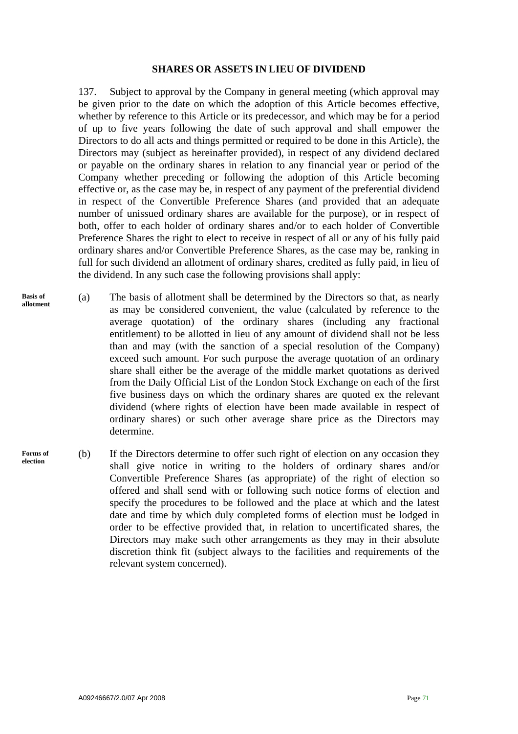## SHARES OR ASSETS IN LIEU OF DIVIDEND

137. Subject to approval by the Company in general meeting (which approval may be given prior to the date on which the adoption of this Article becomes effective, whether by reference to this Article or its predecessor, and which may be for a period of up to five years following the date of such approval and shall empower the Directors to do all acts and things permitted or required to be done in this Article), the Directors may (subject as hereinafter provided), in respect of any dividend declared or payable on the ordinary shares in relation to any financial year or period of the Company whether preceding or following the adoption of this Article becoming effective or, as the case may be, in respect of any payment of the preferential dividend in respect of the Convertible Preference Shares (and provided that an adequate number of unissued ordinary shares are available for the purpose), or in respect of both, offer to each holder of ordinary shares and/or to each holder of Convertible Preference Shares the right to elect to receive in respect of all or any of his fully paid ordinary shares and/or Convertible Preference Shares, as the case may be, ranking in full for such dividend an allotment of ordinary shares, credited as fully paid, in lieu of the dividend. In any such case the following provisions shall apply:

**Basis of allotment**

(a) The basis of allotment shall be determined by the Directors so that, as nearly as may be considered convenient, the value (calculated by reference to the average quotation) of the ordinary shares (including any fractional entitlement) to be allotted in lieu of any amount of dividend shall not be less than and may (with the sanction of a special resolution of the Company) exceed such amount. For such purpose the average quotation of an ordinary share shall either be the average of the middle market quotations as derived from the Daily Official List of the London Stock Exchange on each of the first five business days on which the ordinary shares are quoted ex the relevant dividend (where rights of election have been made available in respect of ordinary shares) or such other average share price as the Directors may determine.

**Forms of election**

(b) If the Directors determine to offer such right of election on any occasion they shall give notice in writing to the holders of ordinary shares and/or Convertible Preference Shares (as appropriate) of the right of election so offered and shall send with or following such notice forms of election and specify the procedures to be followed and the place at which and the latest date and time by which duly completed forms of election must be lodged in order to be effective provided that, in relation to uncertificated shares, the Directors may make such other arrangements as they may in their absolute discretion think fit (subject always to the facilities and requirements of the relevant system concerned).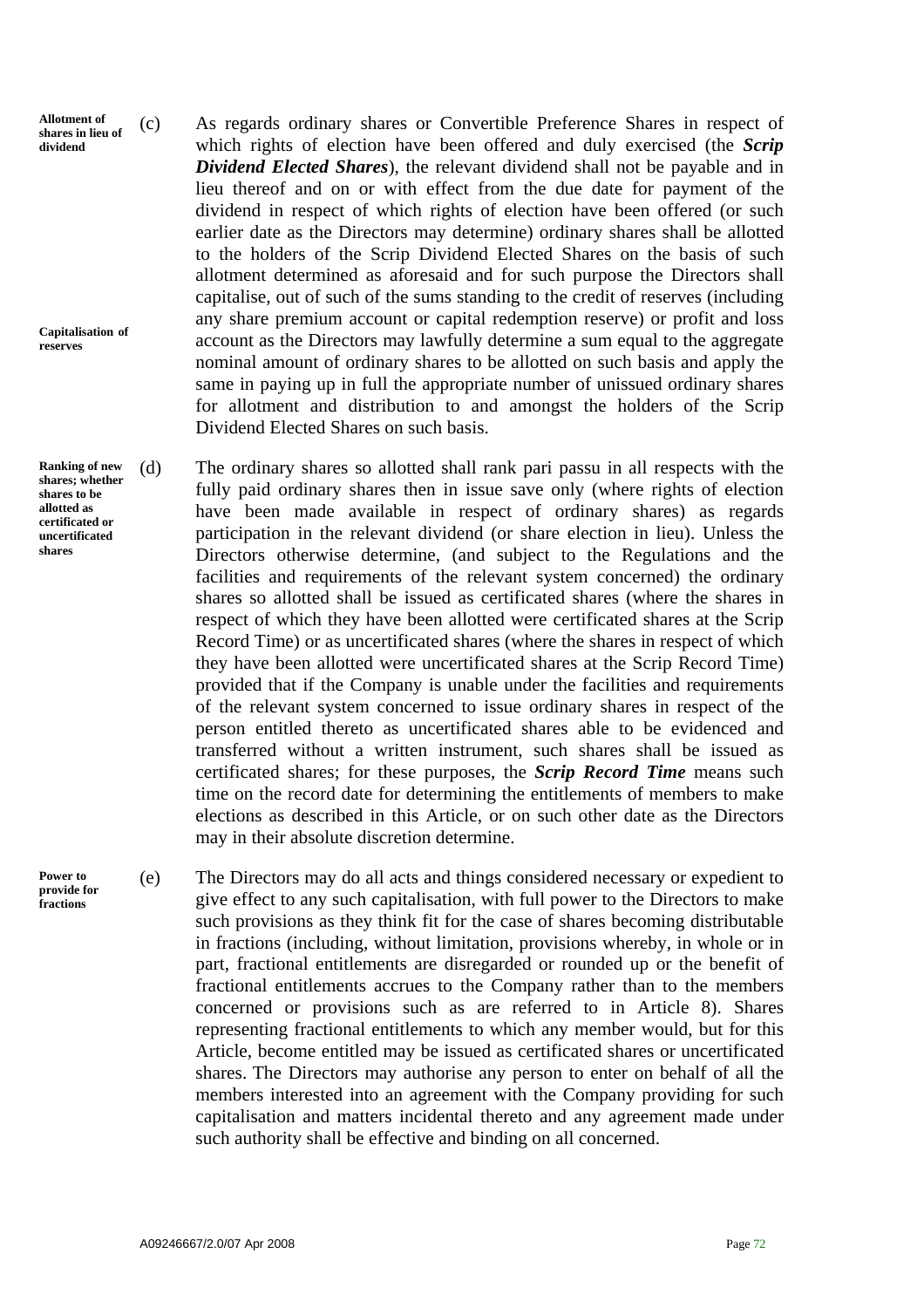**Allotment of shares in lieu of dividend**

(c) As regards ordinary shares or Convertible Preference Shares in respect of which rights of election have been offered and duly exercised (the ***Scrip Dividend Elected Shares***), the relevant dividend shall not be payable and in lieu thereof and on or with effect from the due date for payment of the dividend in respect of which rights of election have been offered (or such earlier date as the Directors may determine) ordinary shares shall be allotted to the holders of the Scrip Dividend Elected Shares on the basis of such allotment determined as aforesaid and for such purpose the Directors shall capitalise, out of such of the sums standing to the credit of reserves (including any share premium account or capital redemption reserve) or profit and loss account as the Directors may lawfully determine a sum equal to the aggregate nominal amount of ordinary shares to be allotted on such basis and apply the same in paying up in full the appropriate number of unissued ordinary shares for allotment and distribution to and amongst the holders of the Scrip Dividend Elected Shares on such basis.

**Capitalisation of reserves**

**Ranking of new shares; whether shares to be allotted as certificated or uncertificated shares**

(d) The ordinary shares so allotted shall rank pari passu in all respects with the fully paid ordinary shares then in issue save only (where rights of election have been made available in respect of ordinary shares) as regards participation in the relevant dividend (or share election in lieu). Unless the Directors otherwise determine, (and subject to the Regulations and the facilities and requirements of the relevant system concerned) the ordinary shares so allotted shall be issued as certificated shares (where the shares in respect of which they have been allotted were certificated shares at the Scrip Record Time) or as uncertificated shares (where the shares in respect of which they have been allotted were uncertificated shares at the Scrip Record Time) provided that if the Company is unable under the facilities and requirements of the relevant system concerned to issue ordinary shares in respect of the person entitled thereto as uncertificated shares able to be evidenced and transferred without a written instrument, such shares shall be issued as certificated shares; for these purposes, the ***Scrip Record Time*** means such time on the record date for determining the entitlements of members to make elections as described in this Article, or on such other date as the Directors may in their absolute discretion determine.

**Power to provide for fractions**

(e) The Directors may do all acts and things considered necessary or expedient to give effect to any such capitalisation, with full power to the Directors to make such provisions as they think fit for the case of shares becoming distributable in fractions (including, without limitation, provisions whereby, in whole or in part, fractional entitlements are disregarded or rounded up or the benefit of fractional entitlements accrues to the Company rather than to the members concerned or provisions such as are referred to in Article 8). Shares representing fractional entitlements to which any member would, but for this Article, become entitled may be issued as certificated shares or uncertificated shares. The Directors may authorise any person to enter on behalf of all the members interested into an agreement with the Company providing for such capitalisation and matters incidental thereto and any agreement made under such authority shall be effective and binding on all concerned.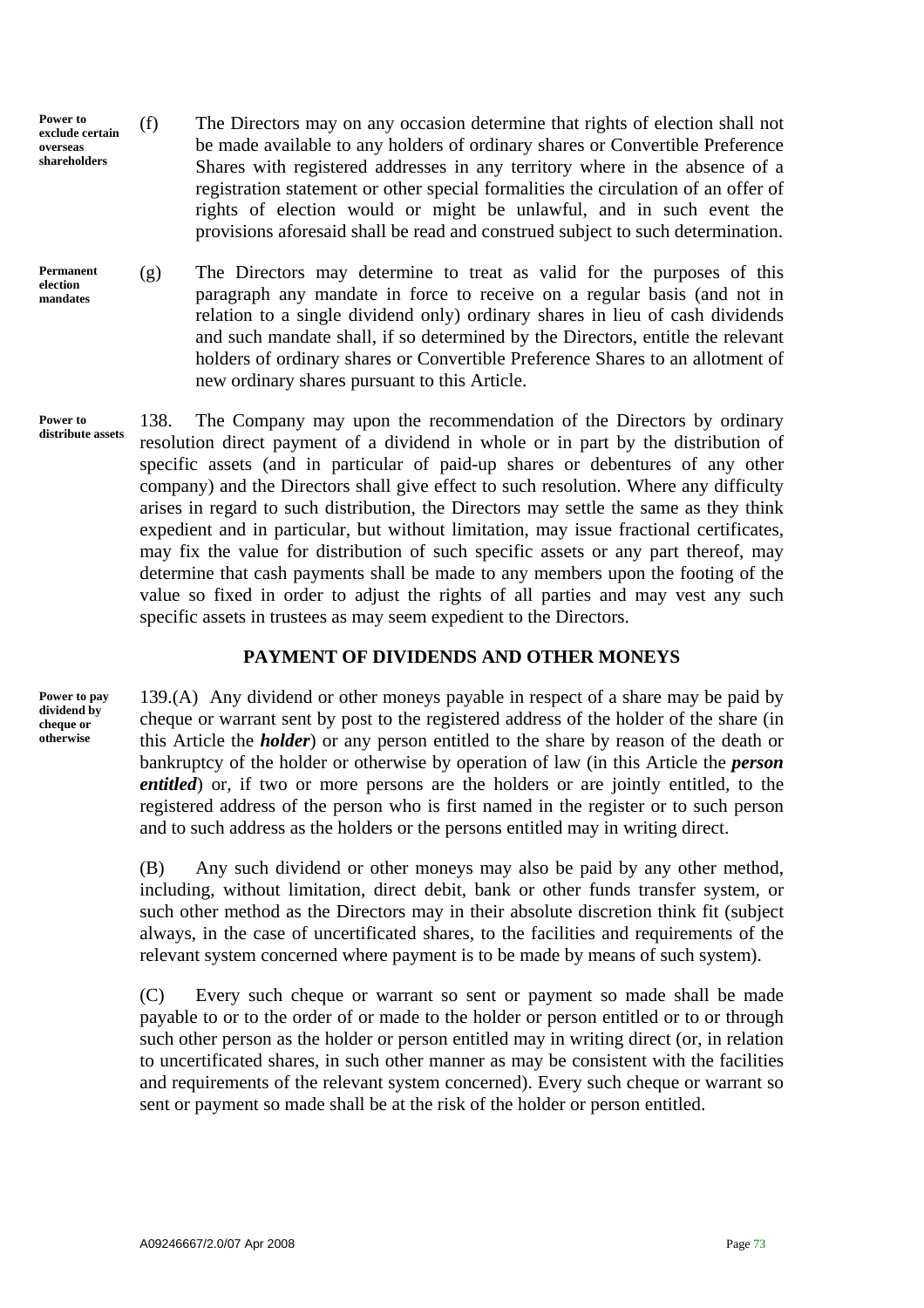**Power to exclude certain overseas shareholders**

(f) The Directors may on any occasion determine that rights of election shall not be made available to any holders of ordinary shares or Convertible Preference Shares with registered addresses in any territory where in the absence of a registration statement or other special formalities the circulation of an offer of rights of election would or might be unlawful, and in such event the provisions aforesaid shall be read and construed subject to such determination.

**Permanent election mandates**

(g) The Directors may determine to treat as valid for the purposes of this paragraph any mandate in force to receive on a regular basis (and not in relation to a single dividend only) ordinary shares in lieu of cash dividends and such mandate shall, if so determined by the Directors, entitle the relevant holders of ordinary shares or Convertible Preference Shares to an allotment of new ordinary shares pursuant to this Article.

**Power to distribute assets**

138. The Company may upon the recommendation of the Directors by ordinary resolution direct payment of a dividend in whole or in part by the distribution of specific assets (and in particular of paid-up shares or debentures of any other company) and the Directors shall give effect to such resolution. Where any difficulty arises in regard to such distribution, the Directors may settle the same as they think expedient and in particular, but without limitation, may issue fractional certificates, may fix the value for distribution of such specific assets or any part thereof, may determine that cash payments shall be made to any members upon the footing of the value so fixed in order to adjust the rights of all parties and may vest any such specific assets in trustees as may seem expedient to the Directors.

## PAYMENT OF DIVIDENDS AND OTHER MONEYS

**Power to pay dividend by cheque or otherwise**

139.(A) Any dividend or other moneys payable in respect of a share may be paid by cheque or warrant sent by post to the registered address of the holder of the share (in this Article the ***holder***) or any person entitled to the share by reason of the death or bankruptcy of the holder or otherwise by operation of law (in this Article the ***person entitled***) or, if two or more persons are the holders or are jointly entitled, to the registered address of the person who is first named in the register or to such person and to such address as the holders or the persons entitled may in writing direct.

(B) Any such dividend or other moneys may also be paid by any other method, including, without limitation, direct debit, bank or other funds transfer system, or such other method as the Directors may in their absolute discretion think fit (subject always, in the case of uncertificated shares, to the facilities and requirements of the relevant system concerned where payment is to be made by means of such system).

(C) Every such cheque or warrant so sent or payment so made shall be made payable to or to the order of or made to the holder or person entitled or to or through such other person as the holder or person entitled may in writing direct (or, in relation to uncertificated shares, in such other manner as may be consistent with the facilities and requirements of the relevant system concerned). Every such cheque or warrant so sent or payment so made shall be at the risk of the holder or person entitled.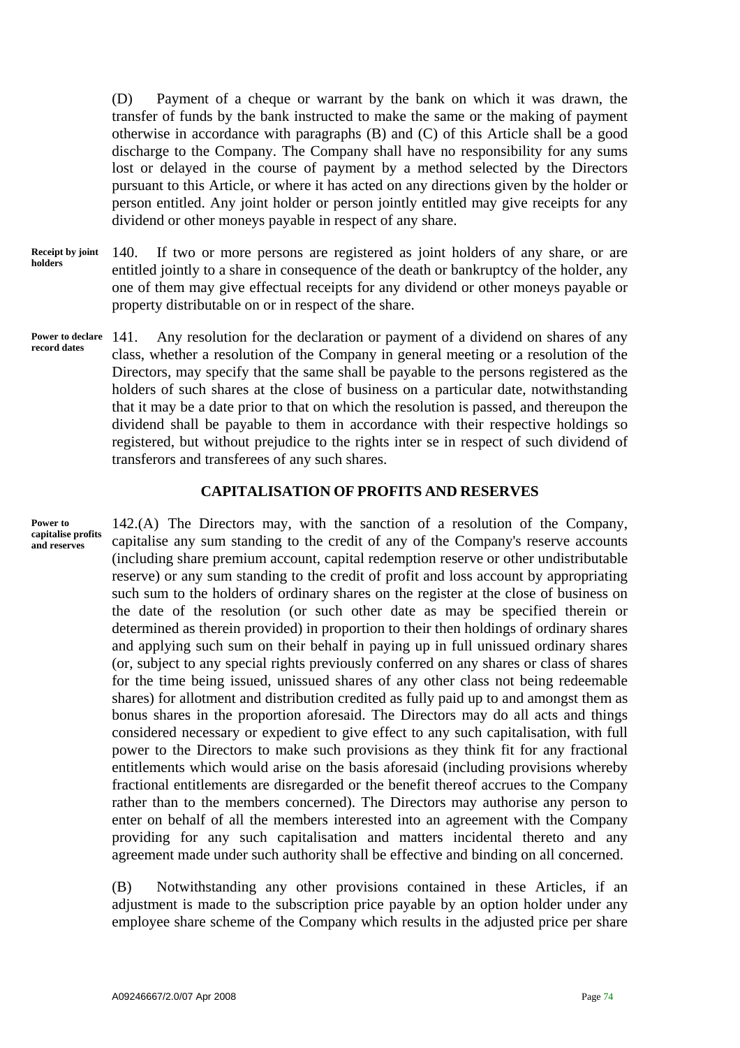(D) Payment of a cheque or warrant by the bank on which it was drawn, the transfer of funds by the bank instructed to make the same or the making of payment otherwise in accordance with paragraphs (B) and (C) of this Article shall be a good discharge to the Company. The Company shall have no responsibility for any sums lost or delayed in the course of payment by a method selected by the Directors pursuant to this Article, or where it has acted on any directions given by the holder or person entitled. Any joint holder or person jointly entitled may give receipts for any dividend or other moneys payable in respect of any share.

**Receipt by joint holders**

140. If two or more persons are registered as joint holders of any share, or are entitled jointly to a share in consequence of the death or bankruptcy of the holder, any one of them may give effectual receipts for any dividend or other moneys payable or property distributable on or in respect of the share.

**Power to declare record dates**

141. Any resolution for the declaration or payment of a dividend on shares of any class, whether a resolution of the Company in general meeting or a resolution of the Directors, may specify that the same shall be payable to the persons registered as the holders of such shares at the close of business on a particular date, notwithstanding that it may be a date prior to that on which the resolution is passed, and thereupon the dividend shall be payable to them in accordance with their respective holdings so registered, but without prejudice to the rights inter se in respect of such dividend of transferors and transferees of any such shares.

## CAPITALISATION OF PROFITS AND RESERVES

**Power to capitalise profits and reserves**

142.(A) The Directors may, with the sanction of a resolution of the Company, capitalise any sum standing to the credit of any of the Company's reserve accounts (including share premium account, capital redemption reserve or other undistributable reserve) or any sum standing to the credit of profit and loss account by appropriating such sum to the holders of ordinary shares on the register at the close of business on the date of the resolution (or such other date as may be specified therein or determined as therein provided) in proportion to their then holdings of ordinary shares and applying such sum on their behalf in paying up in full unissued ordinary shares (or, subject to any special rights previously conferred on any shares or class of shares for the time being issued, unissued shares of any other class not being redeemable shares) for allotment and distribution credited as fully paid up to and amongst them as bonus shares in the proportion aforesaid. The Directors may do all acts and things considered necessary or expedient to give effect to any such capitalisation, with full power to the Directors to make such provisions as they think fit for any fractional entitlements which would arise on the basis aforesaid (including provisions whereby fractional entitlements are disregarded or the benefit thereof accrues to the Company rather than to the members concerned). The Directors may authorise any person to enter on behalf of all the members interested into an agreement with the Company providing for any such capitalisation and matters incidental thereto and any agreement made under such authority shall be effective and binding on all concerned.

(B) Notwithstanding any other provisions contained in these Articles, if an adjustment is made to the subscription price payable by an option holder under any employee share scheme of the Company which results in the adjusted price per share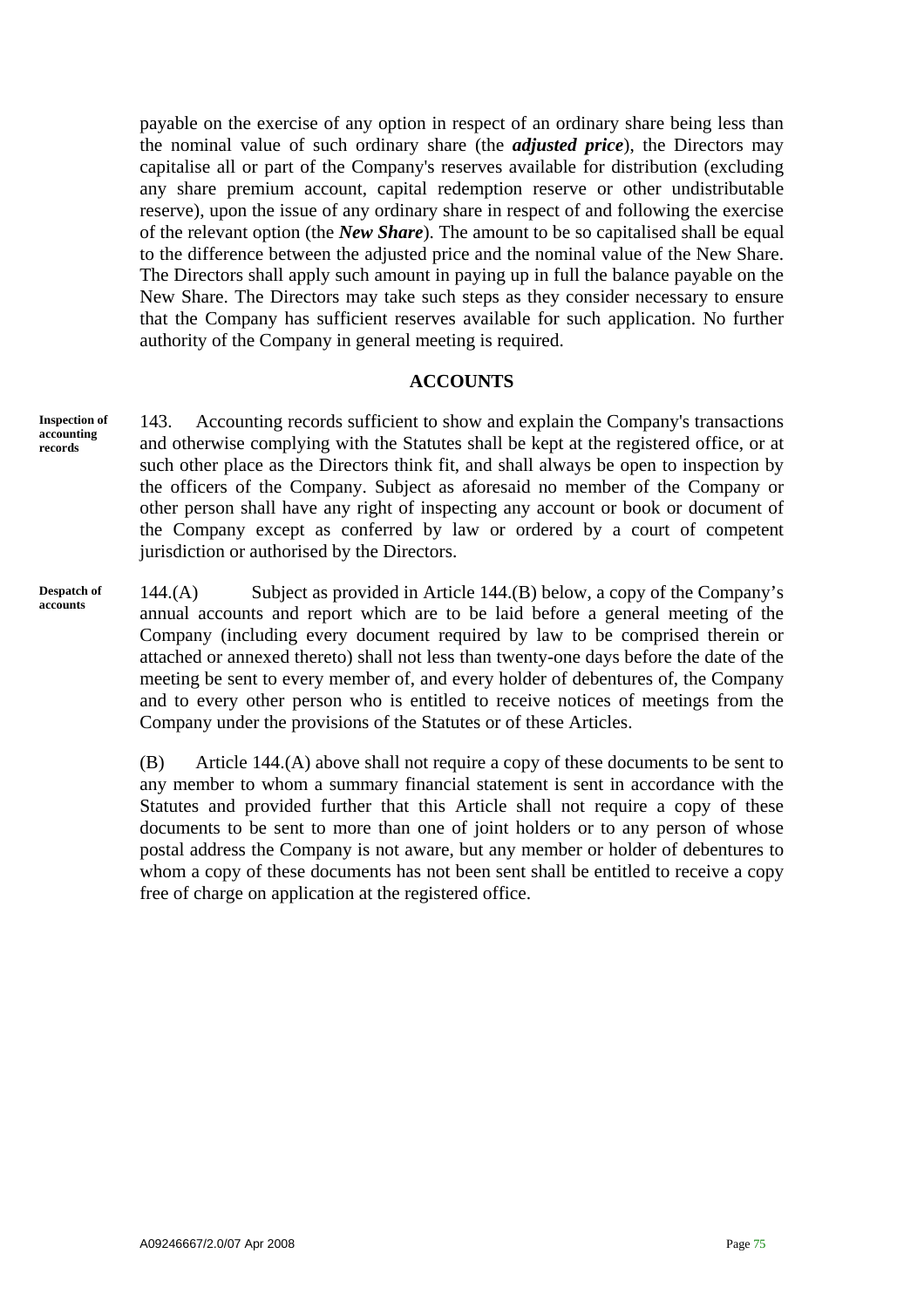payable on the exercise of any option in respect of an ordinary share being less than the nominal value of such ordinary share (the ***adjusted price***), the Directors may capitalise all or part of the Company's reserves available for distribution (excluding any share premium account, capital redemption reserve or other undistributable reserve), upon the issue of any ordinary share in respect of and following the exercise of the relevant option (the ***New Share***). The amount to be so capitalised shall be equal to the difference between the adjusted price and the nominal value of the New Share. The Directors shall apply such amount in paying up in full the balance payable on the New Share. The Directors may take such steps as they consider necessary to ensure that the Company has sufficient reserves available for such application. No further authority of the Company in general meeting is required.

## ACCOUNTS

**Inspection of accounting records**

143. Accounting records sufficient to show and explain the Company's transactions and otherwise complying with the Statutes shall be kept at the registered office, or at such other place as the Directors think fit, and shall always be open to inspection by the officers of the Company. Subject as aforesaid no member of the Company or other person shall have any right of inspecting any account or book or document of the Company except as conferred by law or ordered by a court of competent jurisdiction or authorised by the Directors.

**Despatch of accounts**

144.(A) Subject as provided in Article 144.(B) below, a copy of the Company's annual accounts and report which are to be laid before a general meeting of the Company (including every document required by law to be comprised therein or attached or annexed thereto) shall not less than twenty-one days before the date of the meeting be sent to every member of, and every holder of debentures of, the Company and to every other person who is entitled to receive notices of meetings from the Company under the provisions of the Statutes or of these Articles.

(B) Article 144.(A) above shall not require a copy of these documents to be sent to any member to whom a summary financial statement is sent in accordance with the Statutes and provided further that this Article shall not require a copy of these documents to be sent to more than one of joint holders or to any person of whose postal address the Company is not aware, but any member or holder of debentures to whom a copy of these documents has not been sent shall be entitled to receive a copy free of charge on application at the registered office.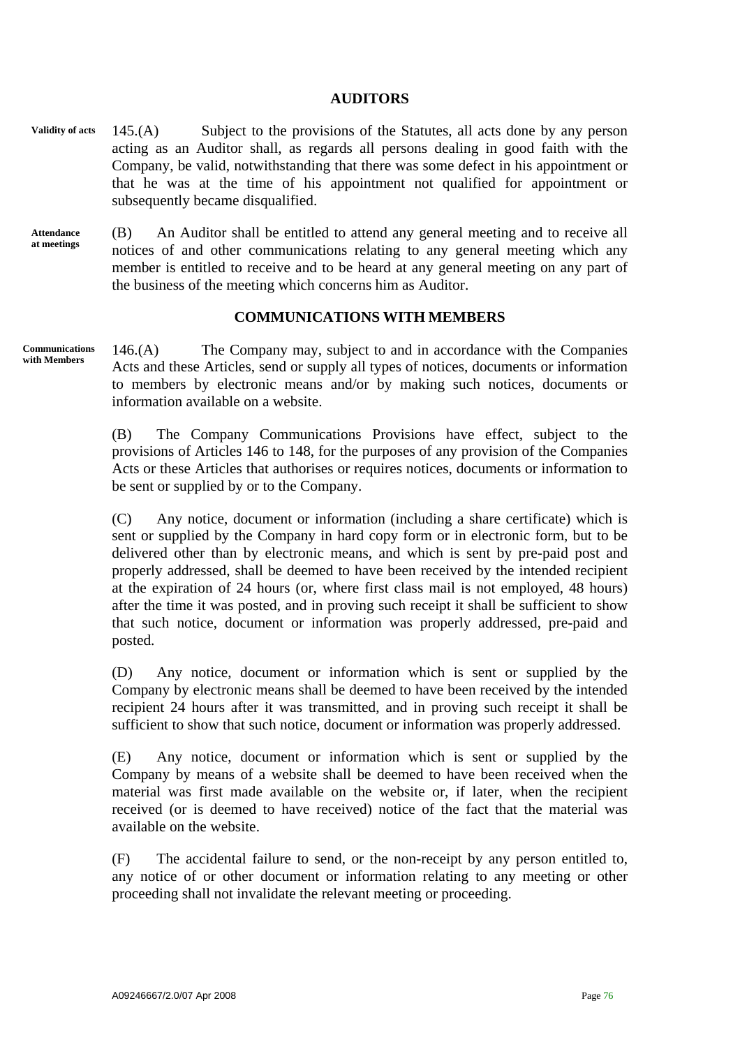## AUDITORS

**Validity of acts**

145.(A) Subject to the provisions of the Statutes, all acts done by any person acting as an Auditor shall, as regards all persons dealing in good faith with the Company, be valid, notwithstanding that there was some defect in his appointment or that he was at the time of his appointment not qualified for appointment or subsequently became disqualified.

**Attendance at meetings**

(B) An Auditor shall be entitled to attend any general meeting and to receive all notices of and other communications relating to any general meeting which any member is entitled to receive and to be heard at any general meeting on any part of the business of the meeting which concerns him as Auditor.

## COMMUNICATIONS WITH MEMBERS

**Communications with Members**

146.(A) The Company may, subject to and in accordance with the Companies Acts and these Articles, send or supply all types of notices, documents or information to members by electronic means and/or by making such notices, documents or information available on a website.

(B) The Company Communications Provisions have effect, subject to the provisions of Articles 146 to 148, for the purposes of any provision of the Companies Acts or these Articles that authorises or requires notices, documents or information to be sent or supplied by or to the Company.

(C) Any notice, document or information (including a share certificate) which is sent or supplied by the Company in hard copy form or in electronic form, but to be delivered other than by electronic means, and which is sent by pre-paid post and properly addressed, shall be deemed to have been received by the intended recipient at the expiration of 24 hours (or, where first class mail is not employed, 48 hours) after the time it was posted, and in proving such receipt it shall be sufficient to show that such notice, document or information was properly addressed, pre-paid and posted.

(D) Any notice, document or information which is sent or supplied by the Company by electronic means shall be deemed to have been received by the intended recipient 24 hours after it was transmitted, and in proving such receipt it shall be sufficient to show that such notice, document or information was properly addressed.

(E) Any notice, document or information which is sent or supplied by the Company by means of a website shall be deemed to have been received when the material was first made available on the website or, if later, when the recipient received (or is deemed to have received) notice of the fact that the material was available on the website.

(F) The accidental failure to send, or the non-receipt by any person entitled to, any notice of or other document or information relating to any meeting or other proceeding shall not invalidate the relevant meeting or proceeding.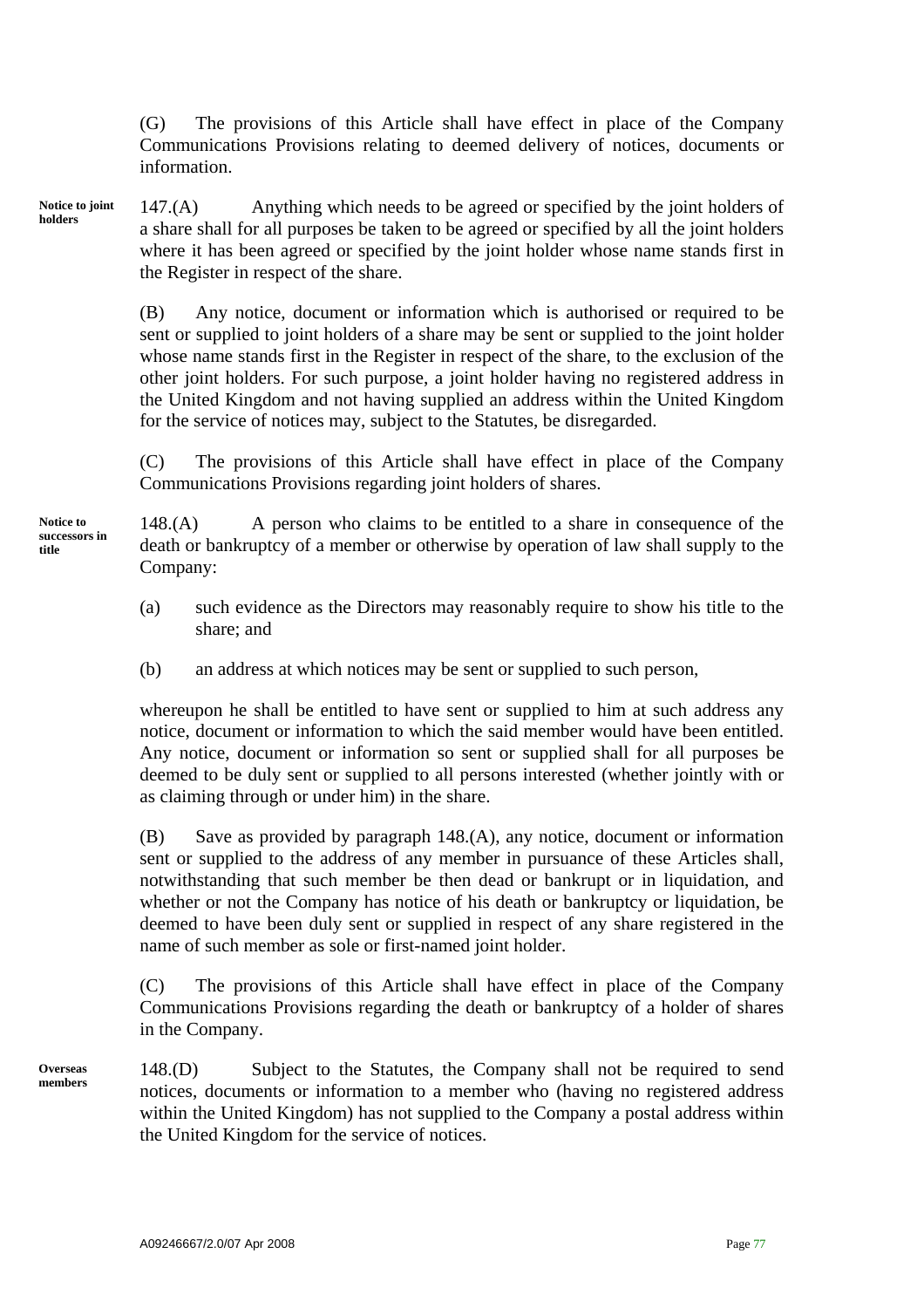(G) The provisions of this Article shall have effect in place of the Company Communications Provisions relating to deemed delivery of notices, documents or information.

**Notice to joint holders**

147.(A) Anything which needs to be agreed or specified by the joint holders of a share shall for all purposes be taken to be agreed or specified by all the joint holders where it has been agreed or specified by the joint holder whose name stands first in the Register in respect of the share.

(B) Any notice, document or information which is authorised or required to be sent or supplied to joint holders of a share may be sent or supplied to the joint holder whose name stands first in the Register in respect of the share, to the exclusion of the other joint holders. For such purpose, a joint holder having no registered address in the United Kingdom and not having supplied an address within the United Kingdom for the service of notices may, subject to the Statutes, be disregarded.

(C) The provisions of this Article shall have effect in place of the Company Communications Provisions regarding joint holders of shares.

**Notice to successors in title**

148.(A) A person who claims to be entitled to a share in consequence of the death or bankruptcy of a member or otherwise by operation of law shall supply to the Company:

(a) such evidence as the Directors may reasonably require to show his title to the share; and

(b) an address at which notices may be sent or supplied to such person,

whereupon he shall be entitled to have sent or supplied to him at such address any notice, document or information to which the said member would have been entitled. Any notice, document or information so sent or supplied shall for all purposes be deemed to be duly sent or supplied to all persons interested (whether jointly with or as claiming through or under him) in the share.

(B) Save as provided by paragraph 148.(A), any notice, document or information sent or supplied to the address of any member in pursuance of these Articles shall, notwithstanding that such member be then dead or bankrupt or in liquidation, and whether or not the Company has notice of his death or bankruptcy or liquidation, be deemed to have been duly sent or supplied in respect of any share registered in the name of such member as sole or first-named joint holder.

(C) The provisions of this Article shall have effect in place of the Company Communications Provisions regarding the death or bankruptcy of a holder of shares in the Company.

**Overseas members**

148.(D) Subject to the Statutes, the Company shall not be required to send notices, documents or information to a member who (having no registered address within the United Kingdom) has not supplied to the Company a postal address within the United Kingdom for the service of notices.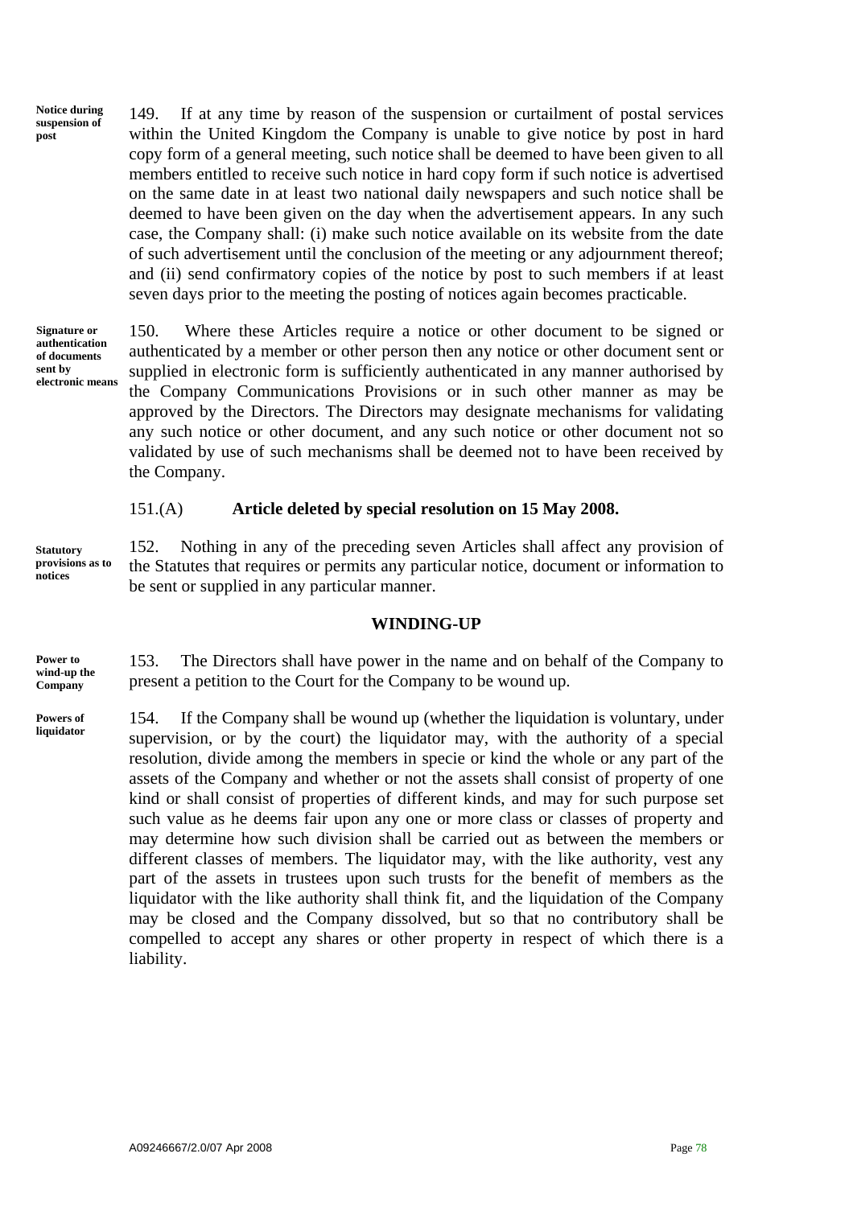**Notice during suspension of post**

149. If at any time by reason of the suspension or curtailment of postal services within the United Kingdom the Company is unable to give notice by post in hard copy form of a general meeting, such notice shall be deemed to have been given to all members entitled to receive such notice in hard copy form if such notice is advertised on the same date in at least two national daily newspapers and such notice shall be deemed to have been given on the day when the advertisement appears. In any such case, the Company shall: (i) make such notice available on its website from the date of such advertisement until the conclusion of the meeting or any adjournment thereof; and (ii) send confirmatory copies of the notice by post to such members if at least seven days prior to the meeting the posting of notices again becomes practicable.

**Signature or authentication of documents sent by electronic means**

150. Where these Articles require a notice or other document to be signed or authenticated by a member or other person then any notice or other document sent or supplied in electronic form is sufficiently authenticated in any manner authorised by the Company Communications Provisions or in such other manner as may be approved by the Directors. The Directors may designate mechanisms for validating any such notice or other document, and any such notice or other document not so validated by use of such mechanisms shall be deemed not to have been received by the Company.

151.(A) **Article deleted by special resolution on 15 May 2008.**

**Statutory provisions as to notices**

152. Nothing in any of the preceding seven Articles shall affect any provision of the Statutes that requires or permits any particular notice, document or information to be sent or supplied in any particular manner.

## WINDING-UP

**Power to wind-up the Company**

153. The Directors shall have power in the name and on behalf of the Company to present a petition to the Court for the Company to be wound up.

**Powers of liquidator**

154. If the Company shall be wound up (whether the liquidation is voluntary, under supervision, or by the court) the liquidator may, with the authority of a special resolution, divide among the members in specie or kind the whole or any part of the assets of the Company and whether or not the assets shall consist of property of one kind or shall consist of properties of different kinds, and may for such purpose set such value as he deems fair upon any one or more class or classes of property and may determine how such division shall be carried out as between the members or different classes of members. The liquidator may, with the like authority, vest any part of the assets in trustees upon such trusts for the benefit of members as the liquidator with the like authority shall think fit, and the liquidation of the Company may be closed and the Company dissolved, but so that no contributory shall be compelled to accept any shares or other property in respect of which there is a liability.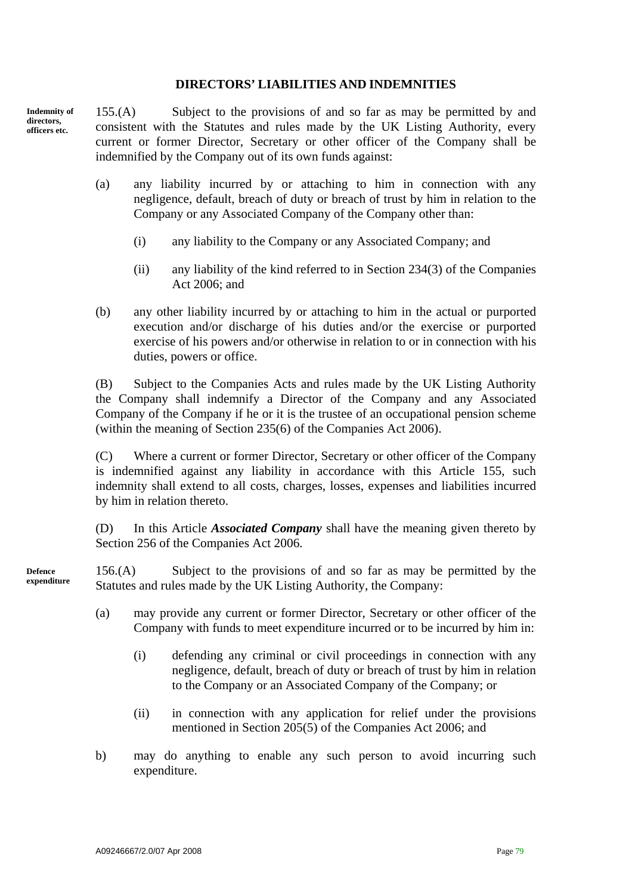## DIRECTORS' LIABILITIES AND INDEMNITIES

**Indemnity of directors, officers etc.**

155.(A) Subject to the provisions of and so far as may be permitted by and consistent with the Statutes and rules made by the UK Listing Authority, every current or former Director, Secretary or other officer of the Company shall be indemnified by the Company out of its own funds against:

(a) any liability incurred by or attaching to him in connection with any negligence, default, breach of duty or breach of trust by him in relation to the Company or any Associated Company of the Company other than:

  (i) any liability to the Company or any Associated Company; and

  (ii) any liability of the kind referred to in Section 234(3) of the Companies Act 2006; and

(b) any other liability incurred by or attaching to him in the actual or purported execution and/or discharge of his duties and/or the exercise or purported exercise of his powers and/or otherwise in relation to or in connection with his duties, powers or office.

(B) Subject to the Companies Acts and rules made by the UK Listing Authority the Company shall indemnify a Director of the Company and any Associated Company of the Company if he or it is the trustee of an occupational pension scheme (within the meaning of Section 235(6) of the Companies Act 2006).

(C) Where a current or former Director, Secretary or other officer of the Company is indemnified against any liability in accordance with this Article 155, such indemnity shall extend to all costs, charges, losses, expenses and liabilities incurred by him in relation thereto.

(D) In this Article ***Associated Company*** shall have the meaning given thereto by Section 256 of the Companies Act 2006.

**Defence expenditure**

156.(A) Subject to the provisions of and so far as may be permitted by the Statutes and rules made by the UK Listing Authority, the Company:

(a) may provide any current or former Director, Secretary or other officer of the Company with funds to meet expenditure incurred or to be incurred by him in:

  (i) defending any criminal or civil proceedings in connection with any negligence, default, breach of duty or breach of trust by him in relation to the Company or an Associated Company of the Company; or

  (ii) in connection with any application for relief under the provisions mentioned in Section 205(5) of the Companies Act 2006; and

b) may do anything to enable any such person to avoid incurring such expenditure.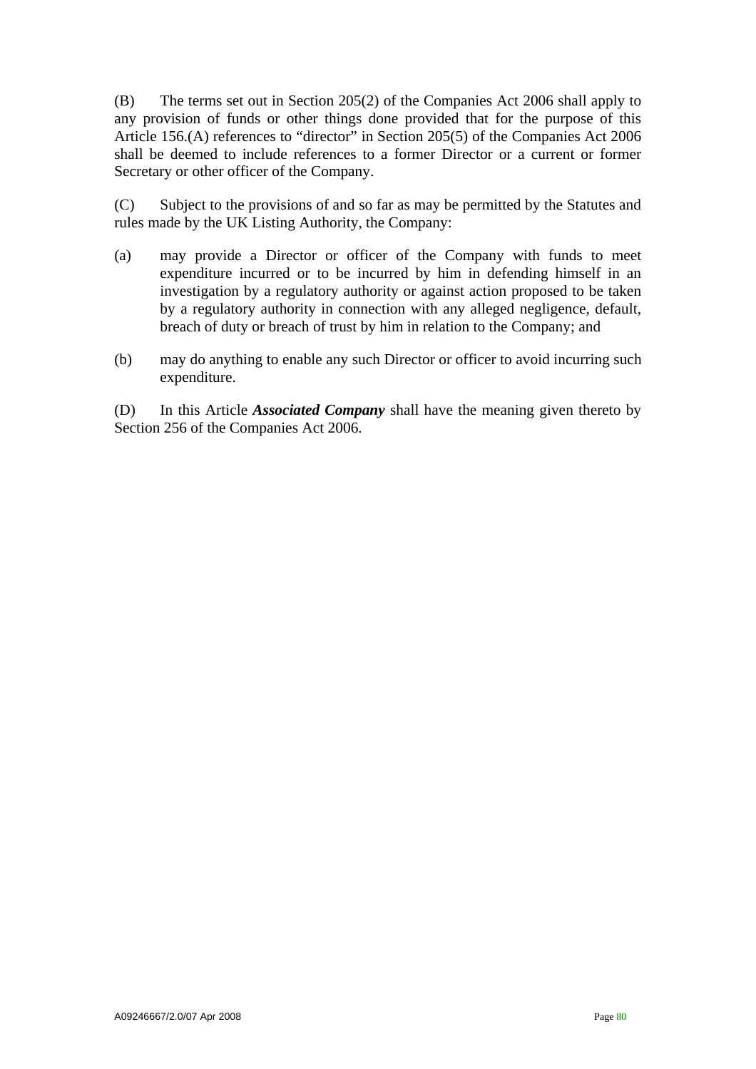(B) The terms set out in Section 205(2) of the Companies Act 2006 shall apply to any provision of funds or other things done provided that for the purpose of this Article 156.(A) references to "director" in Section 205(5) of the Companies Act 2006 shall be deemed to include references to a former Director or a current or former Secretary or other officer of the Company.

(C) Subject to the provisions of and so far as may be permitted by the Statutes and rules made by the UK Listing Authority, the Company:

(a) may provide a Director or officer of the Company with funds to meet expenditure incurred or to be incurred by him in defending himself in an investigation by a regulatory authority or against action proposed to be taken by a regulatory authority in connection with any alleged negligence, default, breach of duty or breach of trust by him in relation to the Company; and

(b) may do anything to enable any such Director or officer to avoid incurring such expenditure.

(D) In this Article ***Associated Company*** shall have the meaning given thereto by Section 256 of the Companies Act 2006.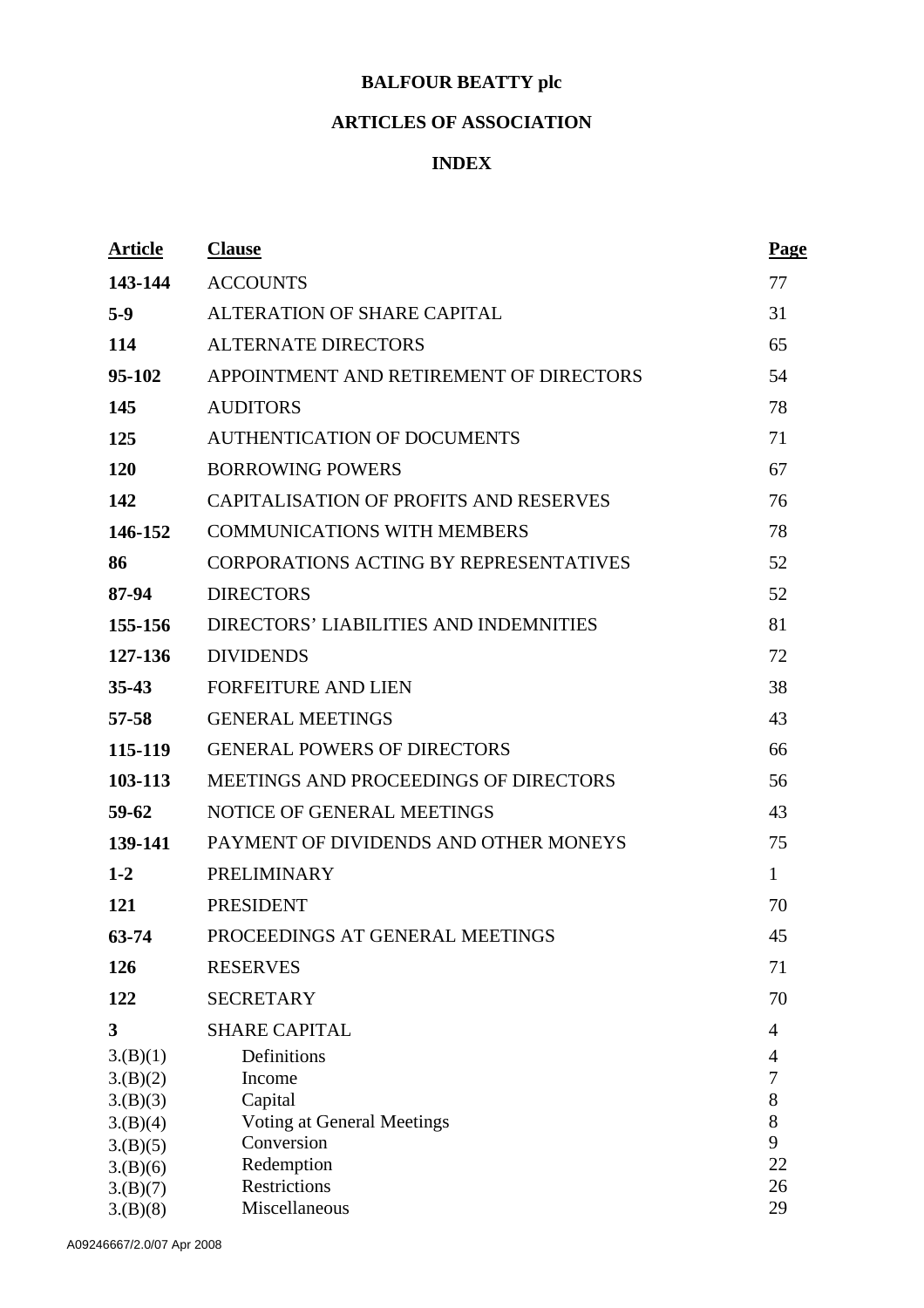# BALFOUR BEATTY plc

## ARTICLES OF ASSOCIATION

### INDEX

| Article | Clause | Page |
|---|---|---|
| **143-144** | ACCOUNTS | 77 |
| **5-9** | ALTERATION OF SHARE CAPITAL | 31 |
| **114** | ALTERNATE DIRECTORS | 65 |
| **95-102** | APPOINTMENT AND RETIREMENT OF DIRECTORS | 54 |
| **145** | AUDITORS | 78 |
| **125** | AUTHENTICATION OF DOCUMENTS | 71 |
| **120** | BORROWING POWERS | 67 |
| **142** | CAPITALISATION OF PROFITS AND RESERVES | 76 |
| **146-152** | COMMUNICATIONS WITH MEMBERS | 78 |
| **86** | CORPORATIONS ACTING BY REPRESENTATIVES | 52 |
| **87-94** | DIRECTORS | 52 |
| **155-156** | DIRECTORS' LIABILITIES AND INDEMNITIES | 81 |
| **127-136** | DIVIDENDS | 72 |
| **35-43** | FORFEITURE AND LIEN | 38 |
| **57-58** | GENERAL MEETINGS | 43 |
| **115-119** | GENERAL POWERS OF DIRECTORS | 66 |
| **103-113** | MEETINGS AND PROCEEDINGS OF DIRECTORS | 56 |
| **59-62** | NOTICE OF GENERAL MEETINGS | 43 |
| **139-141** | PAYMENT OF DIVIDENDS AND OTHER MONEYS | 75 |
| **1-2** | PRELIMINARY | 1 |
| **121** | PRESIDENT | 70 |
| **63-74** | PROCEEDINGS AT GENERAL MEETINGS | 45 |
| **126** | RESERVES | 71 |
| **122** | SECRETARY | 70 |
| **3** | SHARE CAPITAL | 4 |
| 3.(B)(1) | Definitions | 4 |
| 3.(B)(2) | Income | 7 |
| 3.(B)(3) | Capital | 8 |
| 3.(B)(4) | Voting at General Meetings | 8 |
| 3.(B)(5) | Conversion | 9 |
| 3.(B)(6) | Redemption | 22 |
| 3.(B)(7) | Restrictions | 26 |
| 3.(B)(8) | Miscellaneous | 29 |

A09246667/2.0/07 Apr 2008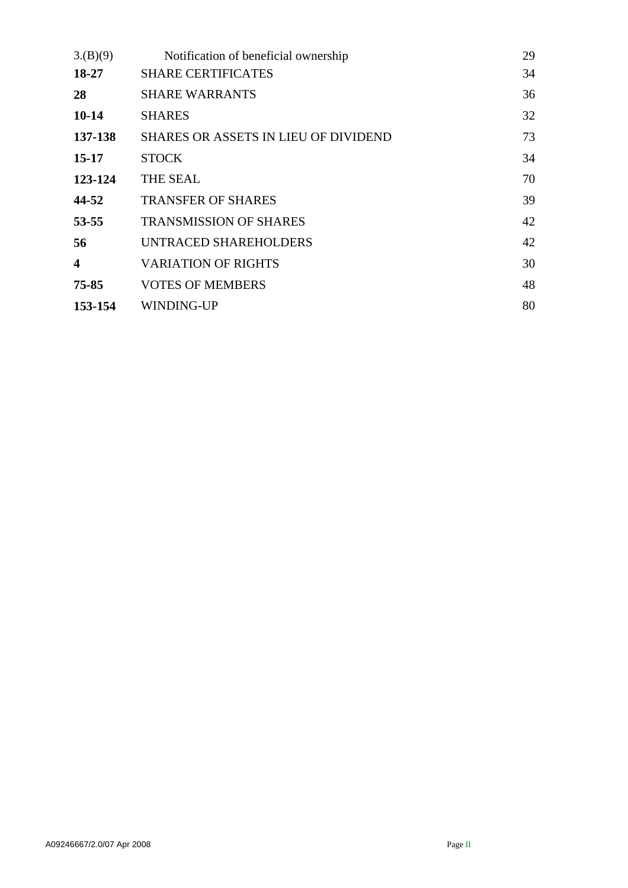| | | |
|---|---|---|
| 3.(B)(9) | Notification of beneficial ownership | 29 |
| **18-27** | SHARE CERTIFICATES | 34 |
| **28** | SHARE WARRANTS | 36 |
| **10-14** | SHARES | 32 |
| **137-138** | SHARES OR ASSETS IN LIEU OF DIVIDEND | 73 |
| **15-17** | STOCK | 34 |
| **123-124** | THE SEAL | 70 |
| **44-52** | TRANSFER OF SHARES | 39 |
| **53-55** | TRANSMISSION OF SHARES | 42 |
| **56** | UNTRACED SHAREHOLDERS | 42 |
| **4** | VARIATION OF RIGHTS | 30 |
| **75-85** | VOTES OF MEMBERS | 48 |
| **153-154** | WINDING-UP | 80 |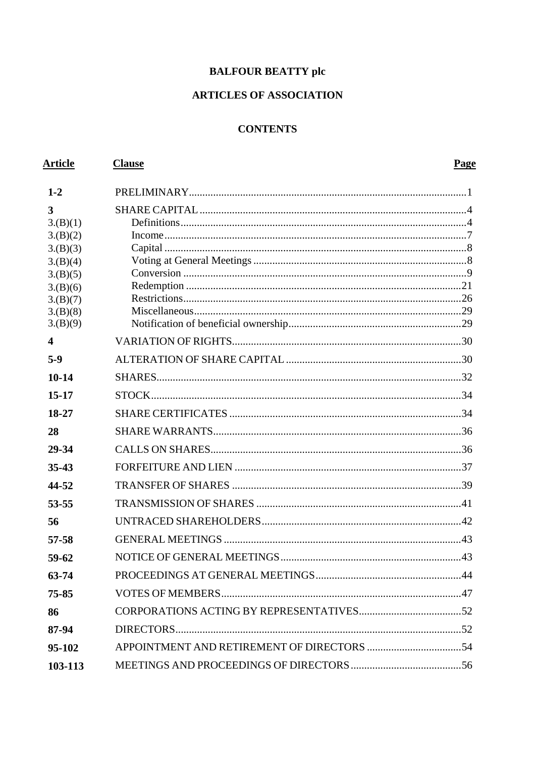**BALFOUR BEATTY plc**

**ARTICLES OF ASSOCIATION**

**CONTENTS**

| Article | Clause | Page |
|---|---|---|
| **1-2** | PRELIMINARY | 1 |
| **3** | SHARE CAPITAL | 4 |
| 3.(B)(1) | Definitions | 4 |
| 3.(B)(2) | Income | 7 |
| 3.(B)(3) | Capital | 8 |
| 3.(B)(4) | Voting at General Meetings | 8 |
| 3.(B)(5) | Conversion | 9 |
| 3.(B)(6) | Redemption | 21 |
| 3.(B)(7) | Restrictions | 26 |
| 3.(B)(8) | Miscellaneous | 29 |
| 3.(B)(9) | Notification of beneficial ownership | 29 |
| **4** | VARIATION OF RIGHTS | 30 |
| **5-9** | ALTERATION OF SHARE CAPITAL | 30 |
| **10-14** | SHARES | 32 |
| **15-17** | STOCK | 34 |
| **18-27** | SHARE CERTIFICATES | 34 |
| **28** | SHARE WARRANTS | 36 |
| **29-34** | CALLS ON SHARES | 36 |
| **35-43** | FORFEITURE AND LIEN | 37 |
| **44-52** | TRANSFER OF SHARES | 39 |
| **53-55** | TRANSMISSION OF SHARES | 41 |
| **56** | UNTRACED SHAREHOLDERS | 42 |
| **57-58** | GENERAL MEETINGS | 43 |
| **59-62** | NOTICE OF GENERAL MEETINGS | 43 |
| **63-74** | PROCEEDINGS AT GENERAL MEETINGS | 44 |
| **75-85** | VOTES OF MEMBERS | 47 |
| **86** | CORPORATIONS ACTING BY REPRESENTATIVES | 52 |
| **87-94** | DIRECTORS | 52 |
| **95-102** | APPOINTMENT AND RETIREMENT OF DIRECTORS | 54 |
| **103-113** | MEETINGS AND PROCEEDINGS OF DIRECTORS | 56 |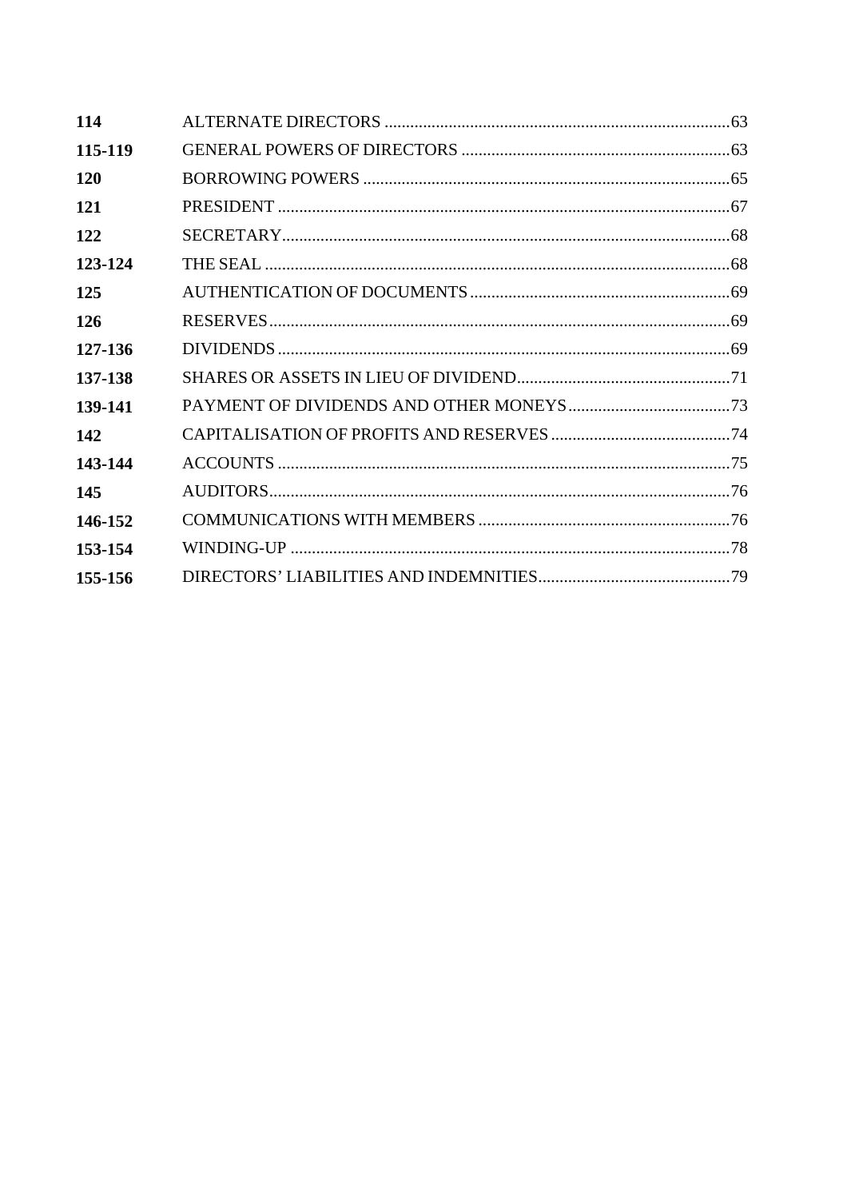| | | |
|---|---|---|
| **114** | ALTERNATE DIRECTORS | 63 |
| **115-119** | GENERAL POWERS OF DIRECTORS | 63 |
| **120** | BORROWING POWERS | 65 |
| **121** | PRESIDENT | 67 |
| **122** | SECRETARY | 68 |
| **123-124** | THE SEAL | 68 |
| **125** | AUTHENTICATION OF DOCUMENTS | 69 |
| **126** | RESERVES | 69 |
| **127-136** | DIVIDENDS | 69 |
| **137-138** | SHARES OR ASSETS IN LIEU OF DIVIDEND | 71 |
| **139-141** | PAYMENT OF DIVIDENDS AND OTHER MONEYS | 73 |
| **142** | CAPITALISATION OF PROFITS AND RESERVES | 74 |
| **143-144** | ACCOUNTS | 75 |
| **145** | AUDITORS | 76 |
| **146-152** | COMMUNICATIONS WITH MEMBERS | 76 |
| **153-154** | WINDING-UP | 78 |
| **155-156** | DIRECTORS' LIABILITIES AND INDEMNITIES | 79 |